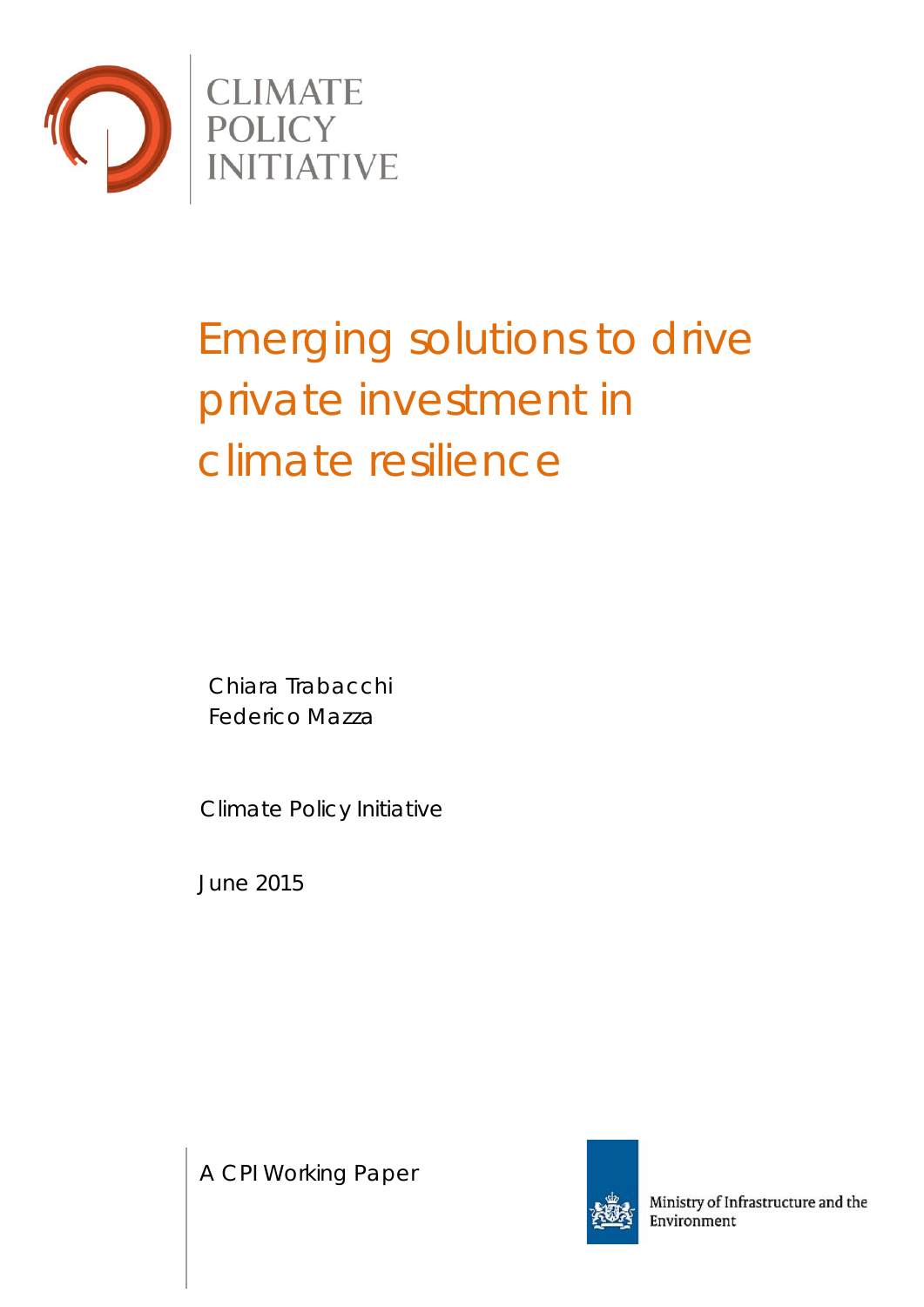CLIMATE POLICY INITIATIVE

# Emerging solutions to drive private investment in climate resilience

Chiara Trabacchi
Federico Mazza

Climate Policy Initiative

June 2015

A CPI Working Paper

Ministry of Infrastructure and the Environment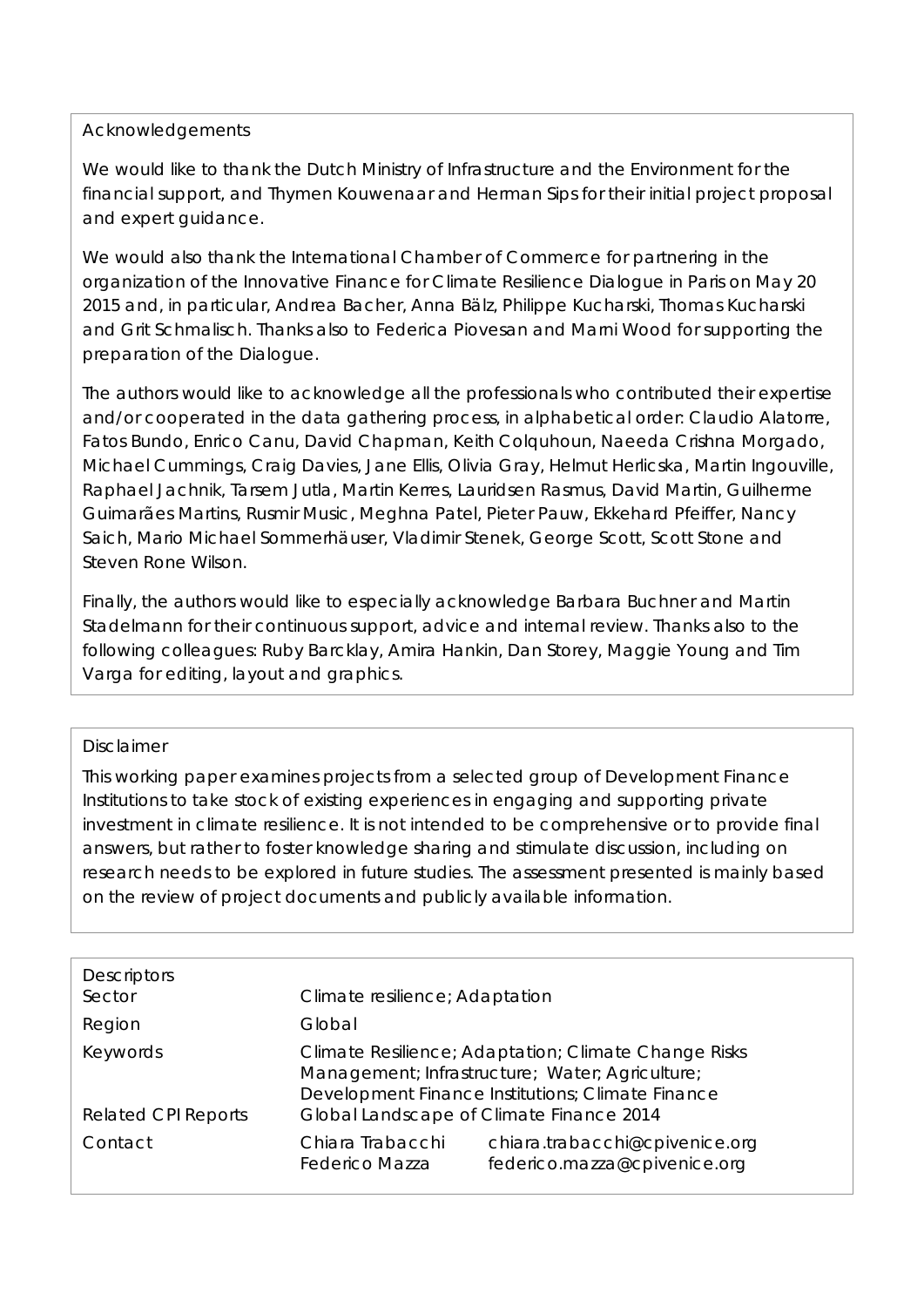## Acknowledgements

We would like to thank the Dutch Ministry of Infrastructure and the Environment for the financial support, and Thymen Kouwenaar and Herman Sips for their initial project proposal and expert guidance.

We would also thank the International Chamber of Commerce for partnering in the organization of the Innovative Finance for Climate Resilience Dialogue in Paris on May 20 2015 and, in particular, Andrea Bacher, Anna Bälz, Philippe Kucharski, Thomas Kucharski and Grit Schmalisch. Thanks also to Federica Piovesan and Marni Wood for supporting the preparation of the Dialogue.

The authors would like to acknowledge all the professionals who contributed their expertise and/or cooperated in the data gathering process, in alphabetical order: Claudio Alatorre, Fatos Bundo, Enrico Canu, David Chapman, Keith Colquhoun, Naeeda Crishna Morgado, Michael Cummings, Craig Davies, Jane Ellis, Olivia Gray, Helmut Herlicska, Martin Ingouville, Raphael Jachnik, Tarsem Jutla, Martin Kerres, Lauridsen Rasmus, David Martin, Guilherme Guimarães Martins, Rusmir Music, Meghna Patel, Pieter Pauw, Ekkehard Pfeiffer, Nancy Saich, Mario Michael Sommerhäuser, Vladimir Stenek, George Scott, Scott Stone and Steven Rone Wilson.

Finally, the authors would like to especially acknowledge Barbara Buchner and Martin Stadelmann for their continuous support, advice and internal review. Thanks also to the following colleagues: Ruby Barcklay, Amira Hankin, Dan Storey, Maggie Young and Tim Varga for editing, layout and graphics.

## Disclaimer

This working paper examines projects from a selected group of Development Finance Institutions to take stock of existing experiences in engaging and supporting private investment in climate resilience. It is not intended to be comprehensive or to provide final answers, but rather to foster knowledge sharing and stimulate discussion, including on research needs to be explored in future studies. The assessment presented is mainly based on the review of project documents and publicly available information.

## Descriptors

| | | |
|---|---|---|
| Sector | Climate resilience; Adaptation | |
| Region | Global | |
| Keywords | Climate Resilience; Adaptation; Climate Change Risks Management; Infrastructure; Water; Agriculture; Development Finance Institutions; Climate Finance | |
| Related CPI Reports | Global Landscape of Climate Finance 2014 | |
| Contact | Chiara Trabacchi | chiara.trabacchi@cpivenice.org |
| | Federico Mazza | federico.mazza@cpivenice.org |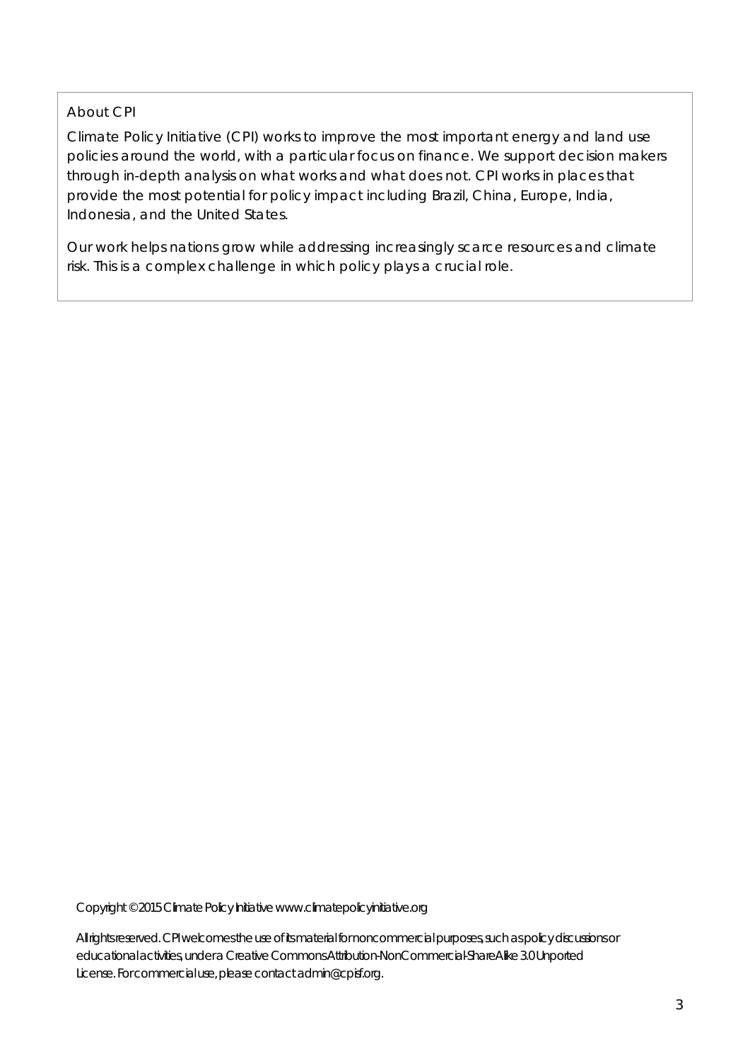## About CPI

Climate Policy Initiative (CPI) works to improve the most important energy and land use policies around the world, with a particular focus on finance. We support decision makers through in-depth analysis on what works and what does not. CPI works in places that provide the most potential for policy impact including Brazil, China, Europe, India, Indonesia, and the United States.

Our work helps nations grow while addressing increasingly scarce resources and climate risk. This is a complex challenge in which policy plays a crucial role.

Copyright © 2015 Climate Policy Initiative www.climatepolicyinitiative.org

All rights reserved. CPI welcomes the use of its material for noncommercial purposes, such as policy discussions or educational activities, under a Creative Commons Attribution-NonCommercial-ShareAlike 3.0 Unported License. For commercial use, please contact admin@cpisf.org.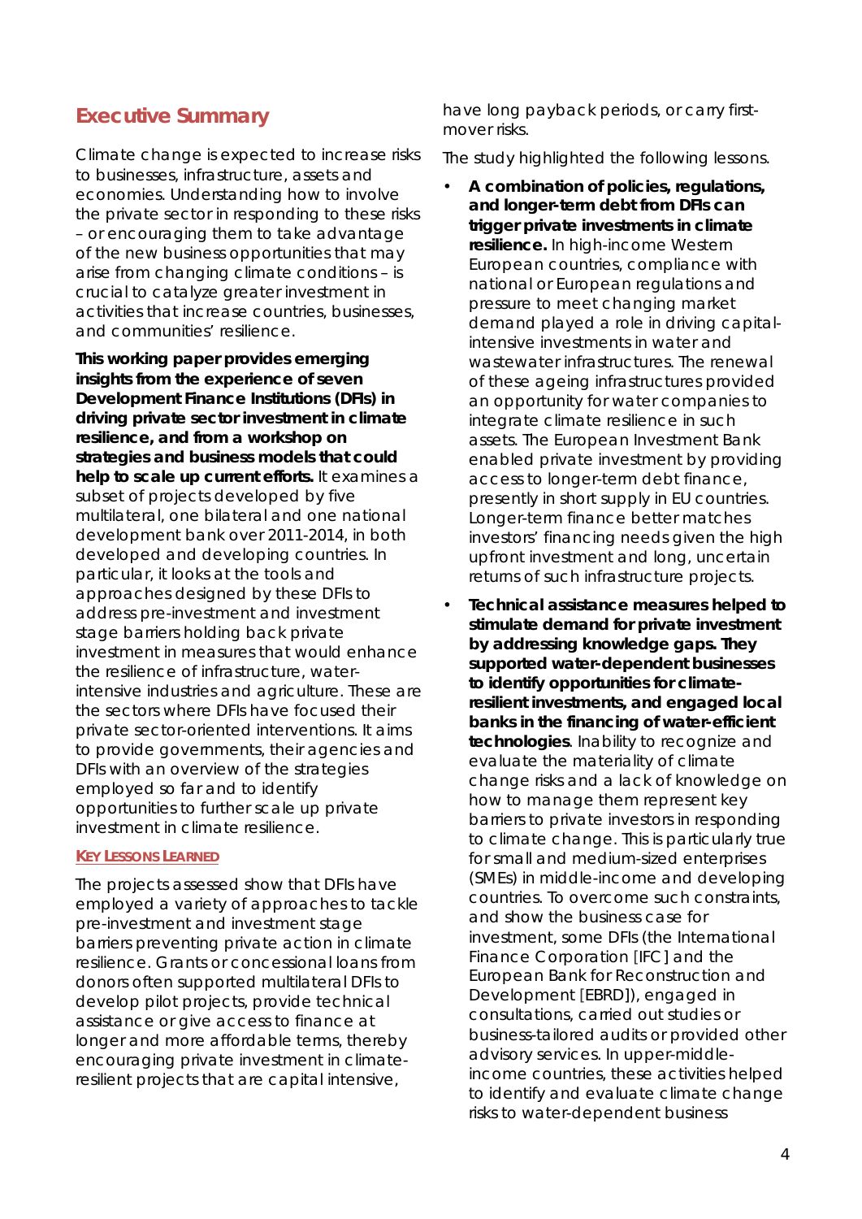## Executive Summary

Climate change is expected to increase risks to businesses, infrastructure, assets and economies. Understanding how to involve the private sector in responding to these risks – or encouraging them to take advantage of the new business opportunities that may arise from changing climate conditions – is crucial to catalyze greater investment in activities that increase countries, businesses, and communities' resilience.

**This working paper provides emerging insights from the experience of seven Development Finance Institutions (DFIs) in driving private sector investment in climate resilience, and from a workshop on strategies and business models that could help to scale up current efforts.** It examines a subset of projects developed by five multilateral, one bilateral and one national development bank over 2011-2014, in both developed and developing countries. In particular, it looks at the tools and approaches designed by these DFIs to address pre-investment and investment stage barriers holding back private investment in measures that would enhance the resilience of infrastructure, water-intensive industries and agriculture. These are the sectors where DFIs have focused their private sector-oriented interventions. It aims to provide governments, their agencies and DFIs with an overview of the strategies employed so far and to identify opportunities to further scale up private investment in climate resilience.

### KEY LESSONS LEARNED

The projects assessed show that DFIs have employed a variety of approaches to tackle pre-investment and investment stage barriers preventing private action in climate resilience. Grants or concessional loans from donors often supported multilateral DFIs to develop pilot projects, provide technical assistance or give access to finance at longer and more affordable terms, thereby encouraging private investment in climate-resilient projects that are capital intensive, have long payback periods, or carry first-mover risks.

The study highlighted the following lessons.

- **A combination of policies, regulations, and longer-term debt from DFIs can trigger private investments in climate resilience.** In high-income Western European countries, compliance with national or European regulations and pressure to meet changing market demand played a role in driving capital-intensive investments in water and wastewater infrastructures. The renewal of these ageing infrastructures provided an opportunity for water companies to integrate climate resilience in such assets. The European Investment Bank enabled private investment by providing access to longer-term debt finance, presently in short supply in EU countries. Longer-term finance better matches investors' financing needs given the high upfront investment and long, uncertain returns of such infrastructure projects.
- **Technical assistance measures helped to stimulate demand for private investment by addressing knowledge gaps. They supported water-dependent businesses to identify opportunities for climate-resilient investments, and engaged local banks in the financing of water-efficient technologies**. Inability to recognize and evaluate the materiality of climate change risks and a lack of knowledge on how to manage them represent key barriers to private investors in responding to climate change. This is particularly true for small and medium-sized enterprises (SMEs) in middle-income and developing countries. To overcome such constraints, and show the business case for investment, some DFIs (the International Finance Corporation [IFC] and the European Bank for Reconstruction and Development [EBRD]), engaged in consultations, carried out studies or business-tailored audits or provided other advisory services. In upper-middle-income countries, these activities helped to identify and evaluate climate change risks to water-dependent business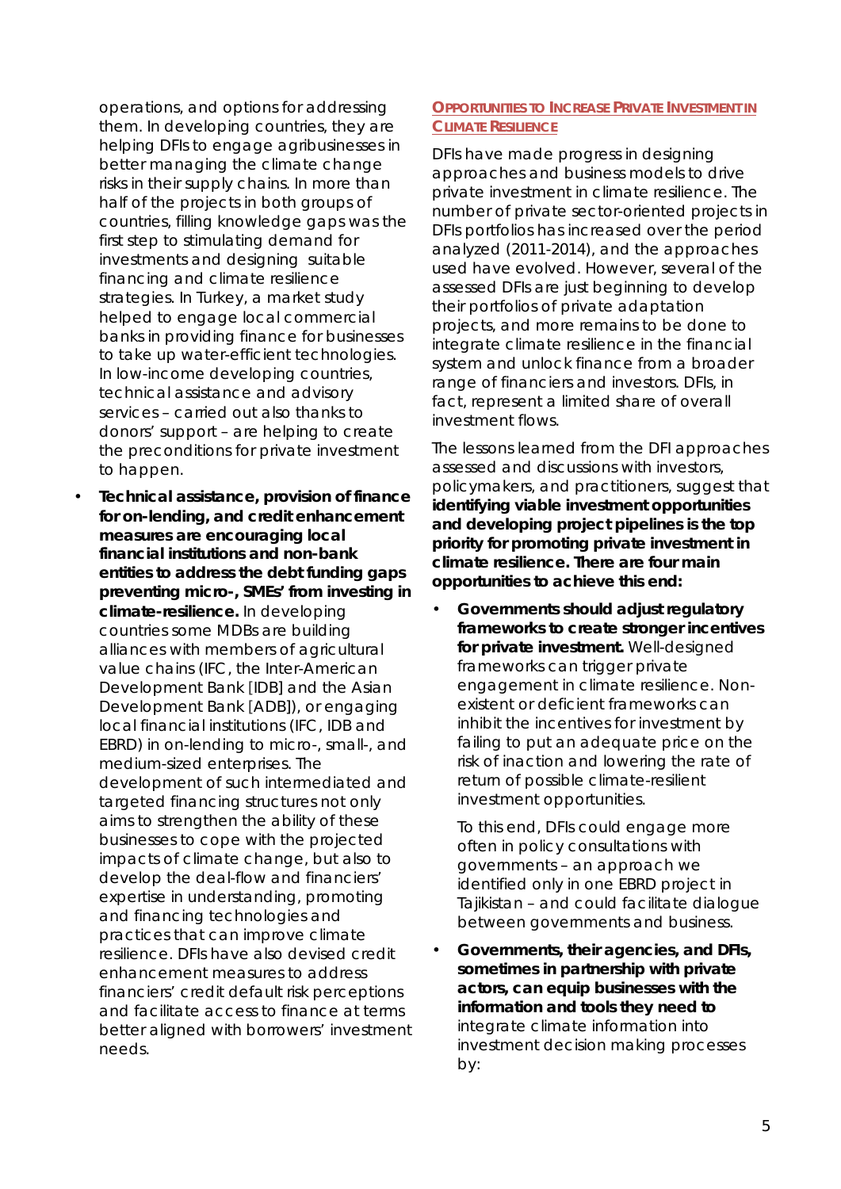operations, and options for addressing them. In developing countries, they are helping DFIs to engage agribusinesses in better managing the climate change risks in their supply chains. In more than half of the projects in both groups of countries, filling knowledge gaps was the first step to stimulating demand for investments and designing suitable financing and climate resilience strategies. In Turkey, a market study helped to engage local commercial banks in providing finance for businesses to take up water-efficient technologies. In low-income developing countries, technical assistance and advisory services – carried out also thanks to donors' support – are helping to create the preconditions for private investment to happen.

- **Technical assistance, provision of finance for on-lending, and credit enhancement measures are encouraging local financial institutions and non-bank entities to address the debt funding gaps preventing micro-, SMEs' from investing in climate-resilience.** In developing countries some MDBs are building alliances with members of agricultural value chains (IFC, the Inter-American Development Bank [IDB] and the Asian Development Bank [ADB]), or engaging local financial institutions (IFC, IDB and EBRD) in on-lending to micro-, small-, and medium-sized enterprises. The development of such intermediated and targeted financing structures not only aims to strengthen the ability of these businesses to cope with the projected impacts of climate change, but also to develop the deal-flow and financiers' expertise in understanding, promoting and financing technologies and practices that can improve climate resilience. DFIs have also devised credit enhancement measures to address financiers' credit default risk perceptions and facilitate access to finance at terms better aligned with borrowers' investment needs.

## Opportunities to Increase Private Investment in Climate Resilience

DFIs have made progress in designing approaches and business models to drive private investment in climate resilience. The number of private sector-oriented projects in DFIs portfolios has increased over the period analyzed (2011-2014), and the approaches used have evolved. However, several of the assessed DFIs are just beginning to develop their portfolios of private adaptation projects, and more remains to be done to integrate climate resilience in the financial system and unlock finance from a broader range of financiers and investors. DFIs, in fact, represent a limited share of overall investment flows.

The lessons learned from the DFI approaches assessed and discussions with investors, policymakers, and practitioners, suggest that **identifying viable investment opportunities and developing project pipelines is the top priority for promoting private investment in climate resilience. There are four main opportunities to achieve this end:**

- **Governments should adjust regulatory frameworks to create stronger incentives for private investment.** Well-designed frameworks can trigger private engagement in climate resilience. Non-existent or deficient frameworks can inhibit the incentives for investment by failing to put an adequate price on the risk of inaction and lowering the rate of return of possible climate-resilient investment opportunities.

  To this end, DFIs could engage more often in policy consultations with governments – an approach we identified only in one EBRD project in Tajikistan – and could facilitate dialogue between governments and business.

- **Governments, their agencies, and DFIs, sometimes in partnership with private actors, can equip businesses with the information and tools they need to** integrate climate information into investment decision making processes by: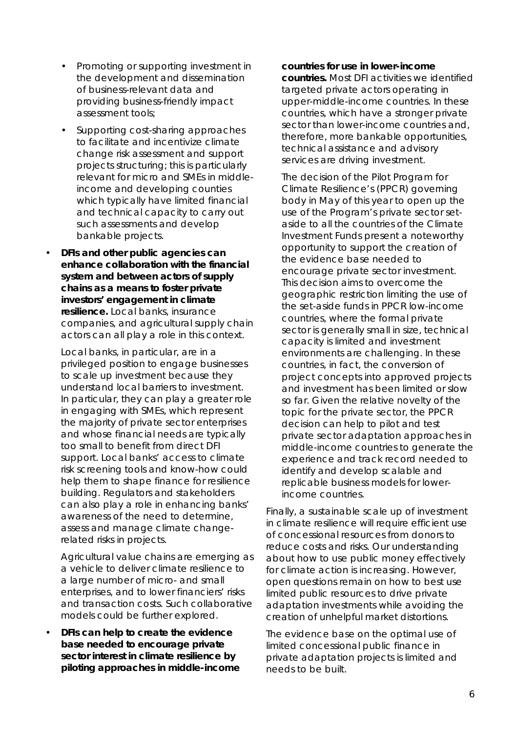- Promoting or supporting investment in the development and dissemination of business-relevant data and providing business-friendly impact assessment tools;
- Supporting cost-sharing approaches to facilitate and incentivize climate change risk assessment and support projects structuring; this is particularly relevant for micro and SMEs in middle-income and developing counties which typically have limited financial and technical capacity to carry out such assessments and develop bankable projects.

- **DFIs and other public agencies can enhance collaboration with the financial system and between actors of supply chains as a means to foster private investors' engagement in climate resilience.** Local banks, insurance companies, and agricultural supply chain actors can all play a role in this context.

  Local banks, in particular, are in a privileged position to engage businesses to scale up investment because they understand local barriers to investment. In particular, they can play a greater role in engaging with SMEs, which represent the majority of private sector enterprises and whose financial needs are typically too small to benefit from direct DFI support. Local banks' access to climate risk screening tools and know-how could help them to shape finance for resilience building. Regulators and stakeholders can also play a role in enhancing banks' awareness of the need to determine, assess and manage climate change-related risks in projects.

  Agricultural value chains are emerging as a vehicle to deliver climate resilience to a large number of micro- and small enterprises, and to lower financiers' risks and transaction costs. Such collaborative models could be further explored.

- **DFIs can help to create the evidence base needed to encourage private sector interest in climate resilience by piloting approaches in middle-income countries for use in lower-income countries.** Most DFI activities we identified targeted private actors operating in upper-middle-income countries. In these countries, which have a stronger private sector than lower-income countries and, therefore, more bankable opportunities, technical assistance and advisory services are driving investment.

  The decision of the Pilot Program for Climate Resilience's (PPCR) governing body in May of this year to open up the use of the Program's private sector set-aside to all the countries of the Climate Investment Funds present a noteworthy opportunity to support the creation of the evidence base needed to encourage private sector investment. This decision aims to overcome the geographic restriction limiting the use of the set-aside funds in PPCR low-income countries, where the formal private sector is generally small in size, technical capacity is limited and investment environments are challenging. In these countries, in fact, the conversion of project concepts into approved projects and investment has been limited or slow so far. Given the relative novelty of the topic for the private sector, the PPCR decision can help to pilot and test private sector adaptation approaches in middle-income countries to generate the experience and track record needed to identify and develop scalable and replicable business models for lower-income countries.

Finally, a sustainable scale up of investment in climate resilience will require efficient use of concessional resources from donors to reduce costs and risks. Our understanding about how to use public money effectively for climate action is increasing. However, open questions remain on how to best use limited public resources to drive private adaptation investments while avoiding the creation of unhelpful market distortions.

The evidence base on the optimal use of limited concessional public finance in private adaptation projects is limited and needs to be built.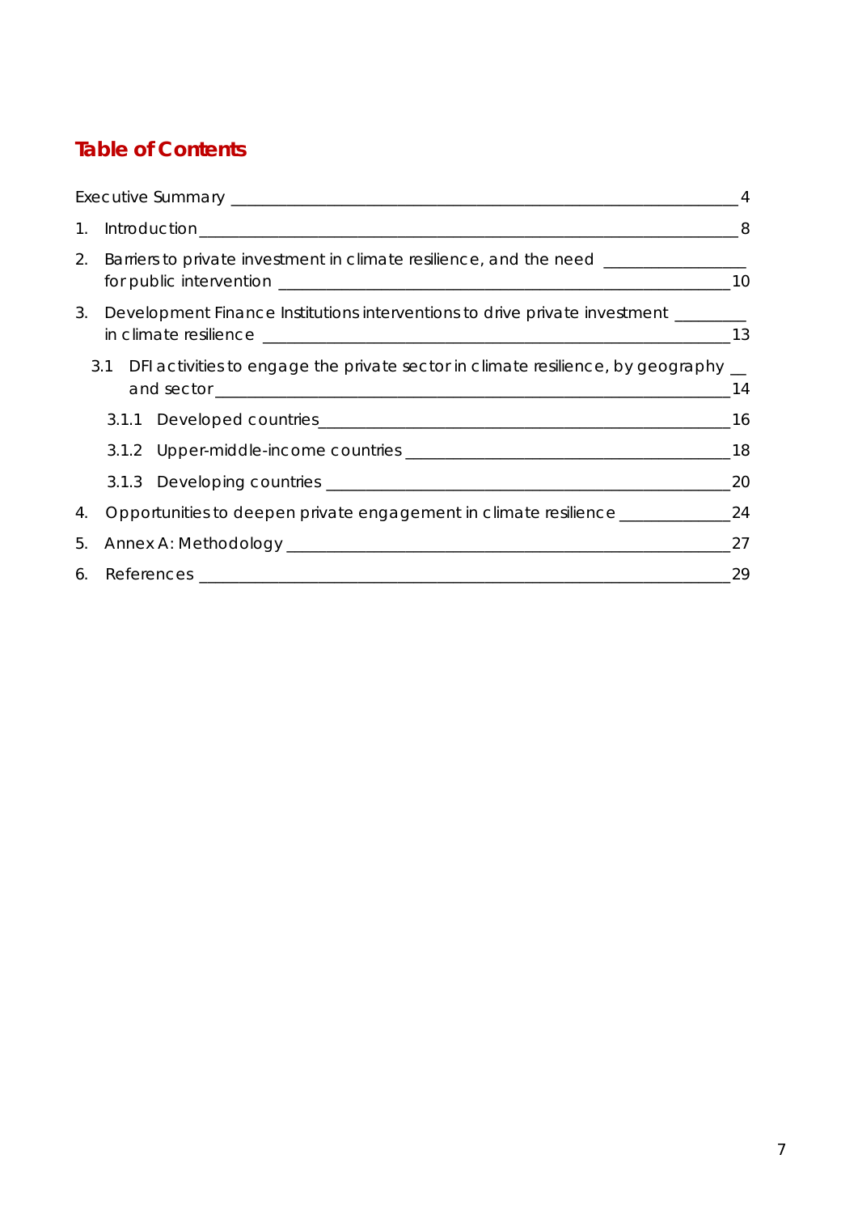# Table of Contents

Executive Summary ____ 4

1. Introduction ____ 8
2. Barriers to private investment in climate resilience, and the need for public intervention ____ 10
3. Development Finance Institutions interventions to drive private investment in climate resilience ____ 13
   - 3.1 DFI activities to engage the private sector in climate resilience, by geography and sector ____ 14
     - 3.1.1 Developed countries ____ 16
     - 3.1.2 Upper-middle-income countries ____ 18
     - 3.1.3 Developing countries ____ 20
4. Opportunities to deepen private engagement in climate resilience ____ 24
5. Annex A: Methodology ____ 27
6. References ____ 29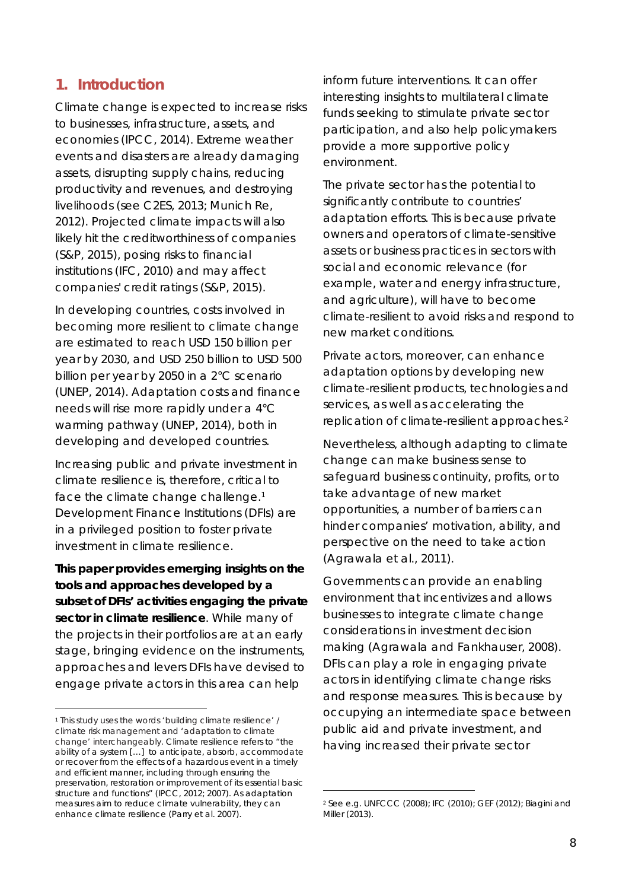## 1. Introduction

Climate change is expected to increase risks to businesses, infrastructure, assets, and economies (IPCC, 2014). Extreme weather events and disasters are already damaging assets, disrupting supply chains, reducing productivity and revenues, and destroying livelihoods (see C2ES, 2013; Munich Re, 2012). Projected climate impacts will also likely hit the creditworthiness of companies (S&P, 2015), posing risks to financial institutions (IFC, 2010) and may affect companies' credit ratings (S&P, 2015).

In developing countries, costs involved in becoming more resilient to climate change are estimated to reach USD 150 billion per year by 2030, and USD 250 billion to USD 500 billion per year by 2050 in a 2°C scenario (UNEP, 2014). Adaptation costs and finance needs will rise more rapidly under a 4°C warming pathway (UNEP, 2014), both in developing and developed countries.

Increasing public and private investment in climate resilience is, therefore, critical to face the climate change challenge.[1] Development Finance Institutions (DFIs) are in a privileged position to foster private investment in climate resilience.

**This paper provides emerging insights on the tools and approaches developed by a subset of DFIs' activities engaging the private sector in climate resilience**. While many of the projects in their portfolios are at an early stage, bringing evidence on the instruments, approaches and levers DFIs have devised to engage private actors in this area can help inform future interventions. It can offer interesting insights to multilateral climate funds seeking to stimulate private sector participation, and also help policymakers provide a more supportive policy environment.

The private sector has the potential to significantly contribute to countries' adaptation efforts. This is because private owners and operators of climate-sensitive assets or business practices in sectors with social and economic relevance (for example, water and energy infrastructure, and agriculture), will have to become climate-resilient to avoid risks and respond to new market conditions.

Private actors, moreover, can enhance adaptation options by developing new climate-resilient products, technologies and services, as well as accelerating the replication of climate-resilient approaches.[2]

Nevertheless, although adapting to climate change can make business sense to safeguard business continuity, profits, or to take advantage of new market opportunities, a number of barriers can hinder companies' motivation, ability, and perspective on the need to take action (Agrawala et al., 2011).

Governments can provide an enabling environment that incentivizes and allows businesses to integrate climate change considerations in investment decision making (Agrawala and Fankhauser, 2008). DFIs can play a role in engaging private actors in identifying climate change risks and response measures. This is because by occupying an intermediate space between public aid and private investment, and having increased their private sector

---

[1] This study uses the words 'building climate resilience' / climate risk management and 'adaptation to climate change' interchangeably. Climate resilience refers to "the ability of a system […] to anticipate, absorb, accommodate or recover from the effects of a hazardous event in a timely and efficient manner, including through ensuring the preservation, restoration or improvement of its essential basic structure and functions" (IPCC, 2012; 2007). As adaptation measures aim to reduce climate vulnerability, they can enhance climate resilience (Parry et al. 2007).

[2] See e.g. UNFCCC (2008); IFC (2010); GEF (2012); Biagini and Miller (2013).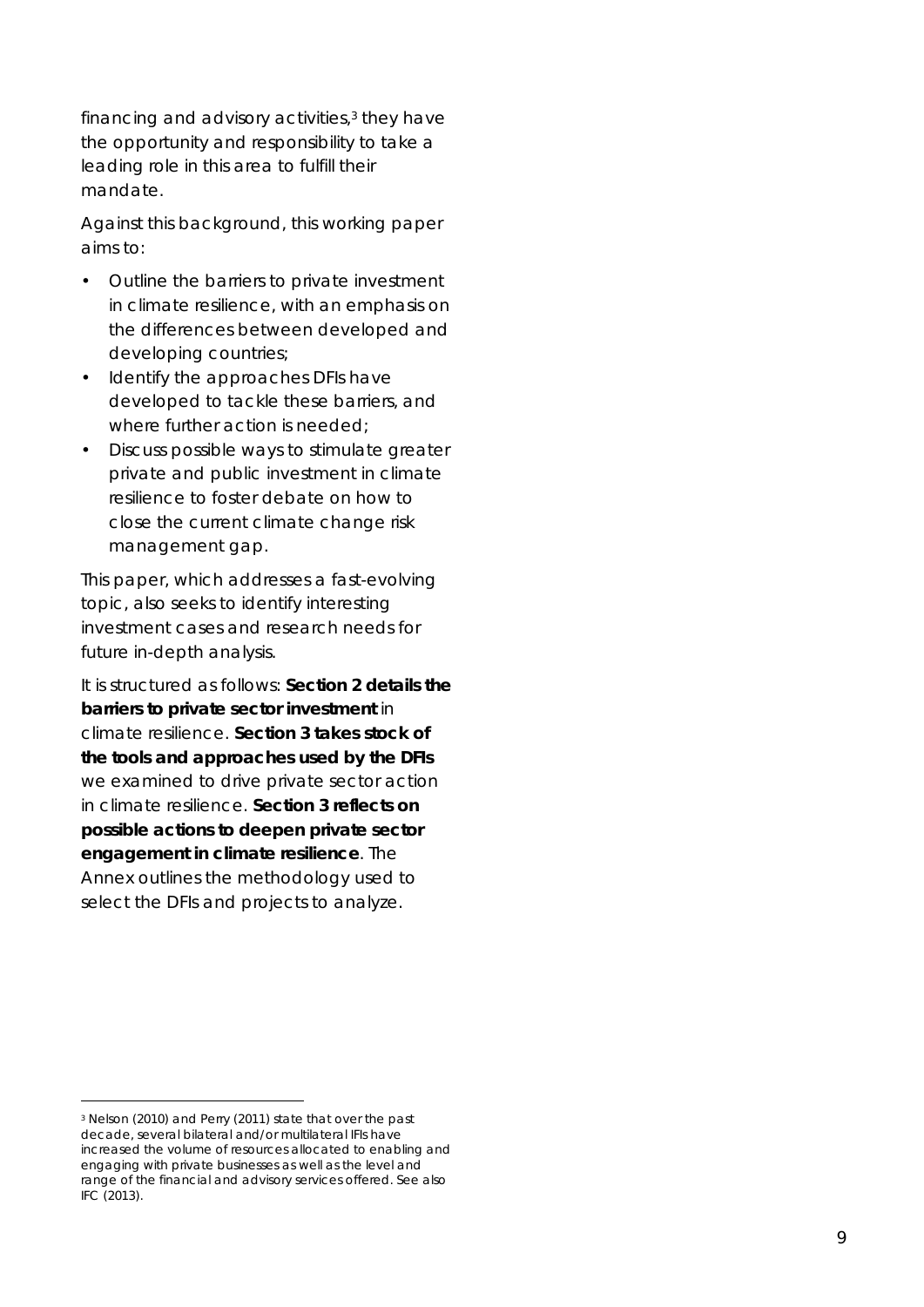financing and advisory activities,[3] they have the opportunity and responsibility to take a leading role in this area to fulfill their mandate.

Against this background, this working paper aims to:

- Outline the barriers to private investment in climate resilience, with an emphasis on the differences between developed and developing countries;
- Identify the approaches DFIs have developed to tackle these barriers, and where further action is needed;
- Discuss possible ways to stimulate greater private and public investment in climate resilience to foster debate on how to close the current climate change risk management gap.

This paper, which addresses a fast-evolving topic, also seeks to identify interesting investment cases and research needs for future in-depth analysis.

It is structured as follows: **Section 2 details the barriers to private sector investment** in climate resilience. **Section 3 takes stock of the tools and approaches used by the DFIs** we examined to drive private sector action in climate resilience. **Section 3 reflects on possible actions to deepen private sector engagement in climate resilience**. The Annex outlines the methodology used to select the DFIs and projects to analyze.

---

[3] Nelson (2010) and Perry (2011) state that over the past decade, several bilateral and/or multilateral IFIs have increased the volume of resources allocated to enabling and engaging with private businesses as well as the level and range of the financial and advisory services offered. See also IFC (2013).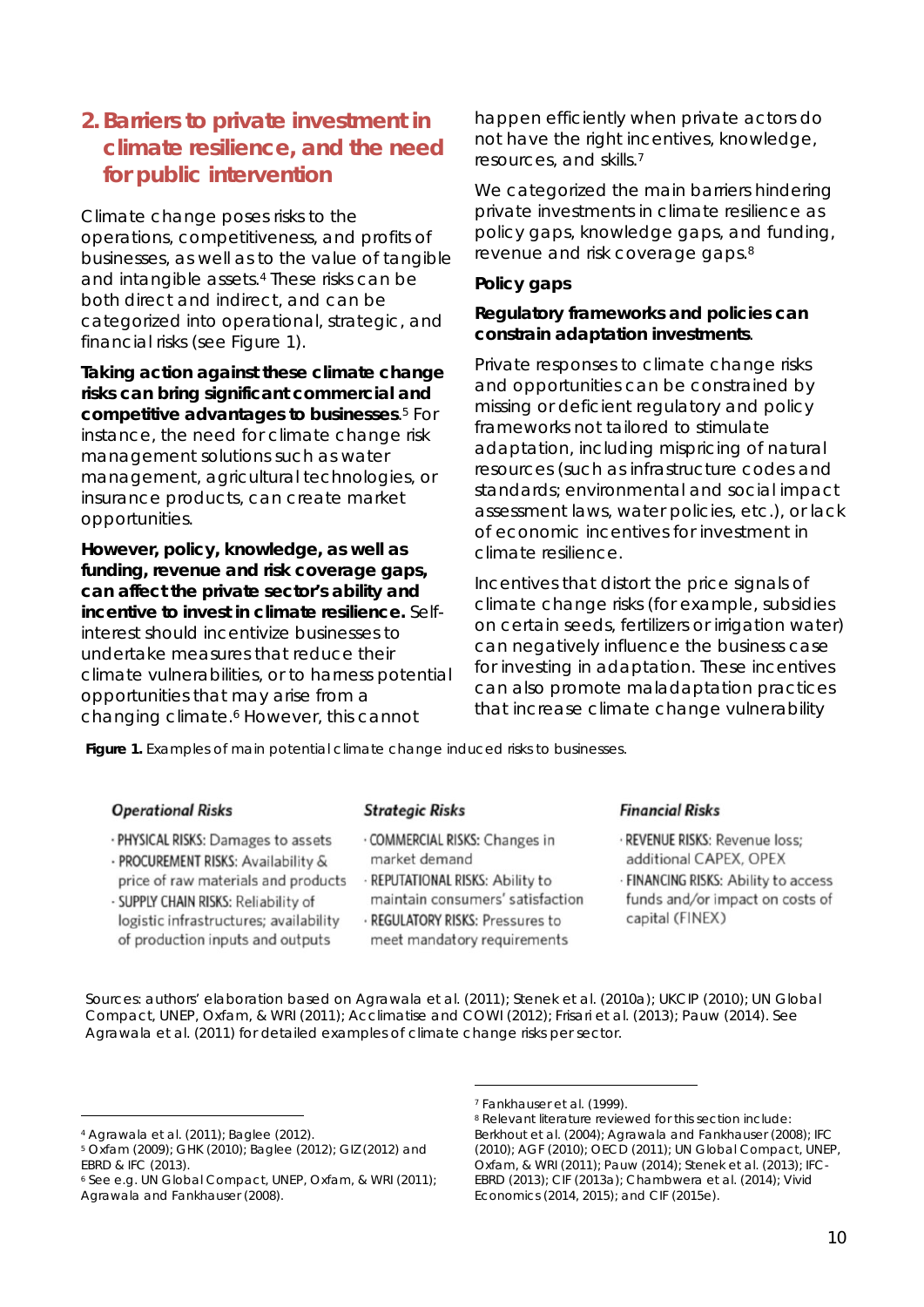## 2. Barriers to private investment in climate resilience, and the need for public intervention

Climate change poses risks to the operations, competitiveness, and profits of businesses, as well as to the value of tangible and intangible assets.[4] These risks can be both direct and indirect, and can be categorized into operational, strategic, and financial risks (see Figure 1).

**Taking action against these climate change risks can bring significant commercial and competitive advantages to businesses**.[5] For instance, the need for climate change risk management solutions such as water management, agricultural technologies, or insurance products, can create market opportunities.

**However, policy, knowledge, as well as funding, revenue and risk coverage gaps, can affect the private sector's ability and incentive to invest in climate resilience.** Self-interest should incentivize businesses to undertake measures that reduce their climate vulnerabilities, or to harness potential opportunities that may arise from a changing climate.[6] However, this cannot happen efficiently when private actors do not have the right incentives, knowledge, resources, and skills.[7]

We categorized the main barriers hindering private investments in climate resilience as policy gaps, knowledge gaps, and funding, revenue and risk coverage gaps.[8]

### Policy gaps

**Regulatory frameworks and policies can constrain adaptation investments**.

Private responses to climate change risks and opportunities can be constrained by missing or deficient regulatory and policy frameworks not tailored to stimulate adaptation, including mispricing of natural resources (such as infrastructure codes and standards; environmental and social impact assessment laws, water policies, etc.), or lack of economic incentives for investment in climate resilience.

Incentives that distort the price signals of climate change risks (for example, subsidies on certain seeds, fertilizers or irrigation water) can negatively influence the business case for investing in adaptation. These incentives can also promote maladaptation practices that increase climate change vulnerability

**Figure 1.** Examples of main potential climate change induced risks to businesses.

| *Operational Risks* | *Strategic Risks* | *Financial Risks* |
|---|---|---|
| · PHYSICAL RISKS: Damages to assets<br>· PROCUREMENT RISKS: Availability & price of raw materials and products<br>· SUPPLY CHAIN RISKS: Reliability of logistic infrastructures; availability of production inputs and outputs | · COMMERCIAL RISKS: Changes in market demand<br>· REPUTATIONAL RISKS: Ability to maintain consumers' satisfaction<br>· REGULATORY RISKS: Pressures to meet mandatory requirements | · REVENUE RISKS: Revenue loss; additional CAPEX, OPEX<br>· FINANCING RISKS: Ability to access funds and/or impact on costs of capital (FINEX) |

Sources: authors' elaboration based on Agrawala et al. (2011); Stenek et al. (2010a); UKCIP (2010); UN Global Compact, UNEP, Oxfam, & WRI (2011); Acclimatise and COWI (2012); Frisari et al. (2013); Pauw (2014). See Agrawala et al. (2011) for detailed examples of climate change risks per sector.

---

[4] Agrawala et al. (2011); Baglee (2012).

[5] Oxfam (2009); GHK (2010); Baglee (2012); GIZ (2012) and EBRD & IFC (2013).

[6] See e.g. UN Global Compact, UNEP, Oxfam, & WRI (2011); Agrawala and Fankhauser (2008).

[7] Fankhauser et al. (1999).

[8] Relevant literature reviewed for this section include: Berkhout et al. (2004); Agrawala and Fankhauser (2008); IFC (2010); AGF (2010); OECD (2011); UN Global Compact, UNEP, Oxfam, & WRI (2011); Pauw (2014); Stenek et al. (2013); IFC-EBRD (2013); CIF (2013a); Chambwera et al. (2014); Vivid Economics (2014, 2015); and CIF (2015e).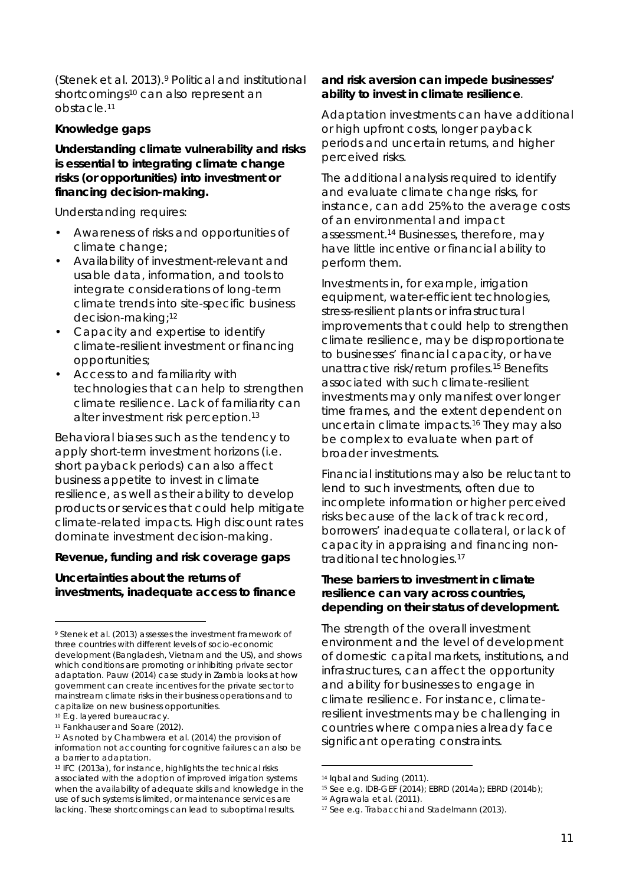(Stenek et al. 2013).[9] Political and institutional shortcomings[10] can also represent an obstacle.[11]

**Knowledge gaps**

**Understanding climate vulnerability and risks is essential to integrating climate change risks (or opportunities) into investment or financing decision-making.**

Understanding requires:

- Awareness of risks and opportunities of climate change;
- Availability of investment-relevant and usable data, information, and tools to integrate considerations of long-term climate trends into site-specific business decision-making;[12]
- Capacity and expertise to identify climate-resilient investment or financing opportunities;
- Access to and familiarity with technologies that can help to strengthen climate resilience. Lack of familiarity can alter investment risk perception.[13]

Behavioral biases such as the tendency to apply short-term investment horizons (i.e. short payback periods) can also affect business appetite to invest in climate resilience, as well as their ability to develop products or services that could help mitigate climate-related impacts. High discount rates dominate investment decision-making.

**Revenue, funding and risk coverage gaps**

**Uncertainties about the returns of investments, inadequate access to finance and risk aversion can impede businesses' ability to invest in climate resilience**.

Adaptation investments can have additional or high upfront costs, longer payback periods and uncertain returns, and higher perceived risks.

The additional analysis required to identify and evaluate climate change risks, for instance, can add 25% to the average costs of an environmental and impact assessment.[14] Businesses, therefore, may have little incentive or financial ability to perform them.

Investments in, for example, irrigation equipment, water-efficient technologies, stress-resilient plants or infrastructural improvements that could help to strengthen climate resilience, may be disproportionate to businesses' financial capacity, or have unattractive risk/return profiles.[15] Benefits associated with such climate-resilient investments may only manifest over longer time frames, and the extent dependent on uncertain climate impacts.[16] They may also be complex to evaluate when part of broader investments.

Financial institutions may also be reluctant to lend to such investments, often due to incomplete information or higher perceived risks because of the lack of track record, borrowers' inadequate collateral, or lack of capacity in appraising and financing non-traditional technologies.[17]

**These barriers to investment in climate resilience can vary across countries, depending on their status of development.**

The strength of the overall investment environment and the level of development of domestic capital markets, institutions, and infrastructures, can affect the opportunity and ability for businesses to engage in climate resilience. For instance, climate-resilient investments may be challenging in countries where companies already face significant operating constraints.

---

[9] Stenek et al. (2013) assesses the investment framework of three countries with different levels of socio-economic development (Bangladesh, Vietnam and the US), and shows which conditions are promoting or inhibiting private sector adaptation. Pauw (2014) case study in Zambia looks at how government can create incentives for the private sector to mainstream climate risks in their business operations and to capitalize on new business opportunities.

[10] E.g. layered bureaucracy.

[11] Fankhauser and Soare (2012).

[12] As noted by Chambwera et al. (2014) the provision of information not accounting for cognitive failures can also be a barrier to adaptation.

[13] IFC (2013a), for instance, highlights the technical risks associated with the adoption of improved irrigation systems when the availability of adequate skills and knowledge in the use of such systems is limited, or maintenance services are lacking. These shortcomings can lead to suboptimal results.

[14] Iqbal and Suding (2011).

[15] See e.g. IDB-GEF (2014); EBRD (2014a); EBRD (2014b);

[16] Agrawala et al. (2011).

[17] See e.g. Trabacchi and Stadelmann (2013).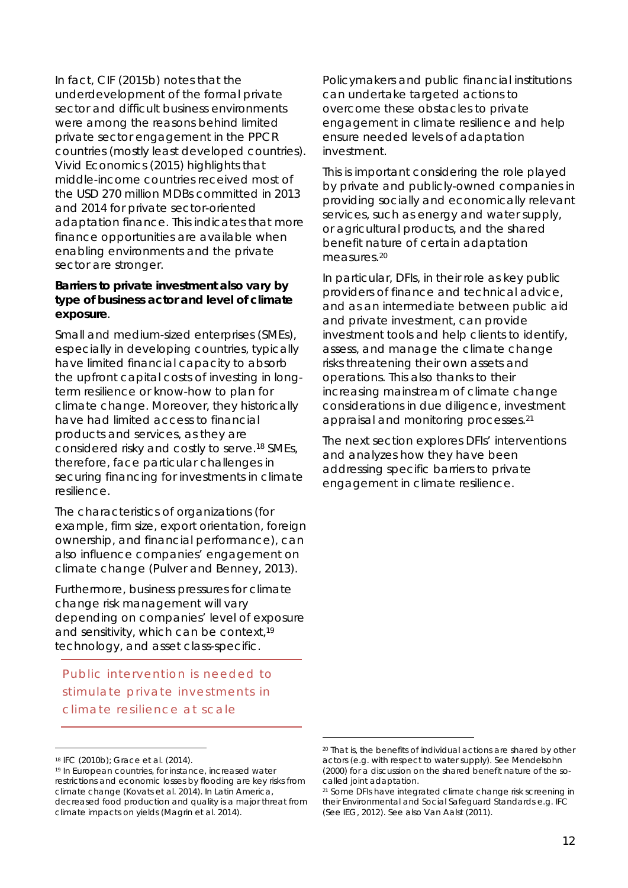In fact, CIF (2015b) notes that the underdevelopment of the formal private sector and difficult business environments were among the reasons behind limited private sector engagement in the PPCR countries (mostly least developed countries). Vivid Economics (2015) highlights that middle-income countries received most of the USD 270 million MDBs committed in 2013 and 2014 for private sector-oriented adaptation finance. This indicates that more finance opportunities are available when enabling environments and the private sector are stronger.

**Barriers to private investment also vary by type of business actor and level of climate exposure**.

Small and medium-sized enterprises (SMEs), especially in developing countries, typically have limited financial capacity to absorb the upfront capital costs of investing in long-term resilience or know-how to plan for climate change. Moreover, they historically have had limited access to financial products and services, as they are considered risky and costly to serve.[18] SMEs, therefore, face particular challenges in securing financing for investments in climate resilience.

The characteristics of organizations (for example, firm size, export orientation, foreign ownership, and financial performance), can also influence companies' engagement on climate change (Pulver and Benney, 2013).

Furthermore, business pressures for climate change risk management will vary depending on companies' level of exposure and sensitivity, which can be context,[19] technology, and asset class-specific.

## Public intervention is needed to stimulate private investments in climate resilience at scale

Policymakers and public financial institutions can undertake targeted actions to overcome these obstacles to private engagement in climate resilience and help ensure needed levels of adaptation investment.

This is important considering the role played by private and publicly-owned companies in providing socially and economically relevant services, such as energy and water supply, or agricultural products, and the shared benefit nature of certain adaptation measures.[20]

In particular, DFIs, in their role as key public providers of finance and technical advice, and as an intermediate between public aid and private investment, can provide investment tools and help clients to identify, assess, and manage the climate change risks threatening their own assets and operations. This also thanks to their increasing mainstream of climate change considerations in due diligence, investment appraisal and monitoring processes.[21]

The next section explores DFIs' interventions and analyzes how they have been addressing specific barriers to private engagement in climate resilience.

---

[18] IFC (2010b); Grace et al. (2014).

[19] In European countries, for instance, increased water restrictions and economic losses by flooding are key risks from climate change (Kovats et al. 2014). In Latin America, decreased food production and quality is a major threat from climate impacts on yields (Magrin et al. 2014).

[20] That is, the benefits of individual actions are shared by other actors (e.g. with respect to water supply). See Mendelsohn (2000) for a discussion on the shared benefit nature of the so-called joint adaptation.

[21] Some DFIs have integrated climate change risk screening in their Environmental and Social Safeguard Standards e.g. IFC (See IEG, 2012). See also Van Aalst (2011).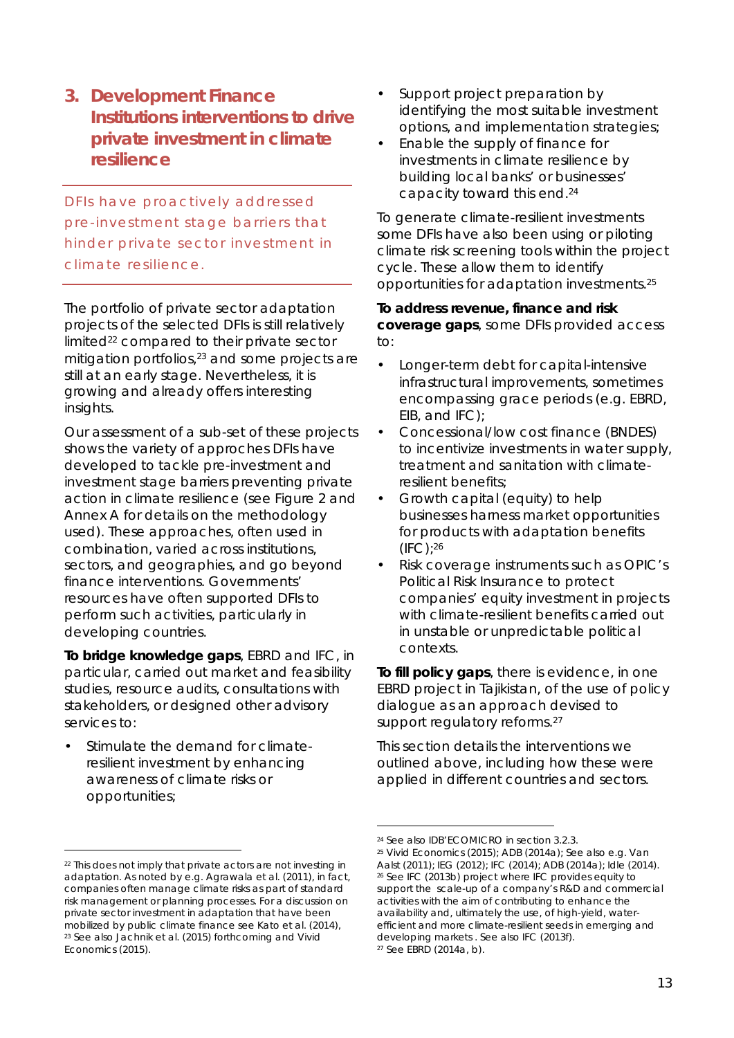# 3. Development Finance Institutions interventions to drive private investment in climate resilience

DFIs have proactively addressed pre-investment stage barriers that hinder private sector investment in climate resilience.

The portfolio of private sector adaptation projects of the selected DFIs is still relatively limited[22] compared to their private sector mitigation portfolios,[23] and some projects are still at an early stage. Nevertheless, it is growing and already offers interesting insights.

Our assessment of a sub-set of these projects shows the variety of approches DFIs have developed to tackle pre-investment and investment stage barriers preventing private action in climate resilience (see Figure 2 and Annex A for details on the methodology used). These approaches, often used in combination, varied across institutions, sectors, and geographies, and go beyond finance interventions. Governments' resources have often supported DFIs to perform such activities, particularly in developing countries.

**To bridge knowledge gaps**, EBRD and IFC, in particular, carried out market and feasibility studies, resource audits, consultations with stakeholders, or designed other advisory services to:

- Stimulate the demand for climate-resilient investment by enhancing awareness of climate risks or opportunities;
- Support project preparation by identifying the most suitable investment options, and implementation strategies;
- Enable the supply of finance for investments in climate resilience by building local banks' or businesses' capacity toward this end.[24]

To generate climate-resilient investments some DFIs have also been using or piloting climate risk screening tools within the project cycle. These allow them to identify opportunities for adaptation investments.[25]

**To address revenue, finance and risk coverage gaps**, some DFIs provided access to:

- Longer-term debt for capital-intensive infrastructural improvements, sometimes encompassing grace periods (e.g. EBRD, EIB, and IFC);
- Concessional/low cost finance (BNDES) to incentivize investments in water supply, treatment and sanitation with climate-resilient benefits;
- Growth capital (equity) to help businesses harness market opportunities for products with adaptation benefits (IFC);[26]
- Risk coverage instruments such as OPIC's Political Risk Insurance to protect companies' equity investment in projects with climate-resilient benefits carried out in unstable or unpredictable political contexts.

**To fill policy gaps**, there is evidence, in one EBRD project in Tajikistan, of the use of policy dialogue as an approach devised to support regulatory reforms.[27]

This section details the interventions we outlined above, including how these were applied in different countries and sectors.

---

[22] This does not imply that private actors are not investing in adaptation. As noted by e.g. Agrawala et al. (2011), in fact, companies often manage climate risks as part of standard risk management or planning processes. For a discussion on private sector investment in adaptation that have been mobilized by public climate finance see Kato et al. (2014),

[23] See also Jachnik et al. (2015) forthcoming and Vivid Economics (2015).

[24] See also IDB'ECOMICRO in section 3.2.3.

[25] Vivid Economics (2015); ADB (2014a); See also e.g. Van Aalst (2011); IEG (2012); IFC (2014); ADB (2014a); Idle (2014).

[26] See IFC (2013b) project where IFC provides equity to support the scale-up of a company's R&D and commercial activities with the aim of contributing to enhance the availability and, ultimately the use, of high-yield, water-efficient and more climate-resilient seeds in emerging and developing markets. See also IFC (2013f).

[27] See EBRD (2014a, b).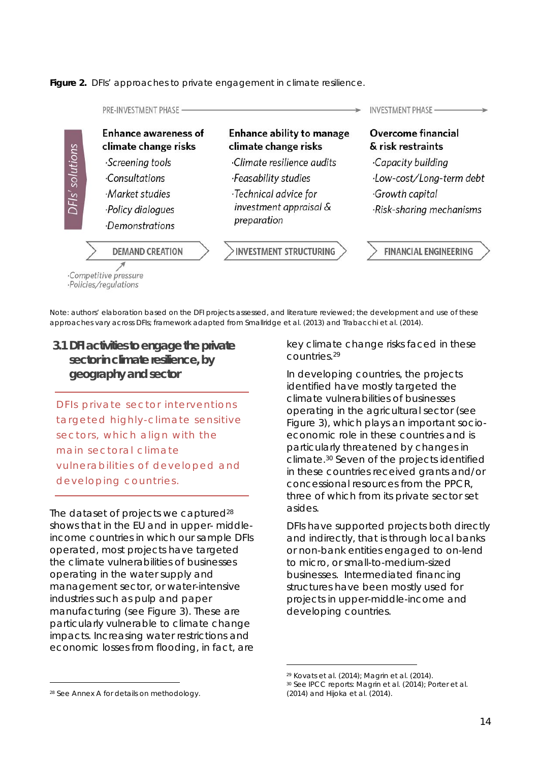**Figure 2.** DFIs' approaches to private engagement in climate resilience.

| DFIs' solutions | PRE-INVESTMENT PHASE | | INVESTMENT PHASE |
|---|---|---|---|
| | **Enhance awareness of climate change risks** | **Enhance ability to manage climate change risks** | **Overcome financial & risk restraints** |
| | ·*Screening tools*<br>·*Consultations*<br>·*Market studies*<br>·*Policy dialogues*<br>·*Demonstrations* | ·*Climate resilience audits*<br>·*Feasability studies*<br>·*Technical advice for investment appraisal & preparation* | ·*Capacity building*<br>·*Low-cost/Long-term debt*<br>·*Growth capital*<br>·*Risk-sharing mechanisms* |
| | DEMAND CREATION | INVESTMENT STRUCTURING | FINANCIAL ENGINEERING |

·*Competitive pressure*
·*Policies/regulations*

Note: authors' elaboration based on the DFI projects assessed, and literature reviewed; the development and use of these approaches vary across DFIs; framework adapted from Smallridge et al. (2013) and Trabacchi et al. (2014).

### 3.1 DFI activities to engage the private sector in climate resilience, by geography and sector

DFIs private sector interventions targeted highly-climate sensitive sectors, which align with the main sectoral climate vulnerabilities of developed and developing countries.

The dataset of projects we captured[28] shows that in the EU and in upper- middle-income countries in which our sample DFIs operated, most projects have targeted the climate vulnerabilities of businesses operating in the water supply and management sector, or water-intensive industries such as pulp and paper manufacturing (see Figure 3). These are particularly vulnerable to climate change impacts. Increasing water restrictions and economic losses from flooding, in fact, are key climate change risks faced in these countries.[29]

In developing countries, the projects identified have mostly targeted the climate vulnerabilities of businesses operating in the agricultural sector (see Figure 3), which plays an important socio-economic role in these countries and is particularly threatened by changes in climate.[30] Seven of the projects identified in these countries received grants and/or concessional resources from the PPCR, three of which from its private sector set asides.

DFIs have supported projects both directly and indirectly, that is through local banks or non-bank entities engaged to on-lend to micro, or small-to-medium-sized businesses. Intermediated financing structures have been mostly used for projects in upper-middle-income and developing countries.

[28] See Annex A for details on methodology.

[29] Kovats et al. (2014); Magrin et al. (2014).

[30] See IPCC reports: Magrin et al. (2014); Porter et al. (2014) and Hijoka et al. (2014).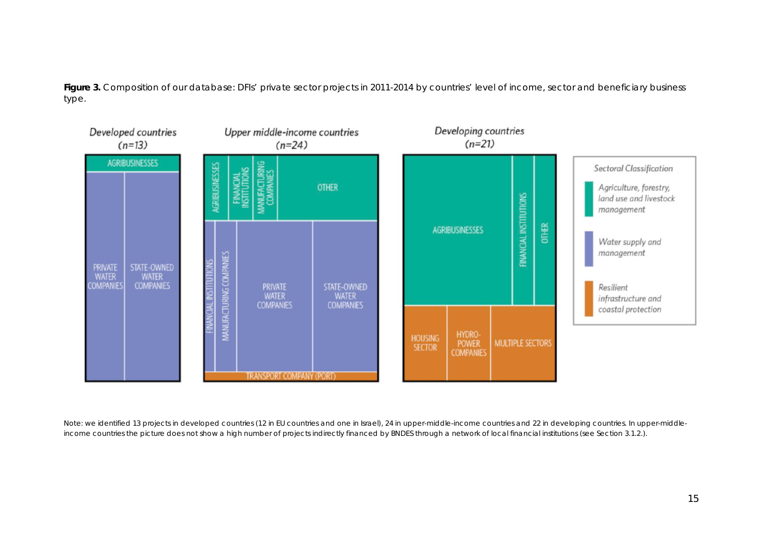**Figure 3.** Composition of our database: DFIs' private sector projects in 2011-2014 by countries' level of income, sector and beneficiary business type.

Developed countries (n=13)

AGRIBUSINESSES

PRIVATE WATER COMPANIES

STATE-OWNED WATER COMPANIES

Upper middle-income countries (n=24)

AGRIBUSINESSES

FINANCIAL INSTITUTIONS

MANUFACTURING COMPANIES

OTHER

FINANCIAL INSTITUTIONS

MANUFACTURING COMPANIES

PRIVATE WATER COMPANIES

STATE-OWNED WATER COMPANIES

TRANSPORT COMPANY (PORT)

Developing countries (n=21)

AGRIBUSINESSES

FINANCIAL INSTITUTIONS

OTHER

HOUSING SECTOR

HYDRO-POWER COMPANIES

MULTIPLE SECTORS

*Sectoral Classification*

*Agriculture, forestry, land use and livestock management*

*Water supply and management*

*Resilient infrastructure and coastal protection*

Note: we identified 13 projects in developed countries (12 in EU countries and one in Israel), 24 in upper-middle-income countries and 22 in developing countries. In upper-middle-income countries the picture does not show a high number of projects indirectly financed by BNDES through a network of local financial institutions (see Section 3.1.2.).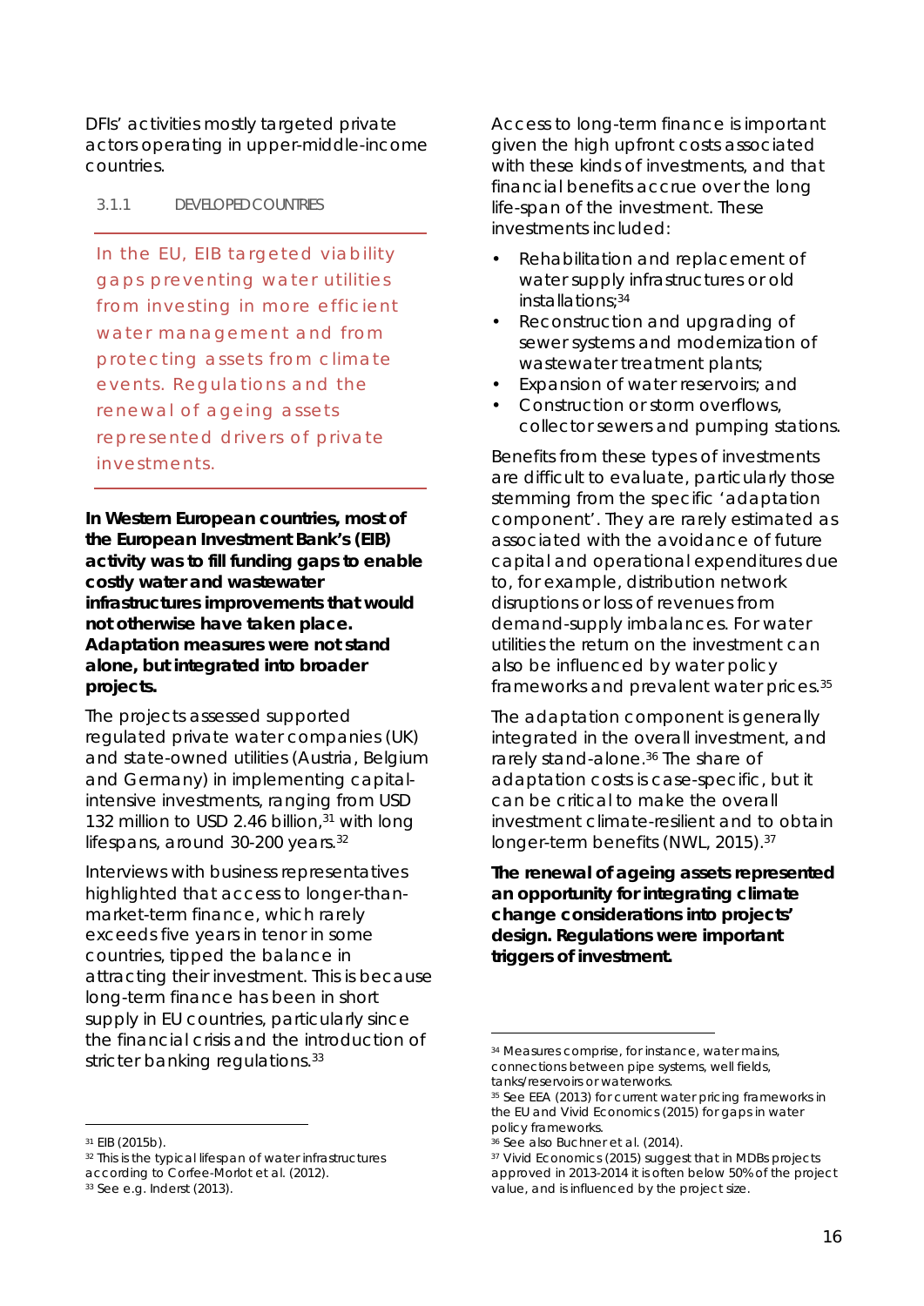DFIs' activities mostly targeted private actors operating in upper-middle-income countries.

#### 3.1.1 DEVELOPED COUNTRIES

> In the EU, EIB targeted viability gaps preventing water utilities from investing in more efficient water management and from protecting assets from climate events. Regulations and the renewal of ageing assets represented drivers of private investments.

**In Western European countries, most of the European Investment Bank's (EIB) activity was to fill funding gaps to enable costly water and wastewater infrastructures improvements that would not otherwise have taken place. Adaptation measures were not stand alone, but integrated into broader projects.**

The projects assessed supported regulated private water companies (UK) and state-owned utilities (Austria, Belgium and Germany) in implementing capital-intensive investments, ranging from USD 132 million to USD 2.46 billion,[31] with long lifespans, around 30-200 years.[32]

Interviews with business representatives highlighted that access to longer-than-market-term finance, which rarely exceeds five years in tenor in some countries, tipped the balance in attracting their investment. This is because long-term finance has been in short supply in EU countries, particularly since the financial crisis and the introduction of stricter banking regulations.[33]

Access to long-term finance is important given the high upfront costs associated with these kinds of investments, and that financial benefits accrue over the long life-span of the investment. These investments included:

- Rehabilitation and replacement of water supply infrastructures or old installations;[34]
- Reconstruction and upgrading of sewer systems and modernization of wastewater treatment plants;
- Expansion of water reservoirs; and
- Construction or storm overflows, collector sewers and pumping stations.

Benefits from these types of investments are difficult to evaluate, particularly those stemming from the specific 'adaptation component'. They are rarely estimated as associated with the avoidance of future capital and operational expenditures due to, for example, distribution network disruptions or loss of revenues from demand-supply imbalances. For water utilities the return on the investment can also be influenced by water policy frameworks and prevalent water prices.[35]

The adaptation component is generally integrated in the overall investment, and rarely stand-alone.[36] The share of adaptation costs is case-specific, but it can be critical to make the overall investment climate-resilient and to obtain longer-term benefits (NWL, 2015).[37]

**The renewal of ageing assets represented an opportunity for integrating climate change considerations into projects' design. Regulations were important triggers of investment.**

---

[31] EIB (2015b).

[32] This is the typical lifespan of water infrastructures according to Corfee-Morlot et al. (2012).

[33] See e.g. Inderst (2013).

[34] Measures comprise, for instance, water mains, connections between pipe systems, well fields, tanks/reservoirs or waterworks.

[35] See EEA (2013) for current water pricing frameworks in the EU and Vivid Economics (2015) for gaps in water policy frameworks.

[36] See also Buchner et al. (2014).

[37] Vivid Economics (2015) suggest that in MDBs projects approved in 2013-2014 it is often below 50% of the project value, and is influenced by the project size.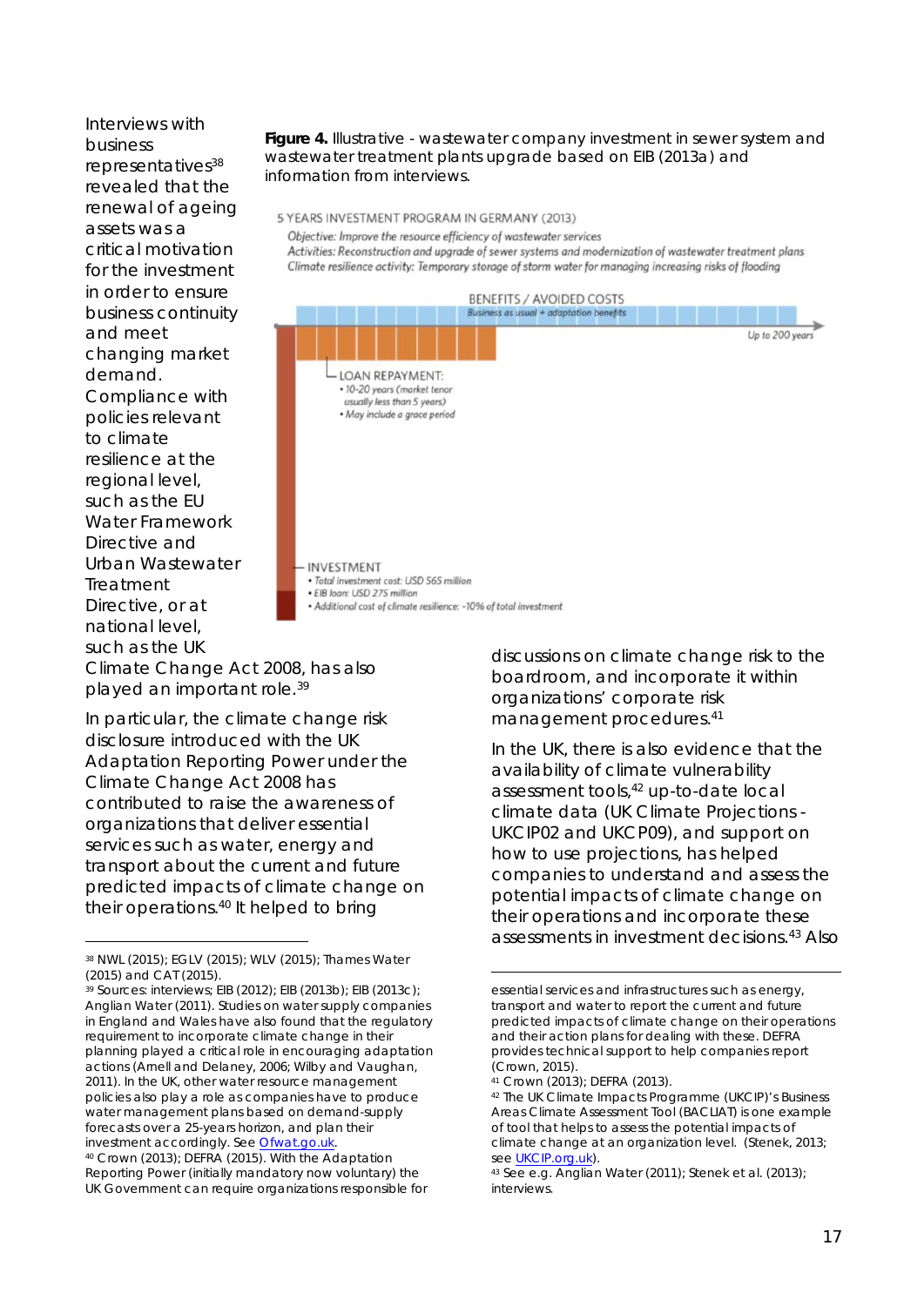Interviews with business representatives[38] revealed that the renewal of ageing assets was a critical motivation for the investment in order to ensure business continuity and meet changing market demand. Compliance with policies relevant to climate resilience at the regional level, such as the EU Water Framework Directive and Urban Wastewater Treatment Directive, or at national level, such as the UK Climate Change Act 2008, has also played an important role.[39]

**Figure 4.** Illustrative - wastewater company investment in sewer system and wastewater treatment plants upgrade based on EIB (2013a) and information from interviews.

5 YEARS INVESTMENT PROGRAM IN GERMANY (2013)

*Objective: Improve the resource efficiency of wastewater services*

*Activities: Reconstruction and upgrade of sewer systems and modernization of wastewater treatment plans*

*Climate resilience activity: Temporary storage of storm water for managing increasing risks of flooding*

BENEFITS / AVOIDED COSTS

*Business as usual + adaptation benefits*

*Up to 200 years*

LOAN REPAYMENT:
- *10-20 years (market tenor usually less than 5 years)*
- *May include a grace period*

INVESTMENT
- *Total investment cost: USD 565 million*
- *EIB loan: USD 275 million*
- *Additional cost of climate resilience: ~10% of total investment*

In particular, the climate change risk disclosure introduced with the UK Adaptation Reporting Power under the Climate Change Act 2008 has contributed to raise the awareness of organizations that deliver essential services such as water, energy and transport about the current and future predicted impacts of climate change on their operations.[40] It helped to bring discussions on climate change risk to the boardroom, and incorporate it within organizations' corporate risk management procedures.[41]

In the UK, there is also evidence that the availability of climate vulnerability assessment tools,[42] up-to-date local climate data (UK Climate Projections - UKCIP02 and UKCP09), and support on how to use projections, has helped companies to understand and assess the potential impacts of climate change on their operations and incorporate these assessments in investment decisions.[43] Also

---

[38] NWL (2015); EGLV (2015); WLV (2015); Thames Water (2015) and CAT (2015).

[39] Sources: interviews; EIB (2012); EIB (2013b); EIB (2013c); Anglian Water (2011). Studies on water supply companies in England and Wales have also found that the regulatory requirement to incorporate climate change in their planning played a critical role in encouraging adaptation actions (Arnell and Delaney, 2006; Wilby and Vaughan, 2011). In the UK, other water resource management policies also play a role as companies have to produce water management plans based on demand-supply forecasts over a 25-years horizon, and plan their investment accordingly. See Ofwat.go.uk.

[40] Crown (2013); DEFRA (2015). With the Adaptation Reporting Power (initially mandatory now voluntary) the UK Government can require organizations responsible for essential services and infrastructures such as energy, transport and water to report the current and future predicted impacts of climate change on their operations and their action plans for dealing with these. DEFRA provides technical support to help companies report (Crown, 2015).

[41] Crown (2013); DEFRA (2013).

[42] The UK Climate Impacts Programme (UKCIP)'s Business Areas Climate Assessment Tool (BACLIAT) is one example of tool that helps to assess the potential impacts of climate change at an organization level. (Stenek, 2013; see UKCIP.org.uk).

[43] See e.g. Anglian Water (2011); Stenek et al. (2013); interviews.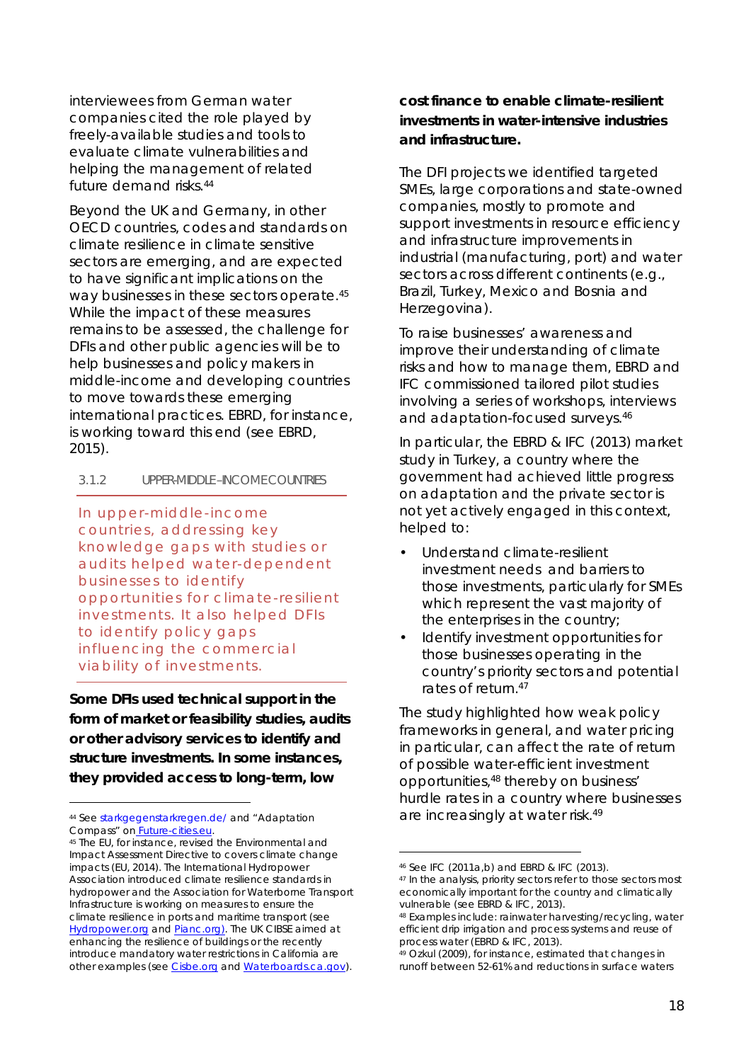interviewees from German water companies cited the role played by freely-available studies and tools to evaluate climate vulnerabilities and helping the management of related future demand risks.[44]

Beyond the UK and Germany, in other OECD countries, codes and standards on climate resilience in climate sensitive sectors are emerging, and are expected to have significant implications on the way businesses in these sectors operate.[45] While the impact of these measures remains to be assessed, the challenge for DFIs and other public agencies will be to help businesses and policy makers in middle-income and developing countries to move towards these emerging international practices. EBRD, for instance, is working toward this end (see EBRD, 2015).

### 3.1.2 UPPER-MIDDLE–INCOME COUNTRIES

In upper-middle-income countries, addressing key knowledge gaps with studies or audits helped water-dependent businesses to identify opportunities for climate-resilient investments. It also helped DFIs to identify policy gaps influencing the commercial viability of investments.

**Some DFIs used technical support in the form of market or feasibility studies, audits or other advisory services to identify and structure investments. In some instances, they provided access to long-term, low cost finance to enable climate-resilient investments in water-intensive industries and infrastructure.**

The DFI projects we identified targeted SMEs, large corporations and state-owned companies, mostly to promote and support investments in resource efficiency and infrastructure improvements in industrial (manufacturing, port) and water sectors across different continents (e.g., Brazil, Turkey, Mexico and Bosnia and Herzegovina).

To raise businesses' awareness and improve their understanding of climate risks and how to manage them, EBRD and IFC commissioned tailored pilot studies involving a series of workshops, interviews and adaptation-focused surveys.[46]

In particular, the EBRD & IFC (2013) market study in Turkey, a country where the government had achieved little progress on adaptation and the private sector is not yet actively engaged in this context, helped to:

- Understand climate-resilient investment needs and barriers to those investments, particularly for SMEs which represent the vast majority of the enterprises in the country;
- Identify investment opportunities for those businesses operating in the country's priority sectors and potential rates of return.[47]

The study highlighted how weak policy frameworks in general, and water pricing in particular, can affect the rate of return of possible water-efficient investment opportunities,[48] thereby on business' hurdle rates in a country where businesses are increasingly at water risk.[49]

---

[44] See starkgegenstarkregen.de/ and "Adaptation Compass" on Future-cities.eu.

[45] The EU, for instance, revised the Environmental and Impact Assessment Directive to covers climate change impacts (EU, 2014). The International Hydropower Association introduced climate resilience standards in hydropower and the Association for Waterborne Transport Infrastructure is working on measures to ensure the climate resilience in ports and maritime transport (see Hydropower.org and Pianc.org). The UK CIBSE aimed at enhancing the resilience of buildings or the recently introduce mandatory water restrictions in California are other examples (see Cisbe.org and Waterboards.ca.gov).

[46] See IFC (2011a,b) and EBRD & IFC (2013).

[47] In the analysis, priority sectors refer to those sectors most economically important for the country and climatically vulnerable (see EBRD & IFC, 2013).

[48] Examples include: rainwater harvesting/recycling, water efficient drip irrigation and process systems and reuse of process water (EBRD & IFC, 2013).

[49] Ozkul (2009), for instance, estimated that changes in runoff between 52-61% and reductions in surface waters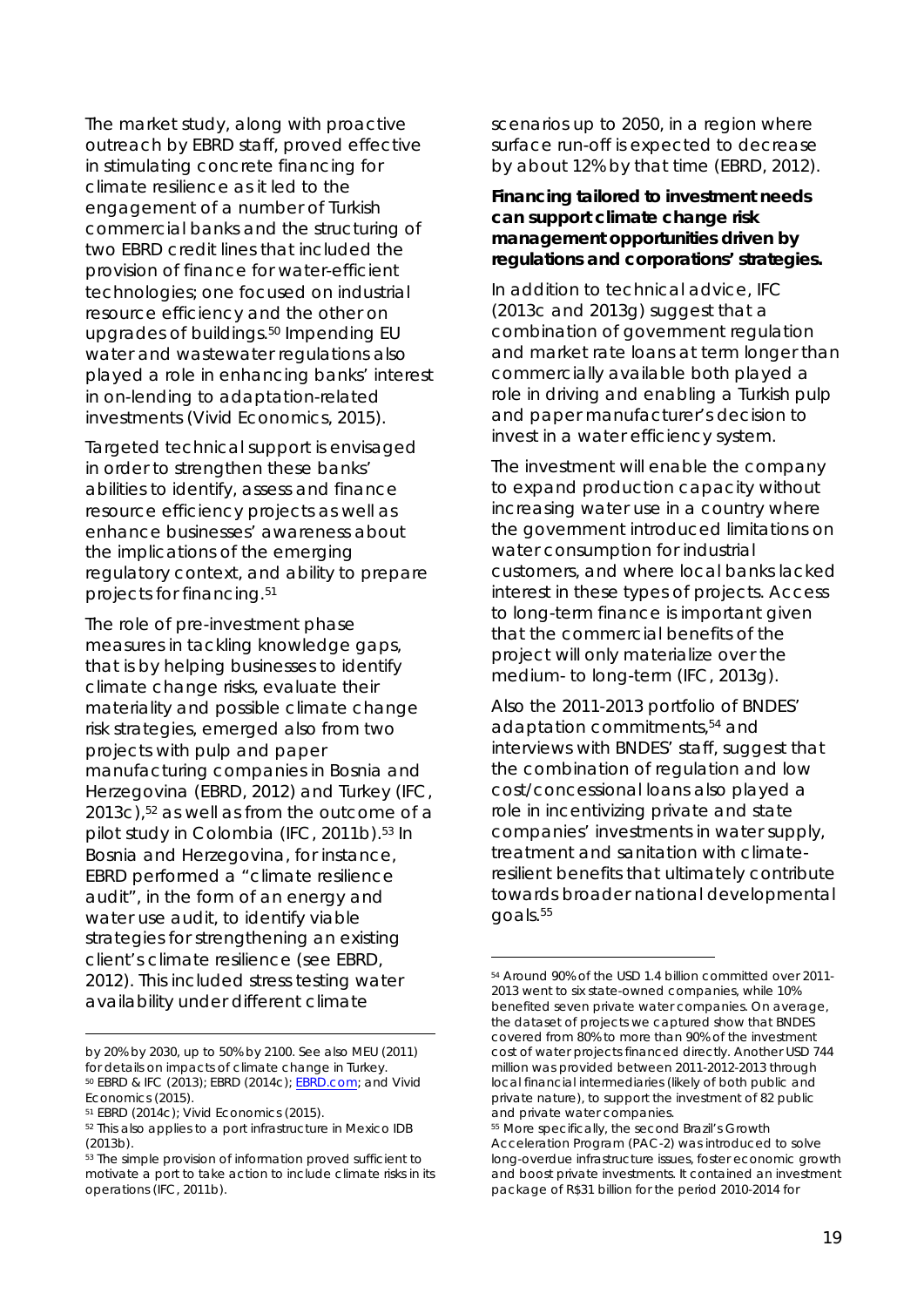The market study, along with proactive outreach by EBRD staff, proved effective in stimulating concrete financing for climate resilience as it led to the engagement of a number of Turkish commercial banks and the structuring of two EBRD credit lines that included the provision of finance for water-efficient technologies; one focused on industrial resource efficiency and the other on upgrades of buildings.[50] Impending EU water and wastewater regulations also played a role in enhancing banks' interest in on-lending to adaptation-related investments (Vivid Economics, 2015).

Targeted technical support is envisaged in order to strengthen these banks' abilities to identify, assess and finance resource efficiency projects as well as enhance businesses' awareness about the implications of the emerging regulatory context, and ability to prepare projects for financing.[51]

The role of pre-investment phase measures in tackling knowledge gaps, that is by helping businesses to identify climate change risks, evaluate their materiality and possible climate change risk strategies, emerged also from two projects with pulp and paper manufacturing companies in Bosnia and Herzegovina (EBRD, 2012) and Turkey (IFC, 2013c),[52] as well as from the outcome of a pilot study in Colombia (IFC, 2011b).[53] In Bosnia and Herzegovina, for instance, EBRD performed a "climate resilience audit", in the form of an energy and water use audit, to identify viable strategies for strengthening an existing client's climate resilience (see EBRD, 2012). This included stress testing water availability under different climate scenarios up to 2050, in a region where surface run-off is expected to decrease by about 12% by that time (EBRD, 2012).

**Financing tailored to investment needs can support climate change risk management opportunities driven by regulations and corporations' strategies.**

In addition to technical advice, IFC (2013c and 2013g) suggest that a combination of government regulation and market rate loans at term longer than commercially available both played a role in driving and enabling a Turkish pulp and paper manufacturer's decision to invest in a water efficiency system.

The investment will enable the company to expand production capacity without increasing water use in a country where the government introduced limitations on water consumption for industrial customers, and where local banks lacked interest in these types of projects. Access to long-term finance is important given that the commercial benefits of the project will only materialize over the medium- to long-term (IFC, 2013g).

Also the 2011-2013 portfolio of BNDES' adaptation commitments,[54] and interviews with BNDES' staff, suggest that the combination of regulation and low cost/concessional loans also played a role in incentivizing private and state companies' investments in water supply, treatment and sanitation with climate-resilient benefits that ultimately contribute towards broader national developmental goals.[55]

---

by 20% by 2030, up to 50% by 2100. See also MEU (2011) for details on impacts of climate change in Turkey.

[50] EBRD & IFC (2013); EBRD (2014c); EBRD.com; and Vivid Economics (2015).

[51] EBRD (2014c); Vivid Economics (2015).

[52] This also applies to a port infrastructure in Mexico IDB (2013b).

[53] The simple provision of information proved sufficient to motivate a port to take action to include climate risks in its operations (IFC, 2011b).

[54] Around 90% of the USD 1.4 billion committed over 2011-2013 went to six state-owned companies, while 10% benefited seven private water companies. On average, the dataset of projects we captured show that BNDES covered from 80% to more than 90% of the investment cost of water projects financed directly. Another USD 744 million was provided between 2011-2012-2013 through local financial intermediaries (likely of both public and private nature), to support the investment of 82 public and private water companies.

[55] More specifically, the second Brazil's Growth Acceleration Program (PAC-2) was introduced to solve long-overdue infrastructure issues, foster economic growth and boost private investments. It contained an investment package of R$31 billion for the period 2010-2014 for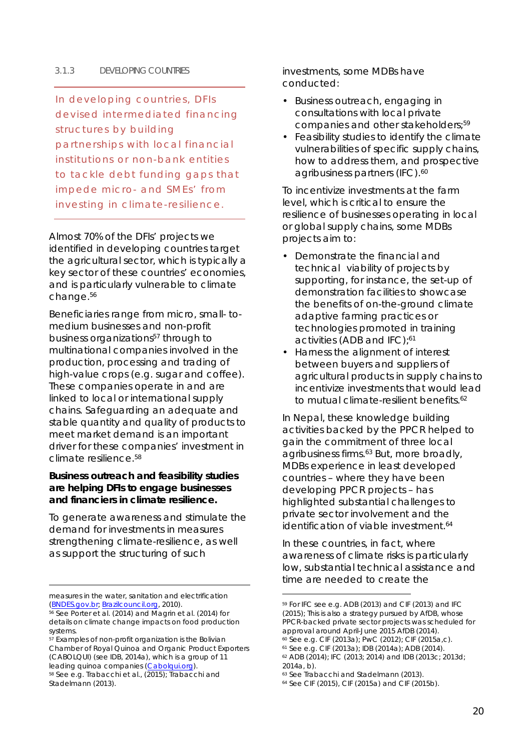### 3.1.3 DEVELOPING COUNTRIES

In developing countries, DFIs devised intermediated financing structures by building partnerships with local financial institutions or non-bank entities to tackle debt funding gaps that impede micro- and SMEs' from investing in climate-resilience.

Almost 70% of the DFIs' projects we identified in developing countries target the agricultural sector, which is typically a key sector of these countries' economies, and is particularly vulnerable to climate change.[56]

Beneficiaries range from micro, small- to-medium businesses and non-profit business organizations[57] through to multinational companies involved in the production, processing and trading of high-value crops (e.g. sugar and coffee). These companies operate in and are linked to local or international supply chains. Safeguarding an adequate and stable quantity and quality of products to meet market demand is an important driver for these companies' investment in climate resilience.[58]

**Business outreach and feasibility studies are helping DFIs to engage businesses and financiers in climate resilience.**

To generate awareness and stimulate the demand for investments in measures strengthening climate-resilience, as well as support the structuring of such investments, some MDBs have conducted:

- Business outreach, engaging in consultations with local private companies and other stakeholders;[59]
- Feasibility studies to identify the climate vulnerabilities of specific supply chains, how to address them, and prospective agribusiness partners (IFC).[60]

To incentivize investments at the farm level, which is critical to ensure the resilience of businesses operating in local or global supply chains, some MDBs projects aim to:

- Demonstrate the financial and technical viability of projects by supporting, for instance, the set-up of demonstration facilities to showcase the benefits of on-the-ground climate adaptive farming practices or technologies promoted in training activities (ADB and IFC);[61]
- Harness the alignment of interest between buyers and suppliers of agricultural products in supply chains to incentivize investments that would lead to mutual climate-resilient benefits.[62]

In Nepal, these knowledge building activities backed by the PPCR helped to gain the commitment of three local agribusiness firms.[63] But, more broadly, MDBs experience in least developed countries – where they have been developing PPCR projects – has highlighted substantial challenges to private sector involvement and the identification of viable investment.[64]

In these countries, in fact, where awareness of climate risks is particularly low, substantial technical assistance and time are needed to create the

---

measures in the water, sanitation and electrification (BNDES.gov.br; Brazilcouncil.org, 2010).

[56] See Porter et al. (2014) and Magrin et al. (2014) for details on climate change impacts on food production systems.

[57] Examples of non-profit organization is the Bolivian Chamber of Royal Quinoa and Organic Product Exporters (CABOLQUI) (see IDB, 2014a), which is a group of 11 leading quinoa companies (Cabolqui.org).

[58] See e.g. Trabacchi et al., (2015); Trabacchi and Stadelmann (2013).

[59] For IFC see e.g. ADB (2013) and CIF (2013) and IFC (2015); This is also a strategy pursued by AfDB, whose PPCR-backed private sector projects was scheduled for approval around April-June 2015 AfDB (2014).

[60] See e.g. CIF (2013a); PwC (2012); CIF (2015a,c).

[61] See e.g. CIF (2013a); IDB (2014a); ADB (2014).

[62] ADB (2014); IFC (2013; 2014) and IDB (2013c; 2013d; 2014a, b).

[63] See Trabacchi and Stadelmann (2013).

[64] See CIF (2015), CIF (2015a) and CIF (2015b).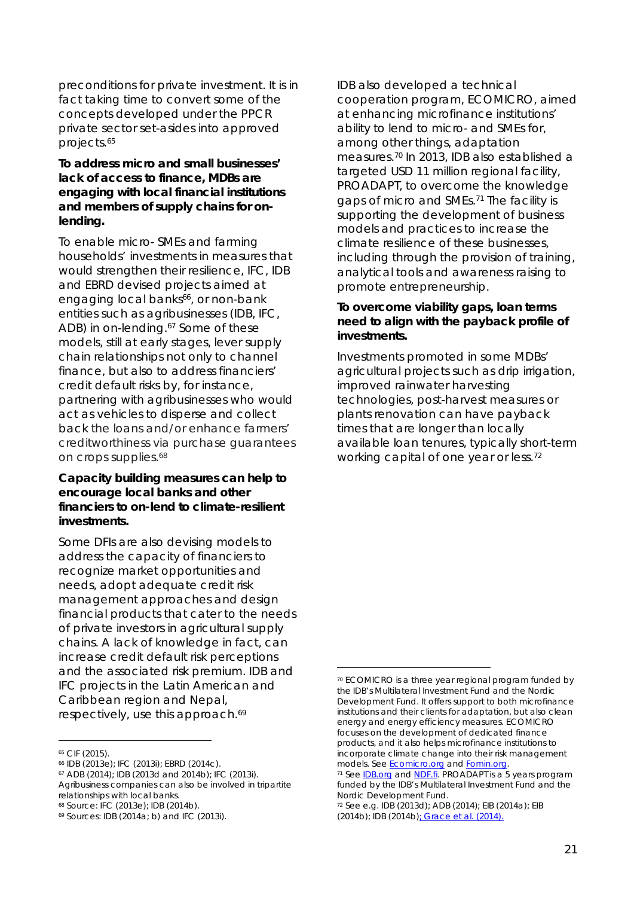preconditions for private investment. It is in fact taking time to convert some of the concepts developed under the PPCR private sector set-asides into approved projects.[65]

**To address micro and small businesses' lack of access to finance, MDBs are engaging with local financial institutions and members of supply chains for on-lending.**

To enable micro- SMEs and farming households' investments in measures that would strengthen their resilience, IFC, IDB and EBRD devised projects aimed at engaging local banks[66], or non-bank entities such as agribusinesses (IDB, IFC, ADB) in on-lending.[67] Some of these models, still at early stages, lever supply chain relationships not only to channel finance, but also to address financiers' credit default risks by, for instance, partnering with agribusinesses who would act as vehicles to disperse and collect back the loans and/or enhance farmers' creditworthiness via purchase guarantees on crops supplies.[68]

**Capacity building measures can help to encourage local banks and other financiers to on-lend to climate-resilient investments.**

Some DFIs are also devising models to address the capacity of financiers to recognize market opportunities and needs, adopt adequate credit risk management approaches and design financial products that cater to the needs of private investors in agricultural supply chains. A lack of knowledge in fact, can increase credit default risk perceptions and the associated risk premium. IDB and IFC projects in the Latin American and Caribbean region and Nepal, respectively, use this approach.[69]

IDB also developed a technical cooperation program, ECOMICRO, aimed at enhancing microfinance institutions' ability to lend to micro- and SMEs for, among other things, adaptation measures.[70] In 2013, IDB also established a targeted USD 11 million regional facility, PROADAPT, to overcome the knowledge gaps of micro and SMEs.[71] The facility is supporting the development of business models and practices to increase the climate resilience of these businesses, including through the provision of training, analytical tools and awareness raising to promote entrepreneurship.

**To overcome viability gaps, loan terms need to align with the payback profile of investments.**

Investments promoted in some MDBs' agricultural projects such as drip irrigation, improved rainwater harvesting technologies, post-harvest measures or plants renovation can have payback times that are longer than locally available loan tenures, typically short-term working capital of one year or less.[72]

---

[65] CIF (2015).

[66] IDB (2013e); IFC (2013i); EBRD (2014c).

[67] ADB (2014); IDB (2013d and 2014b); IFC (2013i). Agribusiness companies can also be involved in tripartite relationships with local banks.

[68] Source: IFC (2013e); IDB (2014b).

[69] Sources: IDB (2014a; b) and IFC (2013i).

[70] ECOMICRO is a three year regional program funded by the IDB's Multilateral Investment Fund and the Nordic Development Fund. It offers support to both microfinance institutions and their clients for adaptation, but also clean energy and energy efficiency measures. ECOMICRO focuses on the development of dedicated finance products, and it also helps microfinance institutions to incorporate climate change into their risk management models. See Ecomicro.org and Fomin.org.

[71] See IDB.org and NDF.fi. PROADAPT is a 5 years program funded by the IDB's Multilateral Investment Fund and the Nordic Development Fund.

[72] See e.g. IDB (2013d); ADB (2014); EIB (2014a); EIB (2014b); IDB (2014b); Grace et al. (2014).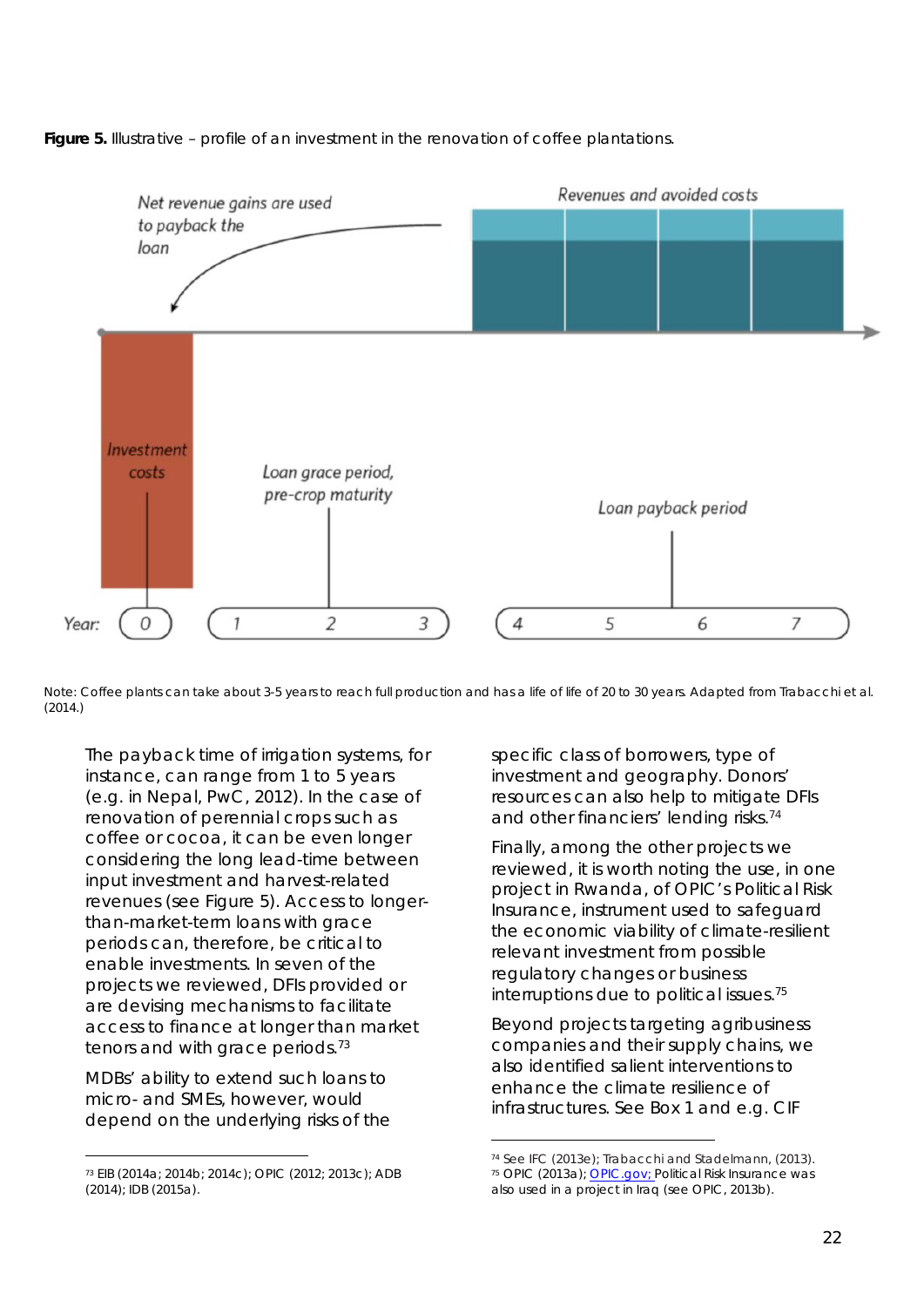**Figure 5.** Illustrative – profile of an investment in the renovation of coffee plantations.

Net revenue gains are used to payback the loan

Revenues and avoided costs

Investment costs

Loan grace period, pre-crop maturity

Loan payback period

Year: 0 | 1 2 3 | 4 5 6 7

Note: Coffee plants can take about 3-5 years to reach full production and has a life of life of 20 to 30 years. Adapted from Trabacchi et al. (2014.)

The payback time of irrigation systems, for instance, can range from 1 to 5 years (e.g. in Nepal, PwC, 2012). In the case of renovation of perennial crops such as coffee or cocoa, it can be even longer considering the long lead-time between input investment and harvest-related revenues (see Figure 5). Access to longer-than-market-term loans with grace periods can, therefore, be critical to enable investments. In seven of the projects we reviewed, DFIs provided or are devising mechanisms to facilitate access to finance at longer than market tenors and with grace periods.[73]

MDBs' ability to extend such loans to micro- and SMEs, however, would depend on the underlying risks of the specific class of borrowers, type of investment and geography. Donors' resources can also help to mitigate DFIs and other financiers' lending risks.[74]

Finally, among the other projects we reviewed, it is worth noting the use, in one project in Rwanda, of OPIC's Political Risk Insurance, instrument used to safeguard the economic viability of climate-resilient relevant investment from possible regulatory changes or business interruptions due to political issues.[75]

Beyond projects targeting agribusiness companies and their supply chains, we also identified salient interventions to enhance the climate resilience of infrastructures. See Box 1 and e.g. CIF

[73] EIB (2014a; 2014b; 2014c); OPIC (2012; 2013c); ADB (2014); IDB (2015a).

[74] See IFC (2013e); Trabacchi and Stadelmann, (2013).

[75] OPIC (2013a); OPIC.gov; Political Risk Insurance was also used in a project in Iraq (see OPIC, 2013b).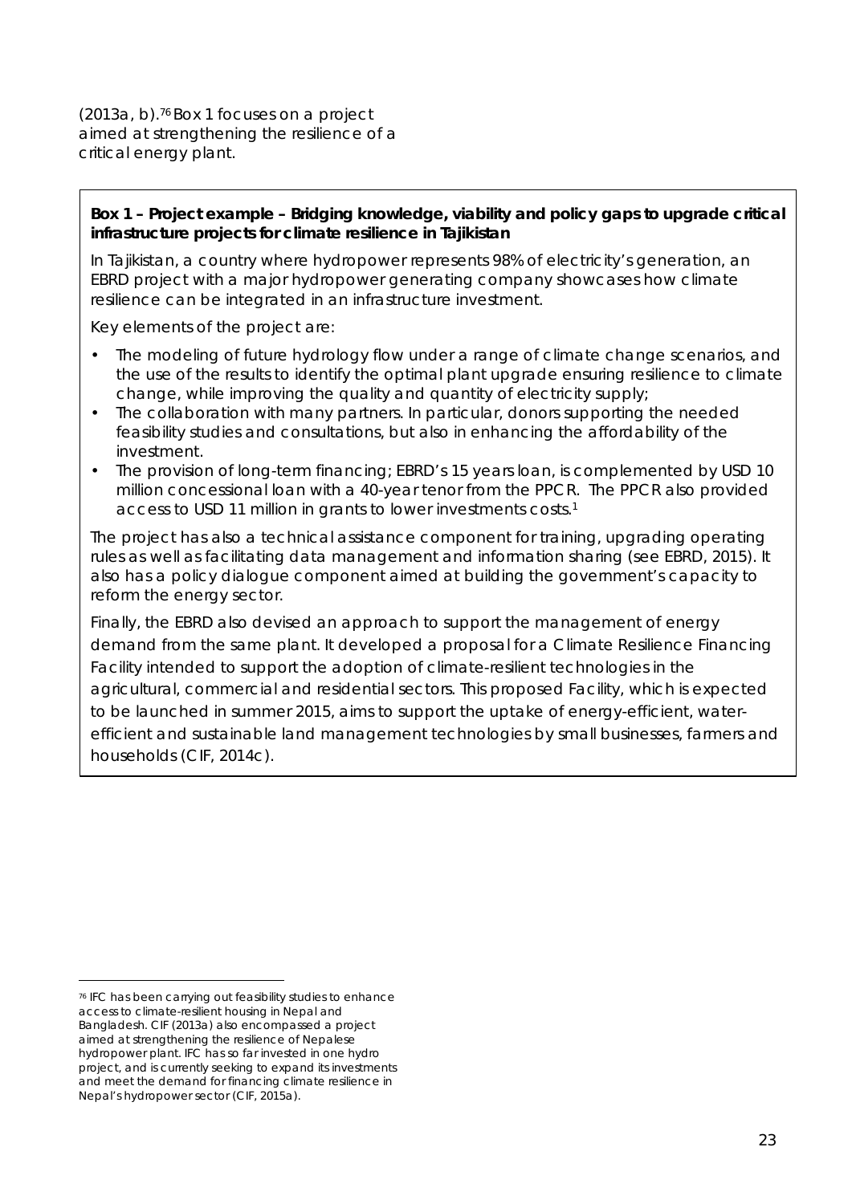(2013a, b).[76] Box 1 focuses on a project aimed at strengthening the resilience of a critical energy plant.

**Box 1 – Project example – Bridging knowledge, viability and policy gaps to upgrade critical infrastructure projects for climate resilience in Tajikistan**

In Tajikistan, a country where hydropower represents 98% of electricity's generation, an EBRD project with a major hydropower generating company showcases how climate resilience can be integrated in an infrastructure investment.

Key elements of the project are:

- The modeling of future hydrology flow under a range of climate change scenarios, and the use of the results to identify the optimal plant upgrade ensuring resilience to climate change, while improving the quality and quantity of electricity supply;
- The collaboration with many partners. In particular, donors supporting the needed feasibility studies and consultations, but also in enhancing the affordability of the investment.
- The provision of long-term financing; EBRD's 15 years loan, is complemented by USD 10 million concessional loan with a 40-year tenor from the PPCR. The PPCR also provided access to USD 11 million in grants to lower investments costs.[1]

The project has also a technical assistance component for training, upgrading operating rules as well as facilitating data management and information sharing (see EBRD, 2015). It also has a policy dialogue component aimed at building the government's capacity to reform the energy sector.

Finally, the EBRD also devised an approach to support the management of energy demand from the same plant. It developed a proposal for a Climate Resilience Financing Facility intended to support the adoption of climate-resilient technologies in the agricultural, commercial and residential sectors. This proposed Facility, which is expected to be launched in summer 2015, aims to support the uptake of energy-efficient, water-efficient and sustainable land management technologies by small businesses, farmers and households (CIF, 2014c).

---

[76] IFC has been carrying out feasibility studies to enhance access to climate-resilient housing in Nepal and Bangladesh. CIF (2013a) also encompassed a project aimed at strengthening the resilience of Nepalese hydropower plant. IFC has so far invested in one hydro project, and is currently seeking to expand its investments and meet the demand for financing climate resilience in Nepal's hydropower sector (CIF, 2015a).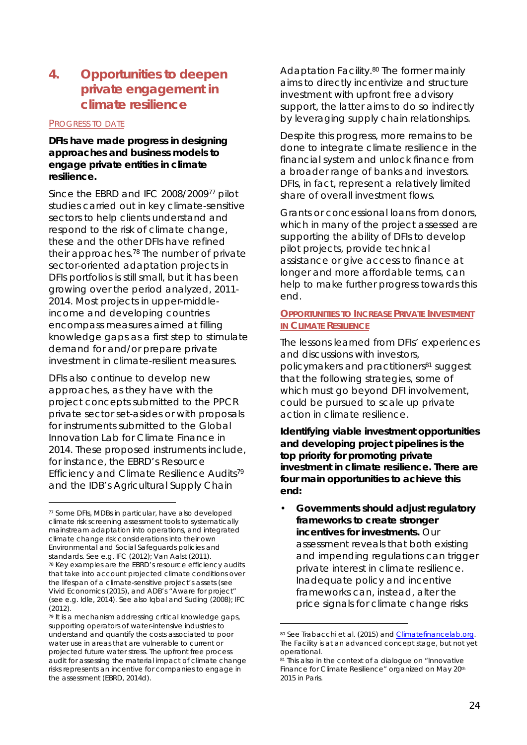## 4. Opportunities to deepen private engagement in climate resilience

PROGRESS TO DATE

**DFIs have made progress in designing approaches and business models to engage private entities in climate resilience.**

Since the EBRD and IFC 2008/2009[77] pilot studies carried out in key climate-sensitive sectors to help clients understand and respond to the risk of climate change, these and the other DFIs have refined their approaches.[78] The number of private sector-oriented adaptation projects in DFIs portfolios is still small, but it has been growing over the period analyzed, 2011-2014. Most projects in upper-middle-income and developing countries encompass measures aimed at filling knowledge gaps as a first step to stimulate demand for and/or prepare private investment in climate-resilient measures.

DFIs also continue to develop new approaches, as they have with the project concepts submitted to the PPCR private sector set-asides or with proposals for instruments submitted to the Global Innovation Lab for Climate Finance in 2014. These proposed instruments include, for instance, the EBRD's Resource Efficiency and Climate Resilience Audits[79] and the IDB's Agricultural Supply Chain Adaptation Facility.[80] The former mainly aims to directly incentivize and structure investment with upfront free advisory support, the latter aims to do so indirectly by leveraging supply chain relationships.

Despite this progress, more remains to be done to integrate climate resilience in the financial system and unlock finance from a broader range of banks and investors. DFIs, in fact, represent a relatively limited share of overall investment flows.

Grants or concessional loans from donors, which in many of the project assessed are supporting the ability of DFIs to develop pilot projects, provide technical assistance or give access to finance at longer and more affordable terms, can help to make further progress towards this end.

OPPORTUNITIES TO INCREASE PRIVATE INVESTMENT IN CLIMATE RESILIENCE

The lessons learned from DFIs' experiences and discussions with investors, policymakers and practitioners[81] suggest that the following strategies, some of which must go beyond DFI involvement, could be pursued to scale up private action in climate resilience.

**Identifying viable investment opportunities and developing project pipelines is the top priority for promoting private investment in climate resilience. There are four main opportunities to achieve this end:**

- **Governments should adjust regulatory frameworks to create stronger incentives for investments.** Our assessment reveals that both existing and impending regulations can trigger private interest in climate resilience. Inadequate policy and incentive frameworks can, instead, alter the price signals for climate change risks

---

[77] Some DFIs, MDBs in particular, have also developed climate risk screening assessment tools to systematically mainstream adaptation into operations, and integrated climate change risk considerations into their own Environmental and Social Safeguards policies and standards. See e.g. IFC (2012); Van Aalst (2011).

[78] Key examples are the EBRD's resource efficiency audits that take into account projected climate conditions over the lifespan of a climate-sensitive project's assets (see Vivid Economics (2015), and ADB's "Aware for project" (see e.g. Idle, 2014). See also Iqbal and Suding (2008); IFC (2012).

[79] It is a mechanism addressing critical knowledge gaps, supporting operators of water-intensive industries to understand and quantify the costs associated to poor water use in areas that are vulnerable to current or projected future water stress. The upfront free process audit for assessing the material impact of climate change risks represents an incentive for companies to engage in the assessment (EBRD, 2014d).

[80] See Trabacchi et al. (2015) and Climatefinancelab.org. The Facility is at an advanced concept stage, but not yet operational.

[81] This also in the context of a dialogue on "Innovative Finance for Climate Resilience" organized on May 20th 2015 in Paris.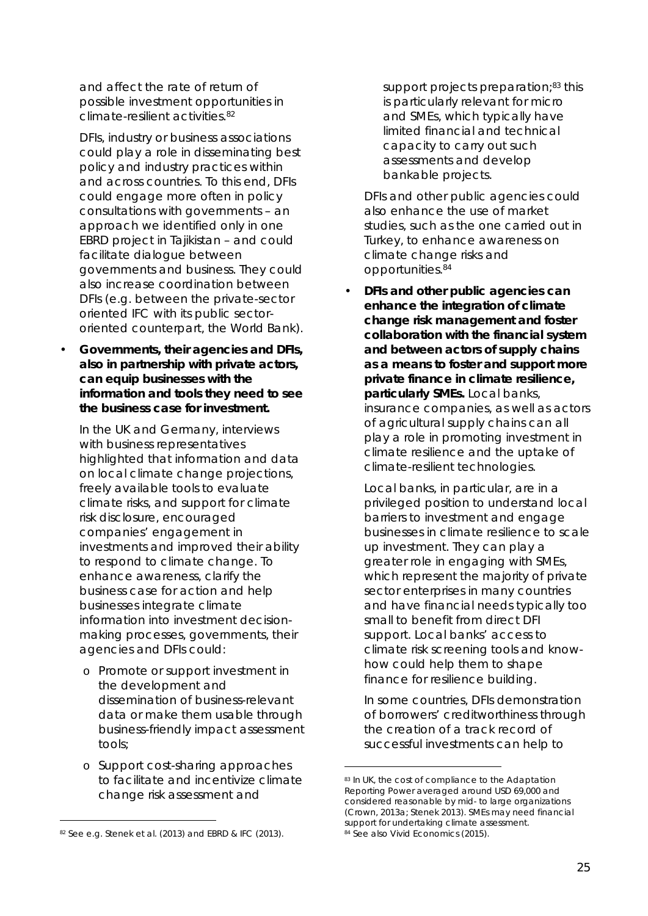and affect the rate of return of possible investment opportunities in climate-resilient activities.[82]

DFIs, industry or business associations could play a role in disseminating best policy and industry practices within and across countries. To this end, DFIs could engage more often in policy consultations with governments – an approach we identified only in one EBRD project in Tajikistan – and could facilitate dialogue between governments and business. They could also increase coordination between DFIs (e.g. between the private-sector oriented IFC with its public sector-oriented counterpart, the World Bank).

- **Governments, their agencies and DFIs, also in partnership with private actors, can equip businesses with the information and tools they need to see the business case for investment.**

  In the UK and Germany, interviews with business representatives highlighted that information and data on local climate change projections, freely available tools to evaluate climate risks, and support for climate risk disclosure, encouraged companies' engagement in investments and improved their ability to respond to climate change. To enhance awareness, clarify the business case for action and help businesses integrate climate information into investment decision-making processes, governments, their agencies and DFIs could:

  - Promote or support investment in the development and dissemination of business-relevant data or make them usable through business-friendly impact assessment tools;
  - Support cost-sharing approaches to facilitate and incentivize climate change risk assessment and support projects preparation;[83] this is particularly relevant for micro and SMEs, which typically have limited financial and technical capacity to carry out such assessments and develop bankable projects.

  DFIs and other public agencies could also enhance the use of market studies, such as the one carried out in Turkey, to enhance awareness on climate change risks and opportunities.[84]

- **DFIs and other public agencies can enhance the integration of climate change risk management and foster collaboration with the financial system and between actors of supply chains as a means to foster and support more private finance in climate resilience, particularly SMEs.** Local banks, insurance companies, as well as actors of agricultural supply chains can all play a role in promoting investment in climate resilience and the uptake of climate-resilient technologies.

  Local banks, in particular, are in a privileged position to understand local barriers to investment and engage businesses in climate resilience to scale up investment. They can play a greater role in engaging with SMEs, which represent the majority of private sector enterprises in many countries and have financial needs typically too small to benefit from direct DFI support. Local banks' access to climate risk screening tools and know-how could help them to shape finance for resilience building.

  In some countries, DFIs demonstration of borrowers' creditworthiness through the creation of a track record of successful investments can help to

---

[82] See e.g. Stenek et al. (2013) and EBRD & IFC (2013).

[83] In UK, the cost of compliance to the Adaptation Reporting Power averaged around USD 69,000 and considered reasonable by mid- to large organizations (Crown, 2013a; Stenek 2013). SMEs may need financial support for undertaking climate assessment.

[84] See also Vivid Economics (2015).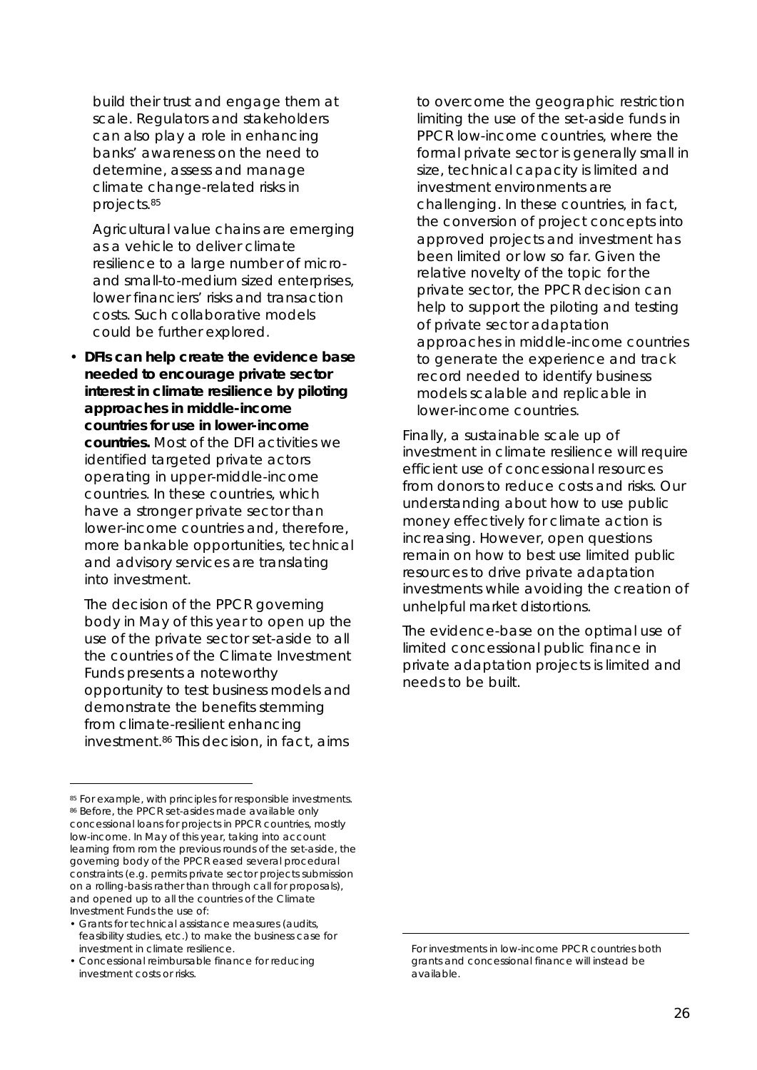build their trust and engage them at scale. Regulators and stakeholders can also play a role in enhancing banks' awareness on the need to determine, assess and manage climate change-related risks in projects.[85]

Agricultural value chains are emerging as a vehicle to deliver climate resilience to a large number of micro- and small-to-medium sized enterprises, lower financiers' risks and transaction costs. Such collaborative models could be further explored.

- **DFIs can help create the evidence base needed to encourage private sector interest in climate resilience by piloting approaches in middle-income countries for use in lower-income countries.** Most of the DFI activities we identified targeted private actors operating in upper-middle-income countries. In these countries, which have a stronger private sector than lower-income countries and, therefore, more bankable opportunities, technical and advisory services are translating into investment.

  The decision of the PPCR governing body in May of this year to open up the use of the private sector set-aside to all the countries of the Climate Investment Funds presents a noteworthy opportunity to test business models and demonstrate the benefits stemming from climate-resilient enhancing investment.[86] This decision, in fact, aims to overcome the geographic restriction limiting the use of the set-aside funds in PPCR low-income countries, where the formal private sector is generally small in size, technical capacity is limited and investment environments are challenging. In these countries, in fact, the conversion of project concepts into approved projects and investment has been limited or low so far. Given the relative novelty of the topic for the private sector, the PPCR decision can help to support the piloting and testing of private sector adaptation approaches in middle-income countries to generate the experience and track record needed to identify business models scalable and replicable in lower-income countries.

Finally, a sustainable scale up of investment in climate resilience will require efficient use of concessional resources from donors to reduce costs and risks. Our understanding about how to use public money effectively for climate action is increasing. However, open questions remain on how to best use limited public resources to drive private adaptation investments while avoiding the creation of unhelpful market distortions.

The evidence-base on the optimal use of limited concessional public finance in private adaptation projects is limited and needs to be built.

---

[85] For example, with principles for responsible investments.

[86] Before, the PPCR set-asides made available only concessional loans for projects in PPCR countries, mostly low-income. In May of this year, taking into account learning from rom the previous rounds of the set-aside, the governing body of the PPCR eased several procedural constraints (e.g. permits private sector projects submission on a rolling-basis rather than through call for proposals), and opened up to all the countries of the Climate Investment Funds the use of:

- Grants for technical assistance measures (audits, feasibility studies, etc.) to make the business case for investment in climate resilience.
- Concessional reimbursable finance for reducing investment costs or risks.

For investments in low-income PPCR countries both grants and concessional finance will instead be available.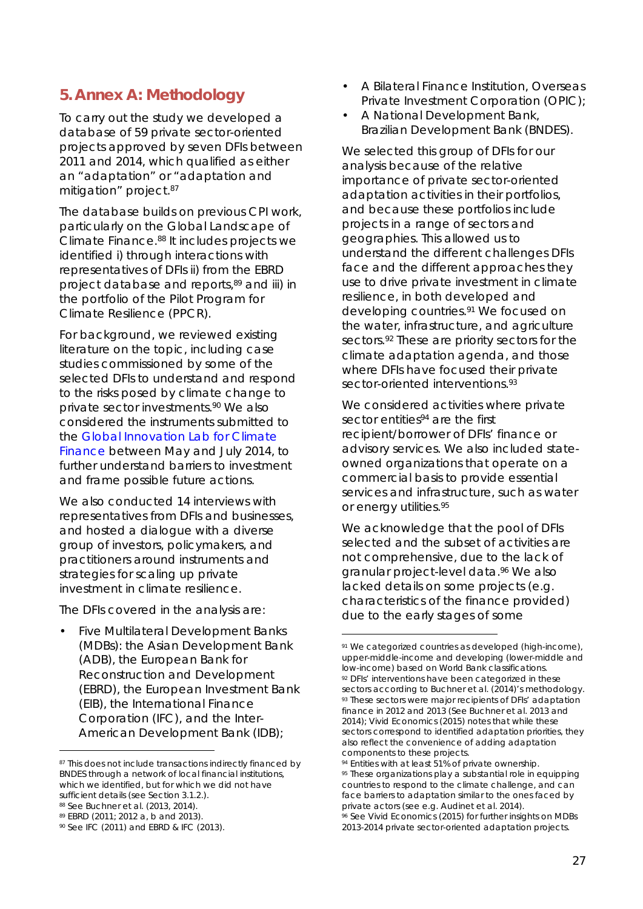## 5. Annex A: Methodology

To carry out the study we developed a database of 59 private sector-oriented projects approved by seven DFIs between 2011 and 2014, which qualified as either an "adaptation" or "adaptation and mitigation" project.[87]

The database builds on previous CPI work, particularly on the Global Landscape of Climate Finance.[88] It includes projects we identified i) through interactions with representatives of DFIs ii) from the EBRD project database and reports,[89] and iii) in the portfolio of the Pilot Program for Climate Resilience (PPCR).

For background, we reviewed existing literature on the topic, including case studies commissioned by some of the selected DFIs to understand and respond to the risks posed by climate change to private sector investments.[90] We also considered the instruments submitted to the Global Innovation Lab for Climate Finance between May and July 2014, to further understand barriers to investment and frame possible future actions.

We also conducted 14 interviews with representatives from DFIs and businesses, and hosted a dialogue with a diverse group of investors, policymakers, and practitioners around instruments and strategies for scaling up private investment in climate resilience.

The DFIs covered in the analysis are:

- Five Multilateral Development Banks (MDBs): the Asian Development Bank (ADB), the European Bank for Reconstruction and Development (EBRD), the European Investment Bank (EIB), the International Finance Corporation (IFC), and the Inter-American Development Bank (IDB);
- A Bilateral Finance Institution, Overseas Private Investment Corporation (OPIC);
- A National Development Bank, Brazilian Development Bank (BNDES).

We selected this group of DFIs for our analysis because of the relative importance of private sector-oriented adaptation activities in their portfolios, and because these portfolios include projects in a range of sectors and geographies. This allowed us to understand the different challenges DFIs face and the different approaches they use to drive private investment in climate resilience, in both developed and developing countries.[91] We focused on the water, infrastructure, and agriculture sectors.[92] These are priority sectors for the climate adaptation agenda, and those where DFIs have focused their private sector-oriented interventions.[93]

We considered activities where private sector entities[94] are the first recipient/borrower of DFIs' finance or advisory services. We also included state-owned organizations that operate on a commercial basis to provide essential services and infrastructure, such as water or energy utilities.[95]

We acknowledge that the pool of DFIs selected and the subset of activities are not comprehensive, due to the lack of granular project-level data.[96] We also lacked details on some projects (e.g. characteristics of the finance provided) due to the early stages of some

---

[87] This does not include transactions indirectly financed by BNDES through a network of local financial institutions, which we identified, but for which we did not have sufficient details (see Section 3.1.2.).

[88] See Buchner et al. (2013, 2014).

[89] EBRD (2011; 2012 a, b and 2013).

[90] See IFC (2011) and EBRD & IFC (2013).

[91] We categorized countries as developed (high-income), upper-middle-income and developing (lower-middle and low-income) based on World Bank classifications.

[92] DFIs' interventions have been categorized in these sectors according to Buchner et al. (2014)'s methodology.

[93] These sectors were major recipients of DFIs' adaptation finance in 2012 and 2013 (See Buchner et al. 2013 and 2014); Vivid Economics (2015) notes that while these sectors correspond to identified adaptation priorities, they also reflect the convenience of adding adaptation components to these projects.

[94] Entities with at least 51% of private ownership.

[95] These organizations play a substantial role in equipping countries to respond to the climate challenge, and can face barriers to adaptation similar to the ones faced by private actors (see e.g. Audinet et al. 2014).

[96] See Vivid Economics (2015) for further insights on MDBs 2013-2014 private sector-oriented adaptation projects.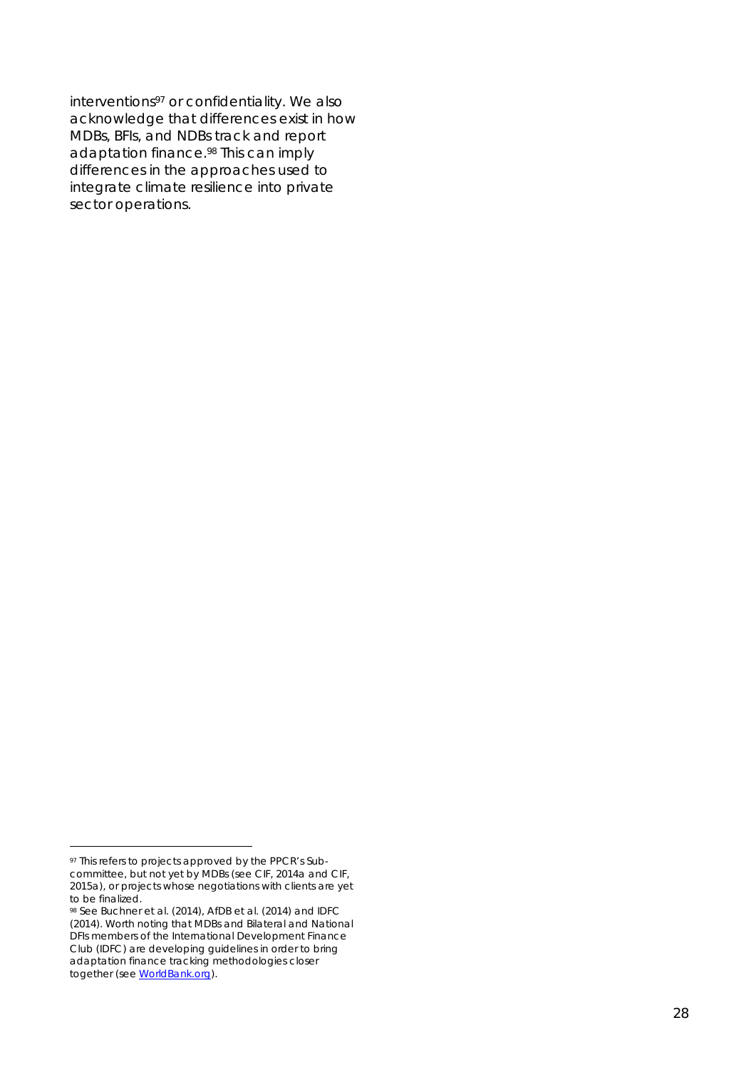interventions[97] or confidentiality. We also acknowledge that differences exist in how MDBs, BFIs, and NDBs track and report adaptation finance.[98] This can imply differences in the approaches used to integrate climate resilience into private sector operations.

---

[97] This refers to projects approved by the PPCR's Sub-committee, but not yet by MDBs (see CIF, 2014a and CIF, 2015a), or projects whose negotiations with clients are yet to be finalized.

[98] See Buchner et al. (2014), AfDB et al. (2014) and IDFC (2014). Worth noting that MDBs and Bilateral and National DFIs members of the International Development Finance Club (IDFC) are developing guidelines in order to bring adaptation finance tracking methodologies closer together (see [WorldBank.org](WorldBank.org)).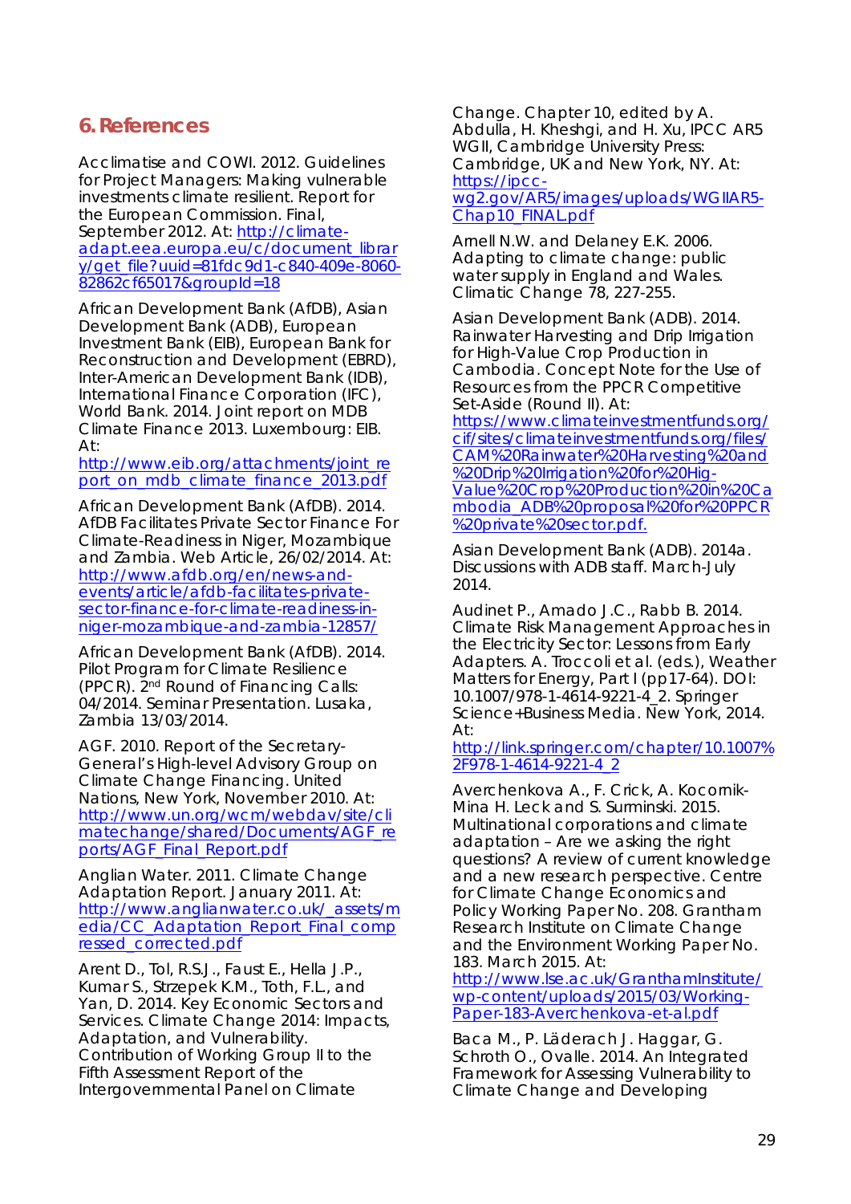## 6. References

Acclimatise and COWI. 2012. Guidelines for Project Managers: Making vulnerable investments climate resilient. Report for the European Commission. Final, September 2012. At: http://climate-adapt.eea.europa.eu/c/document_library/get_file?uuid=81fdc9d1-c840-409e-8060-82862cf65017&groupId=18

African Development Bank (AfDB), Asian Development Bank (ADB), European Investment Bank (EIB), European Bank for Reconstruction and Development (EBRD), Inter-American Development Bank (IDB), International Finance Corporation (IFC), World Bank. 2014. Joint report on MDB Climate Finance 2013. Luxembourg: EIB. At: http://www.eib.org/attachments/joint_report_on_mdb_climate_finance_2013.pdf

African Development Bank (AfDB). 2014. AfDB Facilitates Private Sector Finance For Climate-Readiness in Niger, Mozambique and Zambia. Web Article, 26/02/2014. At: http://www.afdb.org/en/news-and-events/article/afdb-facilitates-private-sector-finance-for-climate-readiness-in-niger-mozambique-and-zambia-12857/

African Development Bank (AfDB). 2014. Pilot Program for Climate Resilience (PPCR). 2nd Round of Financing Calls: 04/2014. Seminar Presentation. Lusaka, Zambia 13/03/2014.

AGF. 2010. Report of the Secretary-General's High-level Advisory Group on Climate Change Financing. United Nations, New York, November 2010. At: http://www.un.org/wcm/webdav/site/climatechange/shared/Documents/AGF_reports/AGF_Final_Report.pdf

Anglian Water. 2011. Climate Change Adaptation Report. January 2011. At: http://www.anglianwater.co.uk/_assets/media/CC_Adaptation_Report_Final_compressed_corrected.pdf

Arent D., Tol, R.S.J., Faust E., Hella J.P., Kumar S., Strzepek K.M., Toth, F.L., and Yan, D. 2014. Key Economic Sectors and Services. Climate Change 2014: Impacts, Adaptation, and Vulnerability. Contribution of Working Group II to the Fifth Assessment Report of the Intergovernmental Panel on Climate Change. Chapter 10, edited by A. Abdulla, H. Kheshgi, and H. Xu, IPCC AR5 WGII, Cambridge University Press: Cambridge, UK and New York, NY. At: https://ipcc-wg2.gov/AR5/images/uploads/WGIIAR5-Chap10_FINAL.pdf

Arnell N.W. and Delaney E.K. 2006. Adapting to climate change: public water supply in England and Wales. Climatic Change 78, 227-255.

Asian Development Bank (ADB). 2014. Rainwater Harvesting and Drip Irrigation for High-Value Crop Production in Cambodia. Concept Note for the Use of Resources from the PPCR Competitive Set-Aside (Round II). At: https://www.climateinvestmentfunds.org/cif/sites/climateinvestmentfunds.org/files/CAM%20Rainwater%20Harvesting%20and%20Drip%20Irrigation%20for%20Hig-Value%20Crop%20Production%20in%20Cambodia_ADB%20proposal%20for%20PPCR%20private%20sector.pdf.

Asian Development Bank (ADB). 2014a. Discussions with ADB staff. March-July 2014.

Audinet P., Amado J.C., Rabb B. 2014. Climate Risk Management Approaches in the Electricity Sector: Lessons from Early Adapters. A. Troccoli et al. (eds.), Weather Matters for Energy, Part I (pp17-64). DOI: 10.1007/978-1-4614-9221-4_2. Springer Science+Business Media. New York, 2014. At: http://link.springer.com/chapter/10.1007%2F978-1-4614-9221-4_2

Averchenkova A., F. Crick, A. Kocornik-Mina H. Leck and S. Surminski. 2015. Multinational corporations and climate adaptation – Are we asking the right questions? A review of current knowledge and a new research perspective. Centre for Climate Change Economics and Policy Working Paper No. 208. Grantham Research Institute on Climate Change and the Environment Working Paper No. 183. March 2015. At: http://www.lse.ac.uk/GranthamInstitute/wp-content/uploads/2015/03/Working-Paper-183-Averchenkova-et-al.pdf

Baca M., P. Läderach J. Haggar, G. Schroth O., Ovalle. 2014. An Integrated Framework for Assessing Vulnerability to Climate Change and Developing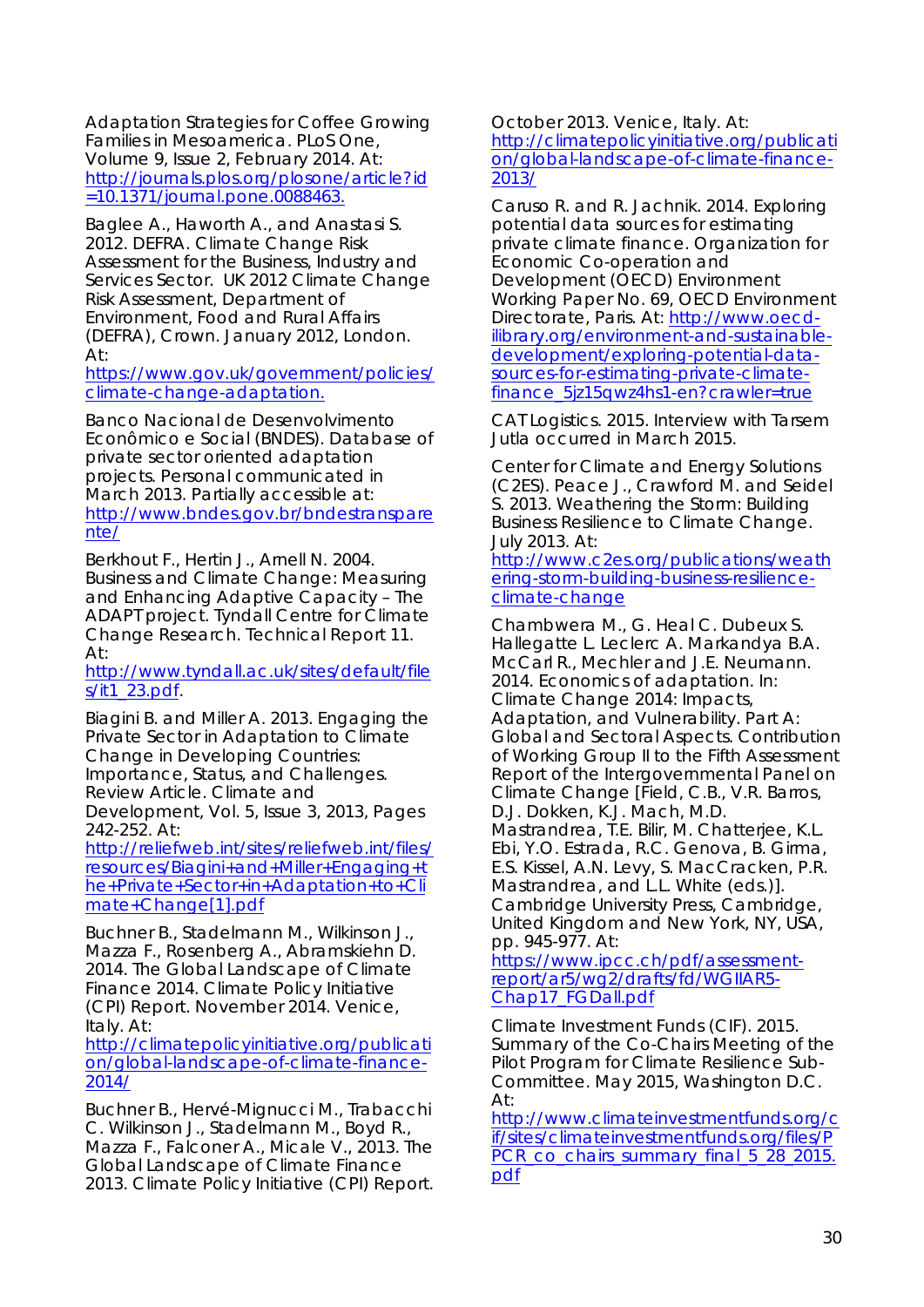Adaptation Strategies for Coffee Growing Families in Mesoamerica. PLoS One, Volume 9, Issue 2, February 2014. At: http://journals.plos.org/plosone/article?id=10.1371/journal.pone.0088463.

Baglee A., Haworth A., and Anastasi S. 2012. DEFRA. Climate Change Risk Assessment for the Business, Industry and Services Sector. UK 2012 Climate Change Risk Assessment, Department of Environment, Food and Rural Affairs (DEFRA), Crown. January 2012, London. At: https://www.gov.uk/government/policies/climate-change-adaptation.

Banco Nacional de Desenvolvimento Econômico e Social (BNDES). Database of private sector oriented adaptation projects. Personal communicated in March 2013. Partially accessible at: http://www.bndes.gov.br/bndestransparente/

Berkhout F., Hertin J., Arnell N. 2004. Business and Climate Change: Measuring and Enhancing Adaptive Capacity – The ADAPT project. Tyndall Centre for Climate Change Research. Technical Report 11. At: http://www.tyndall.ac.uk/sites/default/files/it1_23.pdf.

Biagini B. and Miller A. 2013. Engaging the Private Sector in Adaptation to Climate Change in Developing Countries: Importance, Status, and Challenges. Review Article. Climate and Development, Vol. 5, Issue 3, 2013, Pages 242-252. At: http://reliefweb.int/sites/reliefweb.int/files/resources/Biagini+and+Miller+Engaging+the+Private+Sector+in+Adaptation+to+Climate+Change[1].pdf

Buchner B., Stadelmann M., Wilkinson J., Mazza F., Rosenberg A., Abramskiehn D. 2014. The Global Landscape of Climate Finance 2014. Climate Policy Initiative (CPI) Report. November 2014. Venice, Italy. At: http://climatepolicyinitiative.org/publication/global-landscape-of-climate-finance-2014/

Buchner B., Hervé-Mignucci M., Trabacchi C. Wilkinson J., Stadelmann M., Boyd R., Mazza F., Falconer A., Micale V., 2013. The Global Landscape of Climate Finance 2013. Climate Policy Initiative (CPI) Report. October 2013. Venice, Italy. At: http://climatepolicyinitiative.org/publication/global-landscape-of-climate-finance-2013/

Caruso R. and R. Jachnik. 2014. Exploring potential data sources for estimating private climate finance. Organization for Economic Co-operation and Development (OECD) Environment Working Paper No. 69, OECD Environment Directorate, Paris. At: http://www.oecd-ilibrary.org/environment-and-sustainable-development/exploring-potential-data-sources-for-estimating-private-climate-finance_5jz15qwz4hs1-en?crawler=true

CAT Logistics. 2015. Interview with Tarsem Jutla occurred in March 2015.

Center for Climate and Energy Solutions (C2ES). Peace J., Crawford M. and Seidel S. 2013. Weathering the Storm: Building Business Resilience to Climate Change. July 2013. At: http://www.c2es.org/publications/weathering-storm-building-business-resilience-climate-change

Chambwera M., G. Heal C. Dubeux S. Hallegatte L. Leclerc A. Markandya B.A. McCarl R., Mechler and J.E. Neumann. 2014. Economics of adaptation. In: Climate Change 2014: Impacts, Adaptation, and Vulnerability. Part A: Global and Sectoral Aspects. Contribution of Working Group II to the Fifth Assessment Report of the Intergovernmental Panel on Climate Change [Field, C.B., V.R. Barros, D.J. Dokken, K.J. Mach, M.D. Mastrandrea, T.E. Bilir, M. Chatterjee, K.L. Ebi, Y.O. Estrada, R.C. Genova, B. Girma, E.S. Kissel, A.N. Levy, S. MacCracken, P.R. Mastrandrea, and L.L. White (eds.)]. Cambridge University Press, Cambridge, United Kingdom and New York, NY, USA, pp. 945-977. At: https://www.ipcc.ch/pdf/assessment-report/ar5/wg2/drafts/fd/WGIIAR5-Chap17_FGDall.pdf

Climate Investment Funds (CIF). 2015. Summary of the Co-Chairs Meeting of the Pilot Program for Climate Resilience Sub-Committee. May 2015, Washington D.C. At: http://www.climateinvestmentfunds.org/cif/sites/climateinvestmentfunds.org/files/PPCR_co_chairs_summary_final_5_28_2015.pdf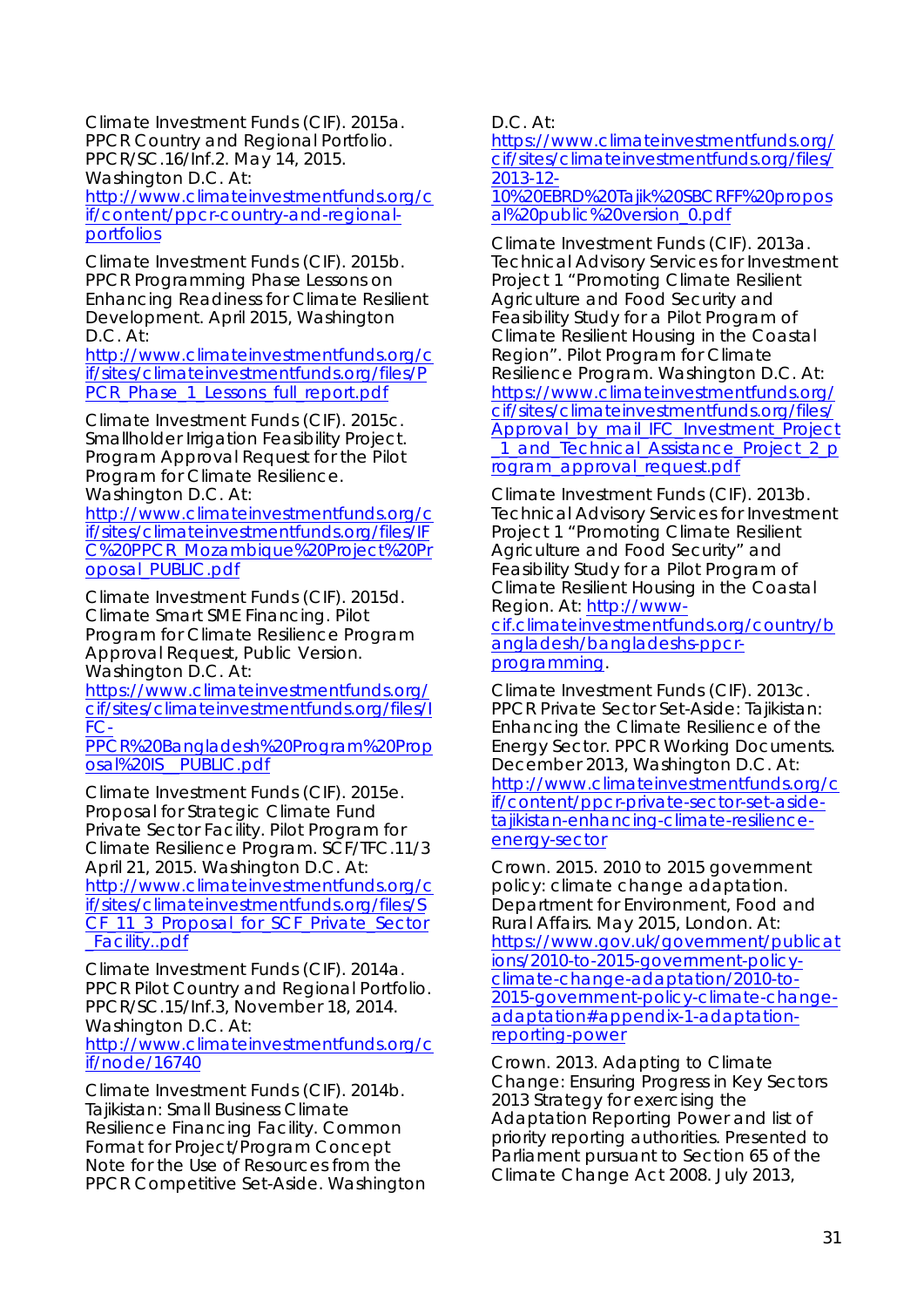Climate Investment Funds (CIF). 2015a. PPCR Country and Regional Portfolio. PPCR/SC.16/Inf.2. May 14, 2015. Washington D.C. At: http://www.climateinvestmentfunds.org/cif/content/ppcr-country-and-regional-portfolios

Climate Investment Funds (CIF). 2015b. PPCR Programming Phase Lessons on Enhancing Readiness for Climate Resilient Development. April 2015, Washington D.C. At: http://www.climateinvestmentfunds.org/cif/sites/climateinvestmentfunds.org/files/PPCR_Phase_1_Lessons_full_report.pdf

Climate Investment Funds (CIF). 2015c. Smallholder Irrigation Feasibility Project. Program Approval Request for the Pilot Program for Climate Resilience. Washington D.C. At: http://www.climateinvestmentfunds.org/cif/sites/climateinvestmentfunds.org/files/IFC%20PPCR_Mozambique%20Project%20Proposal_PUBLIC.pdf

Climate Investment Funds (CIF). 2015d. Climate Smart SME Financing. Pilot Program for Climate Resilience Program Approval Request, Public Version. Washington D.C. At: https://www.climateinvestmentfunds.org/cif/sites/climateinvestmentfunds.org/files/IFC-PPCR%20Bangladesh%20Program%20Proposal%20IS__PUBLIC.pdf

Climate Investment Funds (CIF). 2015e. Proposal for Strategic Climate Fund Private Sector Facility. Pilot Program for Climate Resilience Program. SCF/TFC.11/3 April 21, 2015. Washington D.C. At: http://www.climateinvestmentfunds.org/cif/sites/climateinvestmentfunds.org/files/SCF_11_3_Proposal_for_SCF_Private_Sector_Facility..pdf

Climate Investment Funds (CIF). 2014a. PPCR Pilot Country and Regional Portfolio. PPCR/SC.15/Inf.3, November 18, 2014. Washington D.C. At: http://www.climateinvestmentfunds.org/cif/node/16740

Climate Investment Funds (CIF). 2014b. Tajikistan: Small Business Climate Resilience Financing Facility. Common Format for Project/Program Concept Note for the Use of Resources from the PPCR Competitive Set-Aside. Washington D.C. At: https://www.climateinvestmentfunds.org/cif/sites/climateinvestmentfunds.org/files/2013-12-10%20EBRD%20Tajik%20SBCRFF%20proposal%20public%20version_0.pdf

Climate Investment Funds (CIF). 2013a. Technical Advisory Services for Investment Project 1 "Promoting Climate Resilient Agriculture and Food Security and Feasibility Study for a Pilot Program of Climate Resilient Housing in the Coastal Region". Pilot Program for Climate Resilience Program. Washington D.C. At: https://www.climateinvestmentfunds.org/cif/sites/climateinvestmentfunds.org/files/Approval_by_mail_IFC_Investment_Project_1_and_Technical_Assistance_Project_2_program_approval_request.pdf

Climate Investment Funds (CIF). 2013b. Technical Advisory Services for Investment Project 1 "Promoting Climate Resilient Agriculture and Food Security" and Feasibility Study for a Pilot Program of Climate Resilient Housing in the Coastal Region. At: http://www-cif.climateinvestmentfunds.org/country/bangladesh/bangladeshs-ppcr-programming.

Climate Investment Funds (CIF). 2013c. PPCR Private Sector Set-Aside: Tajikistan: Enhancing the Climate Resilience of the Energy Sector. PPCR Working Documents. December 2013, Washington D.C. At: http://www.climateinvestmentfunds.org/cif/content/ppcr-private-sector-set-aside-tajikistan-enhancing-climate-resilience-energy-sector

Crown. 2015. 2010 to 2015 government policy: climate change adaptation. Department for Environment, Food and Rural Affairs. May 2015, London. At: https://www.gov.uk/government/publications/2010-to-2015-government-policy-climate-change-adaptation/2010-to-2015-government-policy-climate-change-adaptation#appendix-1-adaptation-reporting-power

Crown. 2013. Adapting to Climate Change: Ensuring Progress in Key Sectors 2013 Strategy for exercising the Adaptation Reporting Power and list of priority reporting authorities. Presented to Parliament pursuant to Section 65 of the Climate Change Act 2008. July 2013,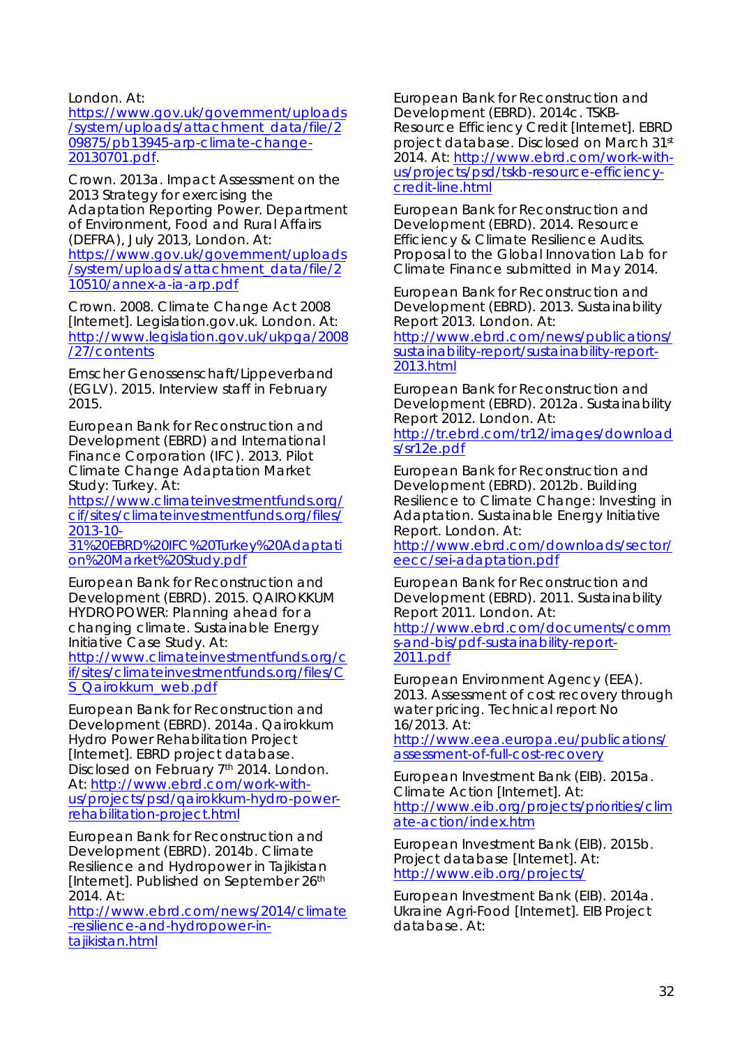London. At: https://www.gov.uk/government/uploads/system/uploads/attachment_data/file/209875/pb13945-arp-climate-change-20130701.pdf.

Crown. 2013a. Impact Assessment on the 2013 Strategy for exercising the Adaptation Reporting Power. Department of Environment, Food and Rural Affairs (DEFRA), July 2013, London. At: https://www.gov.uk/government/uploads/system/uploads/attachment_data/file/210510/annex-a-ia-arp.pdf

Crown. 2008. Climate Change Act 2008 [Internet]. Legislation.gov.uk. London. At: http://www.legislation.gov.uk/ukpga/2008/27/contents

Emscher Genossenschaft/Lippeverband (EGLV). 2015. Interview staff in February 2015.

European Bank for Reconstruction and Development (EBRD) and International Finance Corporation (IFC). 2013. Pilot Climate Change Adaptation Market Study: Turkey. At: https://www.climateinvestmentfunds.org/cif/sites/climateinvestmentfunds.org/files/2013-10-31%20EBRD%20IFC%20Turkey%20Adaptation%20Market%20Study.pdf

European Bank for Reconstruction and Development (EBRD). 2015. QAIROKKUM HYDROPOWER: Planning ahead for a changing climate. Sustainable Energy Initiative Case Study. At: http://www.climateinvestmentfunds.org/cif/sites/climateinvestmentfunds.org/files/CS_Qairokkum_web.pdf

European Bank for Reconstruction and Development (EBRD). 2014a. Qairokkum Hydro Power Rehabilitation Project [Internet]. EBRD project database. Disclosed on February 7th 2014. London. At: http://www.ebrd.com/work-with-us/projects/psd/qairokkum-hydro-power-rehabilitation-project.html

European Bank for Reconstruction and Development (EBRD). 2014b. Climate Resilience and Hydropower in Tajikistan [Internet]. Published on September 26th 2014. At: http://www.ebrd.com/news/2014/climate-resilience-and-hydropower-in-tajikistan.html

European Bank for Reconstruction and Development (EBRD). 2014c. TSKB-Resource Efficiency Credit [Internet]. EBRD project database. Disclosed on March 31st 2014. At: http://www.ebrd.com/work-with-us/projects/psd/tskb-resource-efficiency-credit-line.html

European Bank for Reconstruction and Development (EBRD). 2014. Resource Efficiency & Climate Resilience Audits. Proposal to the Global Innovation Lab for Climate Finance submitted in May 2014.

European Bank for Reconstruction and Development (EBRD). 2013. Sustainability Report 2013. London. At: http://www.ebrd.com/news/publications/sustainability-report/sustainability-report-2013.html

European Bank for Reconstruction and Development (EBRD). 2012a. Sustainability Report 2012. London. At: http://tr.ebrd.com/tr12/images/downloads/sr12e.pdf

European Bank for Reconstruction and Development (EBRD). 2012b. Building Resilience to Climate Change: Investing in Adaptation. Sustainable Energy Initiative Report. London. At: http://www.ebrd.com/downloads/sector/eecc/sei-adaptation.pdf

European Bank for Reconstruction and Development (EBRD). 2011. Sustainability Report 2011. London. At: http://www.ebrd.com/documents/comms-and-bis/pdf-sustainability-report-2011.pdf

European Environment Agency (EEA). 2013. Assessment of cost recovery through water pricing. Technical report No 16/2013. At: http://www.eea.europa.eu/publications/assessment-of-full-cost-recovery

European Investment Bank (EIB). 2015a. Climate Action [Internet]. At: http://www.eib.org/projects/priorities/climate-action/index.htm

European Investment Bank (EIB). 2015b. Project database [Internet]. At: http://www.eib.org/projects/

European Investment Bank (EIB). 2014a. Ukraine Agri-Food [Internet]. EIB Project database. At: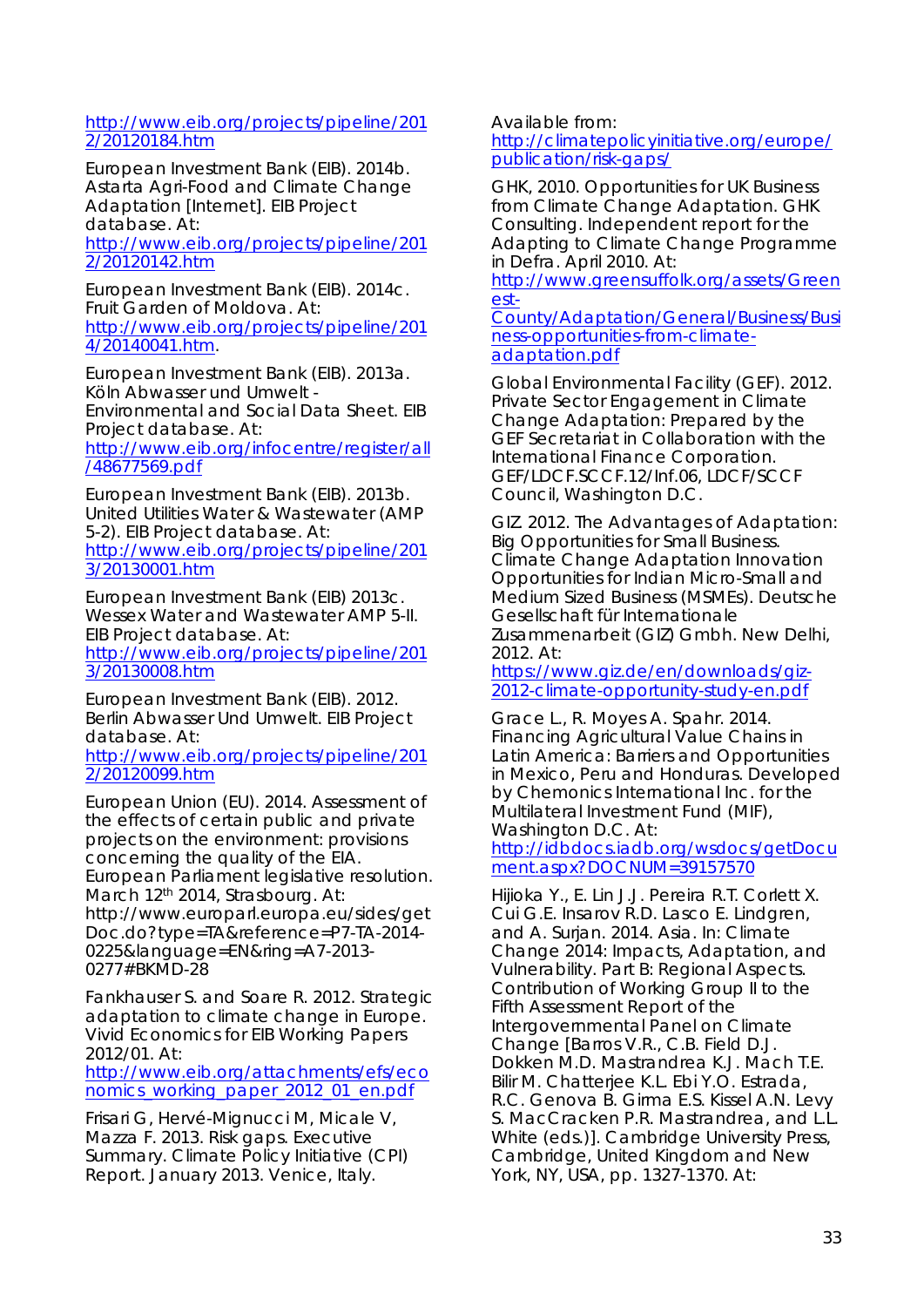http://www.eib.org/projects/pipeline/2012/20120184.htm

European Investment Bank (EIB). 2014b. Astarta Agri-Food and Climate Change Adaptation [Internet]. EIB Project database. At: http://www.eib.org/projects/pipeline/2012/20120142.htm

European Investment Bank (EIB). 2014c. Fruit Garden of Moldova. At: http://www.eib.org/projects/pipeline/2014/20140041.htm.

European Investment Bank (EIB). 2013a. Köln Abwasser und Umwelt - Environmental and Social Data Sheet. EIB Project database. At: http://www.eib.org/infocentre/register/all/48677569.pdf

European Investment Bank (EIB). 2013b. United Utilities Water & Wastewater (AMP 5-2). EIB Project database. At: http://www.eib.org/projects/pipeline/2013/20130001.htm

European Investment Bank (EIB) 2013c. Wessex Water and Wastewater AMP 5-II. EIB Project database. At: http://www.eib.org/projects/pipeline/2013/20130008.htm

European Investment Bank (EIB). 2012. Berlin Abwasser Und Umwelt. EIB Project database. At: http://www.eib.org/projects/pipeline/2012/20120099.htm

European Union (EU). 2014. Assessment of the effects of certain public and private projects on the environment: provisions concerning the quality of the EIA. European Parliament legislative resolution. March 12th 2014, Strasbourg. At: http://www.europarl.europa.eu/sides/getDoc.do?type=TA&reference=P7-TA-2014-0225&language=EN&ring=A7-2013-0277#BKMD-28

Fankhauser S. and Soare R. 2012. Strategic adaptation to climate change in Europe. Vivid Economics for EIB Working Papers 2012/01. At: http://www.eib.org/attachments/efs/economics_working_paper_2012_01_en.pdf

Frisari G, Hervé-Mignucci M, Micale V, Mazza F. 2013. Risk gaps. Executive Summary. Climate Policy Initiative (CPI) Report. January 2013. Venice, Italy. Available from: http://climatepolicyinitiative.org/europe/publication/risk-gaps/

GHK, 2010. Opportunities for UK Business from Climate Change Adaptation. GHK Consulting. Independent report for the Adapting to Climate Change Programme in Defra. April 2010. At: http://www.greensuffolk.org/assets/Greenest-County/Adaptation/General/Business/Business-opportunities-from-climate-adaptation.pdf

Global Environmental Facility (GEF). 2012. Private Sector Engagement in Climate Change Adaptation: Prepared by the GEF Secretariat in Collaboration with the International Finance Corporation. GEF/LDCF.SCCF.12/Inf.06, LDCF/SCCF Council, Washington D.C.

GIZ 2012. The Advantages of Adaptation: Big Opportunities for Small Business. Climate Change Adaptation Innovation Opportunities for Indian Micro-Small and Medium Sized Business (MSMEs). Deutsche Gesellschaft für Internationale Zusammenarbeit (GIZ) Gmbh. New Delhi, 2012. At: https://www.giz.de/en/downloads/giz-2012-climate-opportunity-study-en.pdf

Grace L., R. Moyes A. Spahr. 2014. Financing Agricultural Value Chains in Latin America: Barriers and Opportunities in Mexico, Peru and Honduras. Developed by Chemonics International Inc. for the Multilateral Investment Fund (MIF), Washington D.C. At: http://idbdocs.iadb.org/wsdocs/getDocument.aspx?DOCNUM=39157570

Hijioka Y., E. Lin J.J. Pereira R.T. Corlett X. Cui G.E. Insarov R.D. Lasco E. Lindgren, and A. Surjan. 2014. Asia. In: Climate Change 2014: Impacts, Adaptation, and Vulnerability. Part B: Regional Aspects. Contribution of Working Group II to the Fifth Assessment Report of the Intergovernmental Panel on Climate Change [Barros V.R., C.B. Field D.J. Dokken M.D. Mastrandrea K.J. Mach T.E. Bilir M. Chatterjee K.L. Ebi Y.O. Estrada, R.C. Genova B. Girma E.S. Kissel A.N. Levy S. MacCracken P.R. Mastrandrea, and L.L. White (eds.)]. Cambridge University Press, Cambridge, United Kingdom and New York, NY, USA, pp. 1327-1370. At: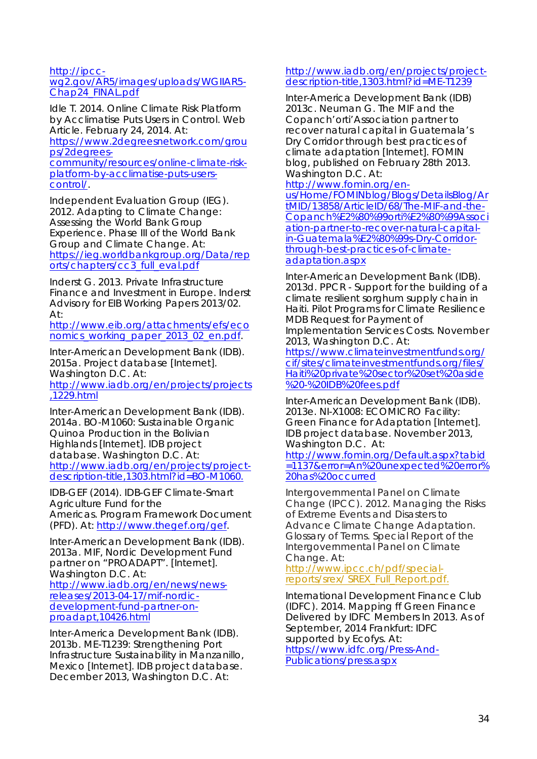http://ipcc-wg2.gov/AR5/images/uploads/WGIIAR5-Chap24_FINAL.pdf

Idle T. 2014. Online Climate Risk Platform by Acclimatise Puts Users in Control. Web Article. February 24, 2014. At: https://www.2degreesnetwork.com/groups/2degrees-community/resources/online-climate-risk-platform-by-acclimatise-puts-users-control/.

Independent Evaluation Group (IEG). 2012. Adapting to Climate Change: Assessing the World Bank Group Experience. Phase III of the World Bank Group and Climate Change. At: https://ieg.worldbankgroup.org/Data/reports/chapters/cc3_full_eval.pdf

Inderst G. 2013. Private Infrastructure Finance and Investment in Europe. Inderst Advisory for EIB Working Papers 2013/02. At: http://www.eib.org/attachments/efs/economics_working_paper_2013_02_en.pdf.

Inter-American Development Bank (IDB). 2015a. Project database [Internet]. Washington D.C. At: http://www.iadb.org/en/projects/projects,1229.html

Inter-American Development Bank (IDB). 2014a. BO-M1060: Sustainable Organic Quinoa Production in the Bolivian Highlands [Internet]. IDB project database. Washington D.C. At: http://www.iadb.org/en/projects/project-description-title,1303.html?id=BO-M1060.

IDB-GEF (2014). IDB-GEF Climate-Smart Agriculture Fund for the Americas. Program Framework Document (PFD). At: http://www.thegef.org/gef.

Inter-American Development Bank (IDB). 2013a. MIF, Nordic Development Fund partner on "PROADAPT". [Internet]. Washington D.C. At: http://www.iadb.org/en/news/news-releases/2013-04-17/mif-nordic-development-fund-partner-on-proadapt,10426.html

Inter-America Development Bank (IDB). 2013b. ME-T1239: Strengthening Port Infrastructure Sustainability in Manzanillo, Mexico [Internet]. IDB project database. December 2013, Washington D.C. At: http://www.iadb.org/en/projects/project-description-title,1303.html?id=ME-T1239

Inter-America Development Bank (IDB) 2013c. Neuman G. The MIF and the Copanch'orti'Association partner to recover natural capital in Guatemala's Dry Corridor through best practices of climate adaptation [Internet]. FOMIN blog, published on February 28th 2013. Washington D.C. At: http://www.fomin.org/en-us/Home/FOMINblog/Blogs/DetailsBlog/ArtMID/13858/ArticleID/68/The-MIF-and-the-Copanch%E2%80%99orti%E2%80%99Association-partner-to-recover-natural-capital-in-Guatemala%E2%80%99s-Dry-Corridor-through-best-practices-of-climate-adaptation.aspx

Inter-American Development Bank (IDB). 2013d. PPCR - Support for the building of a climate resilient sorghum supply chain in Haiti. Pilot Programs for Climate Resilience MDB Request for Payment of Implementation Services Costs. November 2013, Washington D.C. At: https://www.climateinvestmentfunds.org/cif/sites/climateinvestmentfunds.org/files/Haiti%20private%20sector%20set%20aside%20-%20IDB%20fees.pdf

Inter-American Development Bank (IDB). 2013e. NI-X1008: ECOMICRO Facility: Green Finance for Adaptation [Internet]. IDB project database. November 2013, Washington D.C. At: http://www.fomin.org/Default.aspx?tabid=1137&error=An%20unexpected%20error%20has%20occurred

Intergovernmental Panel on Climate Change (IPCC). 2012. Managing the Risks of Extreme Events and Disasters to Advance Climate Change Adaptation. Glossary of Terms. Special Report of the Intergovernmental Panel on Climate Change. At: http://www.ipcc.ch/pdf/special-reports/srex/ SREX_Full_Report.pdf.

International Development Finance Club (IDFC). 2014. Mapping ff Green Finance Delivered by IDFC Members In 2013. As of September, 2014 Frankfurt: IDFC supported by Ecofys. At: https://www.idfc.org/Press-And-Publications/press.aspx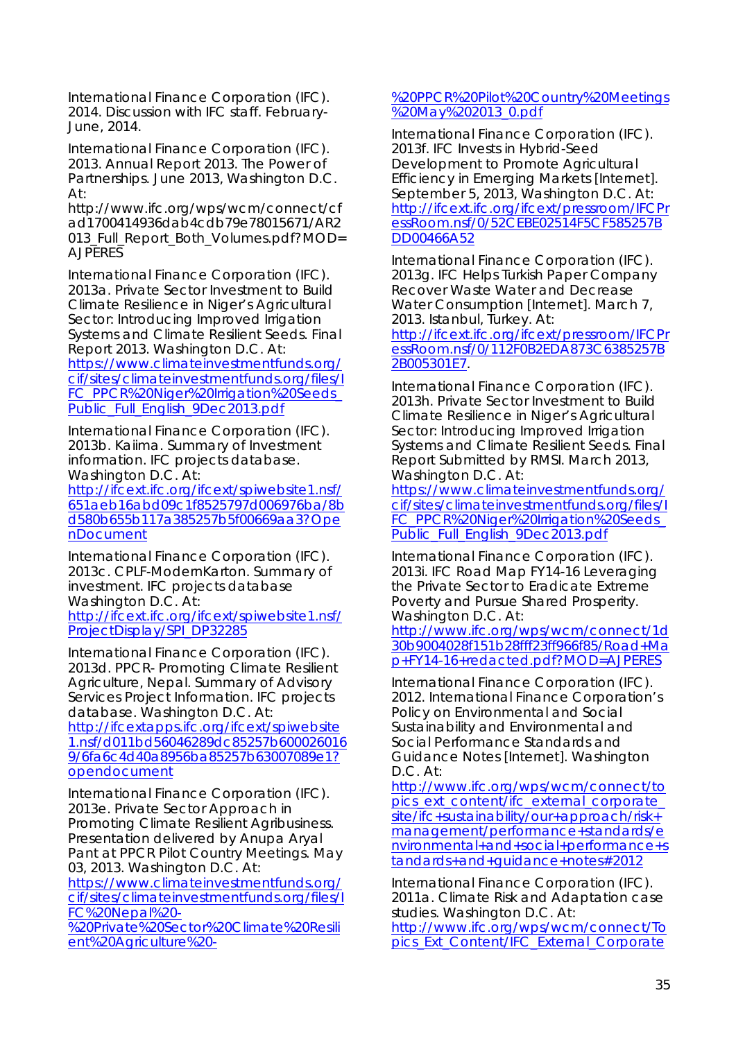International Finance Corporation (IFC). 2014. Discussion with IFC staff. February-June, 2014.

International Finance Corporation (IFC). 2013. Annual Report 2013. The Power of Partnerships. June 2013, Washington D.C. At: http://www.ifc.org/wps/wcm/connect/cfad1700414936dab4cdb79e78015671/AR2013_Full_Report_Both_Volumes.pdf?MOD=AJPERES

International Finance Corporation (IFC). 2013a. Private Sector Investment to Build Climate Resilience in Niger's Agricultural Sector: Introducing Improved Irrigation Systems and Climate Resilient Seeds. Final Report 2013. Washington D.C. At: https://www.climateinvestmentfunds.org/cif/sites/climateinvestmentfunds.org/files/IFC_PPCR%20Niger%20Irrigation%20Seeds_Public_Full_English_9Dec2013.pdf

International Finance Corporation (IFC). 2013b. Kaiima. Summary of Investment information. IFC projects database. Washington D.C. At: http://ifcext.ifc.org/ifcext/spiwebsite1.nsf/651aeb16abd09c1f8525797d006976ba/8bd580b655b117a385257b5f00669aa3?OpenDocument

International Finance Corporation (IFC). 2013c. CPLF-ModernKarton. Summary of investment. IFC projects database Washington D.C. At: http://ifcext.ifc.org/ifcext/spiwebsite1.nsf/ProjectDisplay/SPI_DP32285

International Finance Corporation (IFC). 2013d. PPCR- Promoting Climate Resilient Agriculture, Nepal. Summary of Advisory Services Project Information. IFC projects database. Washington D.C. At: http://ifcextapps.ifc.org/ifcext/spiwebsite1.nsf/d011bd56046289dc85257b600026016 9/6fa6c4d40a8956ba85257b63007089e1?opendocument

International Finance Corporation (IFC). 2013e. Private Sector Approach in Promoting Climate Resilient Agribusiness. Presentation delivered by Anupa Aryal Pant at PPCR Pilot Country Meetings. May 03, 2013. Washington D.C. At: https://www.climateinvestmentfunds.org/cif/sites/climateinvestmentfunds.org/files/IFC%20Nepal%20-%20Private%20Sector%20Climate%20Resilient%20Agriculture%20-%20PPCR%20Pilot%20Country%20Meetings%20May%202013_0.pdf

International Finance Corporation (IFC). 2013f. IFC Invests in Hybrid-Seed Development to Promote Agricultural Efficiency in Emerging Markets [Internet]. September 5, 2013, Washington D.C. At: http://ifcext.ifc.org/ifcext/pressroom/IFCPressRoom.nsf/0/52CEBE02514F5CF585257BDD00466A52

International Finance Corporation (IFC). 2013g. IFC Helps Turkish Paper Company Recover Waste Water and Decrease Water Consumption [Internet]. March 7, 2013. Istanbul, Turkey. At: http://ifcext.ifc.org/ifcext/pressroom/IFCPressRoom.nsf/0/112F0B2EDA873C6385257B2B005301E7.

International Finance Corporation (IFC). 2013h. Private Sector Investment to Build Climate Resilience in Niger's Agricultural Sector: Introducing Improved Irrigation Systems and Climate Resilient Seeds. Final Report Submitted by RMSI. March 2013, Washington D.C. At: https://www.climateinvestmentfunds.org/cif/sites/climateinvestmentfunds.org/files/IFC_PPCR%20Niger%20Irrigation%20Seeds_Public_Full_English_9Dec2013.pdf

International Finance Corporation (IFC). 2013i. IFC Road Map FY14-16 Leveraging the Private Sector to Eradicate Extreme Poverty and Pursue Shared Prosperity. Washington D.C. At: http://www.ifc.org/wps/wcm/connect/1d30b9004028f151b28fff23ff966f85/Road+Map+FY14-16+redacted.pdf?MOD=AJPERES

International Finance Corporation (IFC). 2012. International Finance Corporation's Policy on Environmental and Social Sustainability and Environmental and Social Performance Standards and Guidance Notes [Internet]. Washington D.C. At: http://www.ifc.org/wps/wcm/connect/topics_ext_content/ifc_external_corporate_site/ifc+sustainability/our+approach/risk+management/performance+standards/environmental+and+social+performance+standards+and+guidance+notes#2012

International Finance Corporation (IFC). 2011a. Climate Risk and Adaptation case studies. Washington D.C. At: http://www.ifc.org/wps/wcm/connect/Topics_Ext_Content/IFC_External_Corporate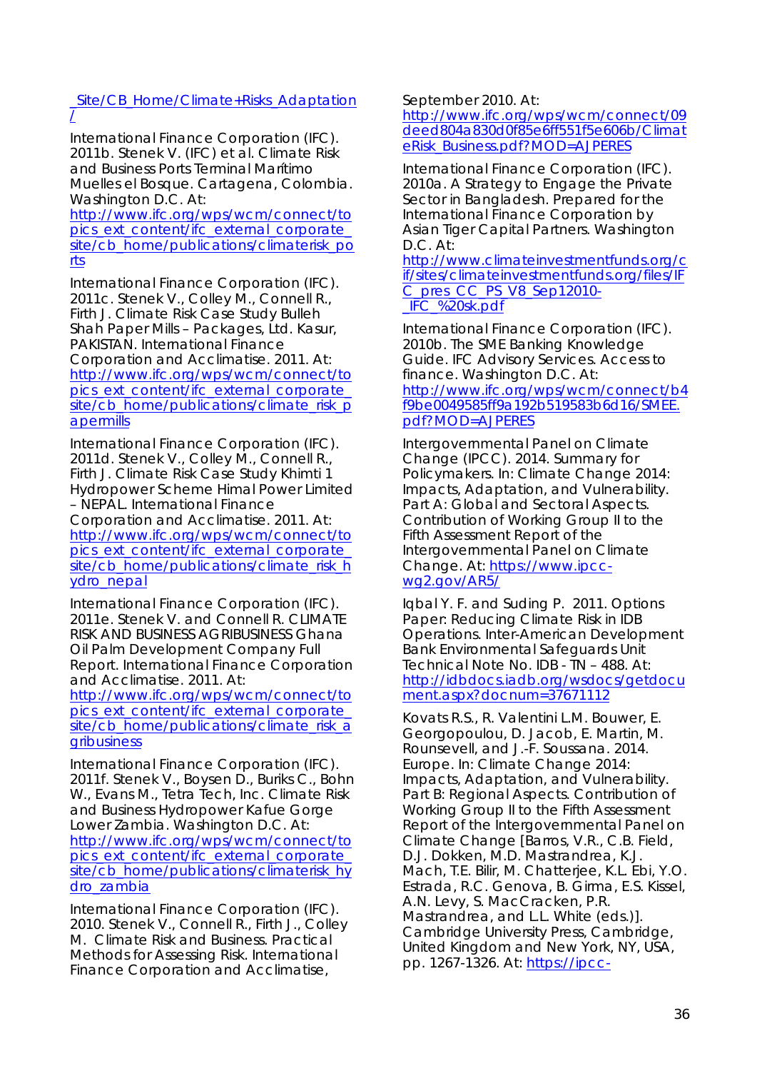_Site/CB_Home/Climate+Risks_Adaptation/

International Finance Corporation (IFC). 2011b. Stenek V. (IFC) et al. Climate Risk and Business Ports Terminal Marítimo Muelles el Bosque. Cartagena, Colombia. Washington D.C. At: http://www.ifc.org/wps/wcm/connect/topics_ext_content/ifc_external_corporate_site/cb_home/publications/climaterisk_ports

International Finance Corporation (IFC). 2011c. Stenek V., Colley M., Connell R., Firth J. Climate Risk Case Study Bulleh Shah Paper Mills – Packages, Ltd. Kasur, PAKISTAN. International Finance Corporation and Acclimatise. 2011. At: http://www.ifc.org/wps/wcm/connect/topics_ext_content/ifc_external_corporate_site/cb_home/publications/climate_risk_papermills

International Finance Corporation (IFC). 2011d. Stenek V., Colley M., Connell R., Firth J. Climate Risk Case Study Khimti 1 Hydropower Scheme Himal Power Limited – NEPAL. International Finance Corporation and Acclimatise. 2011. At: http://www.ifc.org/wps/wcm/connect/topics_ext_content/ifc_external_corporate_site/cb_home/publications/climate_risk_hydro_nepal

International Finance Corporation (IFC). 2011e. Stenek V. and Connell R. CLIMATE RISK AND BUSINESS AGRIBUSINESS Ghana Oil Palm Development Company Full Report. International Finance Corporation and Acclimatise. 2011. At: http://www.ifc.org/wps/wcm/connect/topics_ext_content/ifc_external_corporate_site/cb_home/publications/climate_risk_agribusiness

International Finance Corporation (IFC). 2011f. Stenek V., Boysen D., Buriks C., Bohn W., Evans M., Tetra Tech, Inc. Climate Risk and Business Hydropower Kafue Gorge Lower Zambia. Washington D.C. At: http://www.ifc.org/wps/wcm/connect/topics_ext_content/ifc_external_corporate_site/cb_home/publications/climaterisk_hydro_zambia

International Finance Corporation (IFC). 2010. Stenek V., Connell R., Firth J., Colley M. Climate Risk and Business. Practical Methods for Assessing Risk. International Finance Corporation and Acclimatise, September 2010. At: http://www.ifc.org/wps/wcm/connect/09deed804a830d0f85e6ff551f5e606b/ClimateRisk_Business.pdf?MOD=AJPERES

International Finance Corporation (IFC). 2010a. A Strategy to Engage the Private Sector in Bangladesh. Prepared for the International Finance Corporation by Asian Tiger Capital Partners. Washington D.C. At: http://www.climateinvestmentfunds.org/cif/sites/climateinvestmentfunds.org/files/IFC_pres_CC_PS_V8_Sep12010-_IFC_%20sk.pdf

International Finance Corporation (IFC). 2010b. The SME Banking Knowledge Guide. IFC Advisory Services. Access to finance. Washington D.C. At: http://www.ifc.org/wps/wcm/connect/b4f9be0049585ff9a192b519583b6d16/SMEE.pdf?MOD=AJPERES

Intergovernmental Panel on Climate Change (IPCC). 2014. Summary for Policymakers. In: Climate Change 2014: Impacts, Adaptation, and Vulnerability. Part A: Global and Sectoral Aspects. Contribution of Working Group II to the Fifth Assessment Report of the Intergovernmental Panel on Climate Change. At: https://www.ipcc-wg2.gov/AR5/

Iqbal Y. F. and Suding P. 2011. Options Paper: Reducing Climate Risk in IDB Operations. Inter-American Development Bank Environmental Safeguards Unit Technical Note No. IDB - TN – 488. At: http://idbdocs.iadb.org/wsdocs/getdocument.aspx?docnum=37671112

Kovats R.S., R. Valentini L.M. Bouwer, E. Georgopoulou, D. Jacob, E. Martin, M. Rounsevell, and J.-F. Soussana. 2014. Europe. In: Climate Change 2014: Impacts, Adaptation, and Vulnerability. Part B: Regional Aspects. Contribution of Working Group II to the Fifth Assessment Report of the Intergovernmental Panel on Climate Change [Barros, V.R., C.B. Field, D.J. Dokken, M.D. Mastrandrea, K.J. Mach, T.E. Bilir, M. Chatterjee, K.L. Ebi, Y.O. Estrada, R.C. Genova, B. Girma, E.S. Kissel, A.N. Levy, S. MacCracken, P.R. Mastrandrea, and L.L. White (eds.)]. Cambridge University Press, Cambridge, United Kingdom and New York, NY, USA, pp. 1267-1326. At: https://ipcc-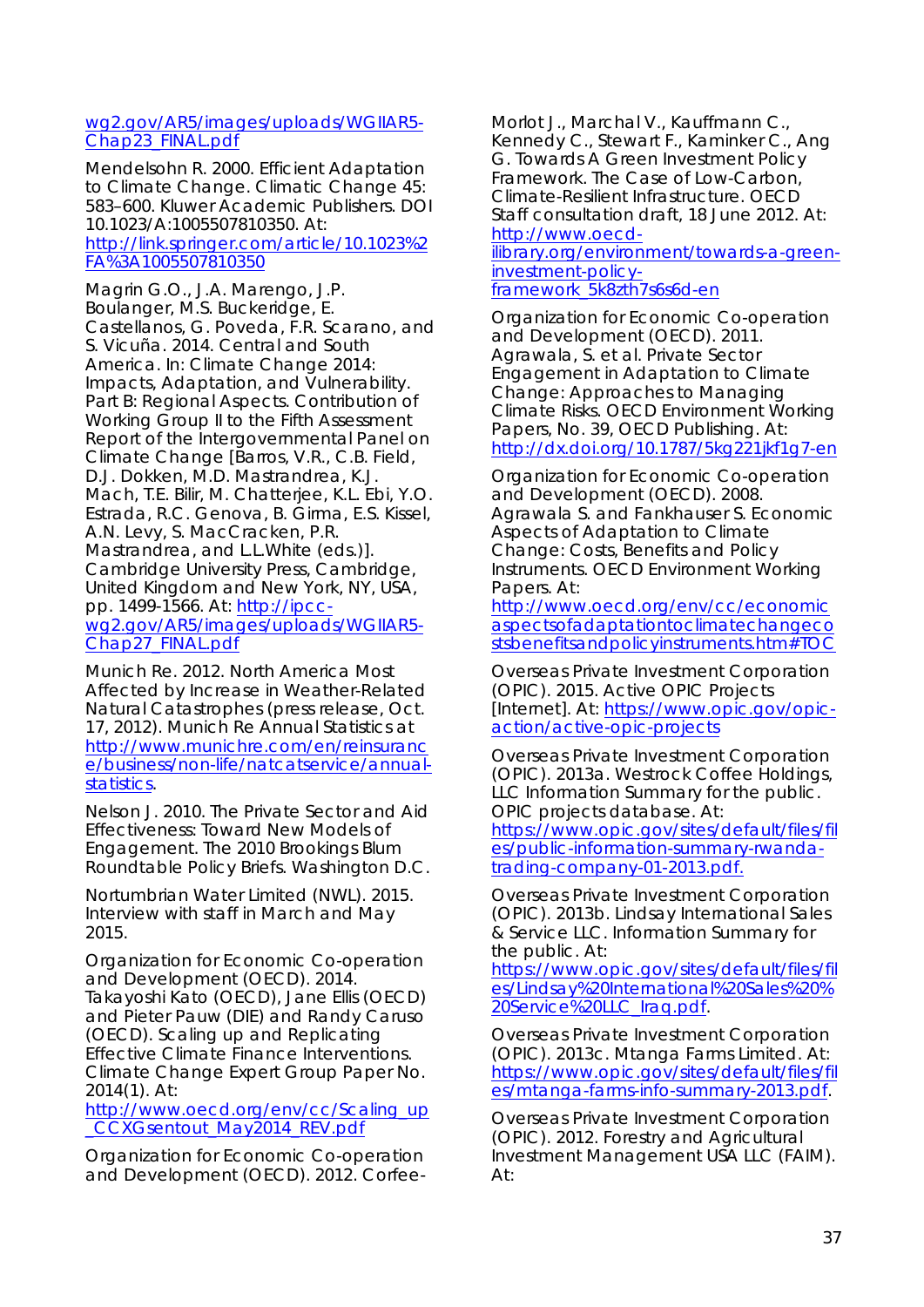wg2.gov/AR5/images/uploads/WGIIAR5-Chap23_FINAL.pdf

Mendelsohn R. 2000. Efficient Adaptation to Climate Change. Climatic Change 45: 583–600. Kluwer Academic Publishers. DOI 10.1023/A:1005507810350. At: http://link.springer.com/article/10.1023%2FA%3A1005507810350

Magrin G.O., J.A. Marengo, J.P. Boulanger, M.S. Buckeridge, E. Castellanos, G. Poveda, F.R. Scarano, and S. Vicuña. 2014. Central and South America. In: Climate Change 2014: Impacts, Adaptation, and Vulnerability. Part B: Regional Aspects. Contribution of Working Group II to the Fifth Assessment Report of the Intergovernmental Panel on Climate Change [Barros, V.R., C.B. Field, D.J. Dokken, M.D. Mastrandrea, K.J. Mach, T.E. Bilir, M. Chatterjee, K.L. Ebi, Y.O. Estrada, R.C. Genova, B. Girma, E.S. Kissel, A.N. Levy, S. MacCracken, P.R. Mastrandrea, and L.L.White (eds.)]. Cambridge University Press, Cambridge, United Kingdom and New York, NY, USA, pp. 1499-1566. At: http://ipcc-wg2.gov/AR5/images/uploads/WGIIAR5-Chap27_FINAL.pdf

Munich Re. 2012. North America Most Affected by Increase in Weather-Related Natural Catastrophes (press release, Oct. 17, 2012). Munich Re Annual Statistics at http://www.munichre.com/en/reinsurance/business/non-life/natcatservice/annual-statistics.

Nelson J. 2010. The Private Sector and Aid Effectiveness: Toward New Models of Engagement. The 2010 Brookings Blum Roundtable Policy Briefs. Washington D.C.

Nortumbrian Water Limited (NWL). 2015. Interview with staff in March and May 2015.

Organization for Economic Co-operation and Development (OECD). 2014. Takayoshi Kato (OECD), Jane Ellis (OECD) and Pieter Pauw (DIE) and Randy Caruso (OECD). Scaling up and Replicating Effective Climate Finance Interventions. Climate Change Expert Group Paper No. 2014(1). At: http://www.oecd.org/env/cc/Scaling_up_CCXGsentout_May2014_REV.pdf

Organization for Economic Co-operation and Development (OECD). 2012. Corfee-Morlot J., Marchal V., Kauffmann C., Kennedy C., Stewart F., Kaminker C., Ang G. Towards A Green Investment Policy Framework. The Case of Low-Carbon, Climate-Resilient Infrastructure. OECD Staff consultation draft, 18 June 2012. At: http://www.oecd-ilibrary.org/environment/towards-a-green-investment-policy-framework_5k8zth7s6s6d-en

Organization for Economic Co-operation and Development (OECD). 2011. Agrawala, S. et al. Private Sector Engagement in Adaptation to Climate Change: Approaches to Managing Climate Risks. OECD Environment Working Papers, No. 39, OECD Publishing. At: http://dx.doi.org/10.1787/5kg221jkf1g7-en

Organization for Economic Co-operation and Development (OECD). 2008. Agrawala S. and Fankhauser S. Economic Aspects of Adaptation to Climate Change: Costs, Benefits and Policy Instruments. OECD Environment Working Papers. At: http://www.oecd.org/env/cc/economicaspectsofadaptationtoclimatechangecostsbenefitsandpolicyinstruments.htm#TOC

Overseas Private Investment Corporation (OPIC). 2015. Active OPIC Projects [Internet]. At: https://www.opic.gov/opic-action/active-opic-projects

Overseas Private Investment Corporation (OPIC). 2013a. Westrock Coffee Holdings, LLC Information Summary for the public. OPIC projects database. At: https://www.opic.gov/sites/default/files/files/public-information-summary-rwanda-trading-company-01-2013.pdf.

Overseas Private Investment Corporation (OPIC). 2013b. Lindsay International Sales & Service LLC. Information Summary for the public. At: https://www.opic.gov/sites/default/files/files/Lindsay%20International%20Sales%20%20Service%20LLC_Iraq.pdf.

Overseas Private Investment Corporation (OPIC). 2013c. Mtanga Farms Limited. At: https://www.opic.gov/sites/default/files/files/mtanga-farms-info-summary-2013.pdf.

Overseas Private Investment Corporation (OPIC). 2012. Forestry and Agricultural Investment Management USA LLC (FAIM). At: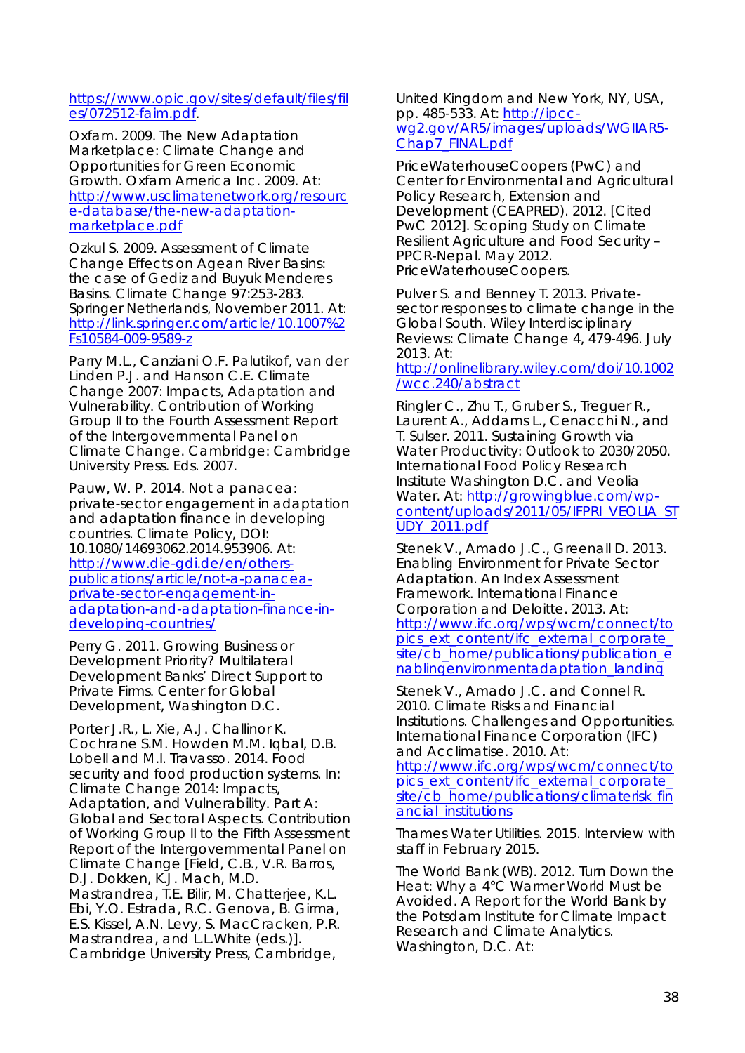https://www.opic.gov/sites/default/files/files/072512-faim.pdf.

Oxfam. 2009. The New Adaptation Marketplace: Climate Change and Opportunities for Green Economic Growth. Oxfam America Inc. 2009. At: http://www.usclimatenetwork.org/resource-database/the-new-adaptation-marketplace.pdf

Ozkul S. 2009. Assessment of Climate Change Effects on Agean River Basins: the case of Gediz and Buyuk Menderes Basins. Climate Change 97:253-283. Springer Netherlands, November 2011. At: http://link.springer.com/article/10.1007%2Fs10584-009-9589-z

Parry M.L., Canziani O.F. Palutikof, van der Linden P.J. and Hanson C.E. Climate Change 2007: Impacts, Adaptation and Vulnerability. Contribution of Working Group II to the Fourth Assessment Report of the Intergovernmental Panel on Climate Change. Cambridge: Cambridge University Press. Eds. 2007.

Pauw, W. P. 2014. Not a panacea: private-sector engagement in adaptation and adaptation finance in developing countries. Climate Policy, DOI: 10.1080/14693062.2014.953906. At: http://www.die-gdi.de/en/others-publications/article/not-a-panacea-private-sector-engagement-in-adaptation-and-adaptation-finance-in-developing-countries/

Perry G. 2011. Growing Business or Development Priority? Multilateral Development Banks' Direct Support to Private Firms. Center for Global Development, Washington D.C.

Porter J.R., L. Xie, A.J. Challinor K. Cochrane S.M. Howden M.M. Iqbal, D.B. Lobell and M.I. Travasso. 2014. Food security and food production systems. In: Climate Change 2014: Impacts, Adaptation, and Vulnerability. Part A: Global and Sectoral Aspects. Contribution of Working Group II to the Fifth Assessment Report of the Intergovernmental Panel on Climate Change [Field, C.B., V.R. Barros, D.J. Dokken, K.J. Mach, M.D. Mastrandrea, T.E. Bilir, M. Chatterjee, K.L. Ebi, Y.O. Estrada, R.C. Genova, B. Girma, E.S. Kissel, A.N. Levy, S. MacCracken, P.R. Mastrandrea, and L.L.White (eds.)]. Cambridge University Press, Cambridge, United Kingdom and New York, NY, USA, pp. 485-533. At: http://ipcc-wg2.gov/AR5/images/uploads/WGIIAR5-Chap7_FINAL.pdf

PriceWaterhouseCoopers (PwC) and Center for Environmental and Agricultural Policy Research, Extension and Development (CEAPRED). 2012. [Cited PwC 2012]. Scoping Study on Climate Resilient Agriculture and Food Security – PPCR-Nepal. May 2012. PriceWaterhouseCoopers.

Pulver S. and Benney T. 2013. Private-sector responses to climate change in the Global South. Wiley Interdisciplinary Reviews: Climate Change 4, 479-496. July 2013. At: http://onlinelibrary.wiley.com/doi/10.1002/wcc.240/abstract

Ringler C., Zhu T., Gruber S., Treguer R., Laurent A., Addams L., Cenacchi N., and T. Sulser. 2011. Sustaining Growth via Water Productivity: Outlook to 2030/2050. International Food Policy Research Institute Washington D.C. and Veolia Water. At: http://growingblue.com/wp-content/uploads/2011/05/IFPRI_VEOLIA_STUDY_2011.pdf

Stenek V., Amado J.C., Greenall D. 2013. Enabling Environment for Private Sector Adaptation. An Index Assessment Framework. International Finance Corporation and Deloitte. 2013. At: http://www.ifc.org/wps/wcm/connect/topics_ext_content/ifc_external_corporate_site/cb_home/publications/publication_enablingenvironmentadaptation_landing

Stenek V., Amado J.C. and Connel R. 2010. Climate Risks and Financial Institutions. Challenges and Opportunities. International Finance Corporation (IFC) and Acclimatise. 2010. At: http://www.ifc.org/wps/wcm/connect/topics_ext_content/ifc_external_corporate_site/cb_home/publications/climaterisk_financial_institutions

Thames Water Utilities. 2015. Interview with staff in February 2015.

The World Bank (WB). 2012. Turn Down the Heat: Why a 4°C Warmer World Must be Avoided. A Report for the World Bank by the Potsdam Institute for Climate Impact Research and Climate Analytics. Washington, D.C. At: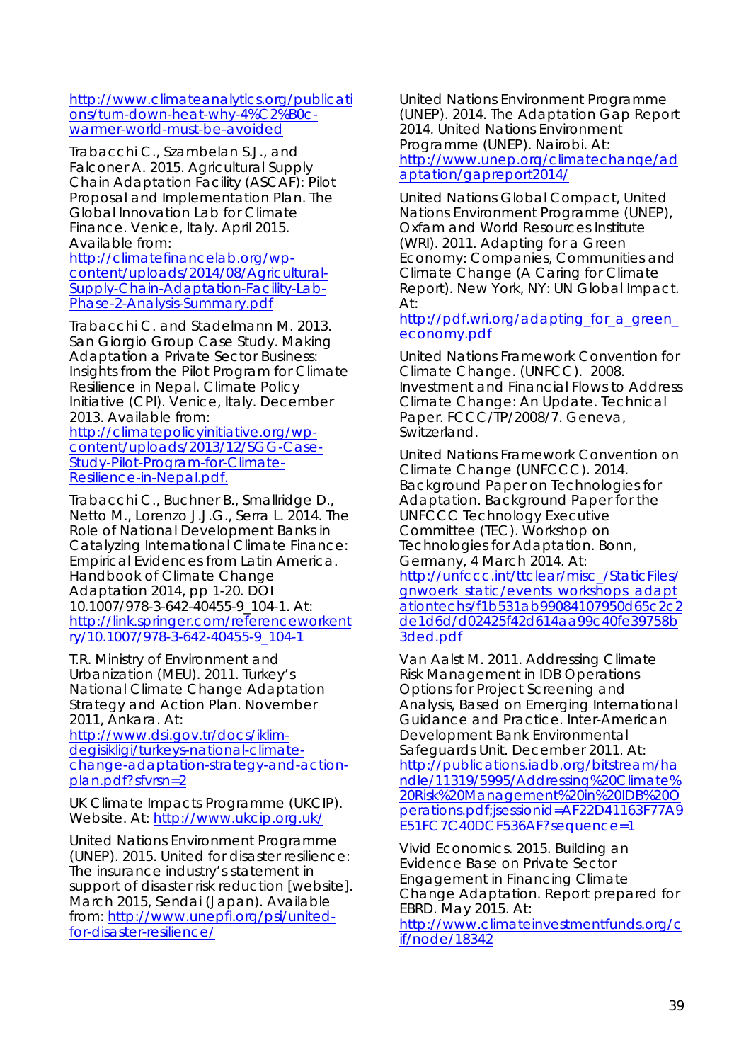http://www.climateanalytics.org/publications/turn-down-heat-why-4%C2%B0c-warmer-world-must-be-avoided

Trabacchi C., Szambelan S.J., and Falconer A. 2015. Agricultural Supply Chain Adaptation Facility (ASCAF): Pilot Proposal and Implementation Plan. The Global Innovation Lab for Climate Finance. Venice, Italy. April 2015. Available from: http://climatefinancelab.org/wp-content/uploads/2014/08/Agricultural-Supply-Chain-Adaptation-Facility-Lab-Phase-2-Analysis-Summary.pdf

Trabacchi C. and Stadelmann M. 2013. San Giorgio Group Case Study. Making Adaptation a Private Sector Business: Insights from the Pilot Program for Climate Resilience in Nepal. Climate Policy Initiative (CPI). Venice, Italy. December 2013. Available from: http://climatepolicyinitiative.org/wp-content/uploads/2013/12/SGG-Case-Study-Pilot-Program-for-Climate-Resilience-in-Nepal.pdf.

Trabacchi C., Buchner B., Smallridge D., Netto M., Lorenzo J.J.G., Serra L. 2014. The Role of National Development Banks in Catalyzing International Climate Finance: Empirical Evidences from Latin America. Handbook of Climate Change Adaptation 2014, pp 1-20. DOI 10.1007/978-3-642-40455-9_104-1. At: http://link.springer.com/referenceworkentry/10.1007/978-3-642-40455-9_104-1

T.R. Ministry of Environment and Urbanization (MEU). 2011. Turkey's National Climate Change Adaptation Strategy and Action Plan. November 2011, Ankara. At: http://www.dsi.gov.tr/docs/iklim-degisikligi/turkeys-national-climate-change-adaptation-strategy-and-action-plan.pdf?sfvrsn=2

UK Climate Impacts Programme (UKCIP). Website. At: http://www.ukcip.org.uk/

United Nations Environment Programme (UNEP). 2015. United for disaster resilience: The insurance industry's statement in support of disaster risk reduction [website]. March 2015, Sendai (Japan). Available from: http://www.unepfi.org/psi/united-for-disaster-resilience/

United Nations Environment Programme (UNEP). 2014. The Adaptation Gap Report 2014. United Nations Environment Programme (UNEP). Nairobi. At: http://www.unep.org/climatechange/adaptation/gapreport2014/

United Nations Global Compact, United Nations Environment Programme (UNEP), Oxfam and World Resources Institute (WRI). 2011. Adapting for a Green Economy: Companies, Communities and Climate Change (A Caring for Climate Report). New York, NY: UN Global Impact. At: http://pdf.wri.org/adapting_for_a_green_economy.pdf

United Nations Framework Convention for Climate Change. (UNFCC). 2008. Investment and Financial Flows to Address Climate Change: An Update. Technical Paper. FCCC/TP/2008/7. Geneva, Switzerland.

United Nations Framework Convention on Climate Change (UNFCCC). 2014. Background Paper on Technologies for Adaptation. Background Paper for the UNFCCC Technology Executive Committee (TEC). Workshop on Technologies for Adaptation. Bonn, Germany, 4 March 2014. At: http://unfccc.int/ttclear/misc_/StaticFiles/gnwoerk_static/events_workshops_adaptiontechs/f1b531ab99084107950d65c2c2de1d6d/d02425f42d614aa99c40fe39758b3ded.pdf

Van Aalst M. 2011. Addressing Climate Risk Management in IDB Operations Options for Project Screening and Analysis, Based on Emerging International Guidance and Practice. Inter-American Development Bank Environmental Safeguards Unit. December 2011. At: http://publications.iadb.org/bitstream/handle/11319/5995/Addressing%20Climate%20Risk%20Management%20in%20IDB%20Operations.pdf;jsessionid=AF22D41163F77A9E51FC7C40DCF536AF?sequence=1

Vivid Economics. 2015. Building an Evidence Base on Private Sector Engagement in Financing Climate Change Adaptation. Report prepared for EBRD. May 2015. At: http://www.climateinvestmentfunds.org/cif/node/18342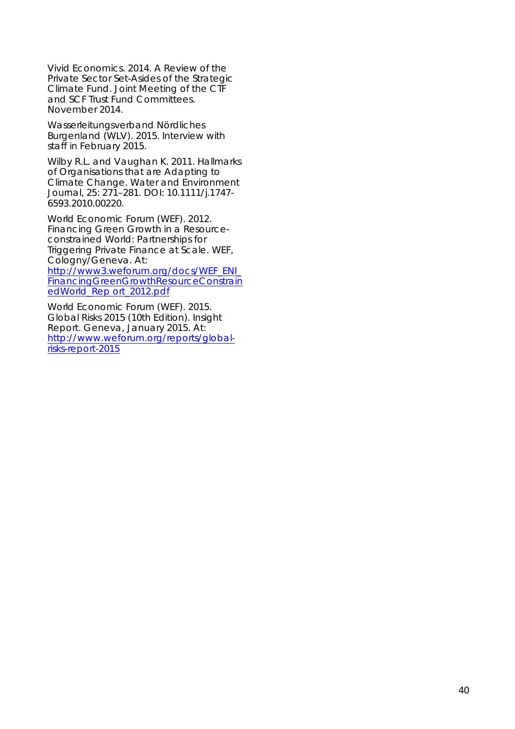Vivid Economics. 2014. A Review of the Private Sector Set-Asides of the Strategic Climate Fund. Joint Meeting of the CTF and SCF Trust Fund Committees. November 2014.

Wasserleitungsverband Nördliches Burgenland (WLV). 2015. Interview with staff in February 2015.

Wilby R.L. and Vaughan K. 2011. Hallmarks of Organisations that are Adapting to Climate Change. Water and Environment Journal, 25: 271–281. DOI: 10.1111/j.1747-6593.2010.00220.

World Economic Forum (WEF). 2012. Financing Green Growth in a Resource-constrained World: Partnerships for Triggering Private Finance at Scale. WEF, Cologny/Geneva. At: http://www3.weforum.org/docs/WEF_ENI_FinancingGreenGrowthResourceConstrainedWorld_Report_2012.pdf

World Economic Forum (WEF). 2015. Global Risks 2015 (10th Edition). Insight Report. Geneva, January 2015. At: http://www.weforum.org/reports/global-risks-report-2015